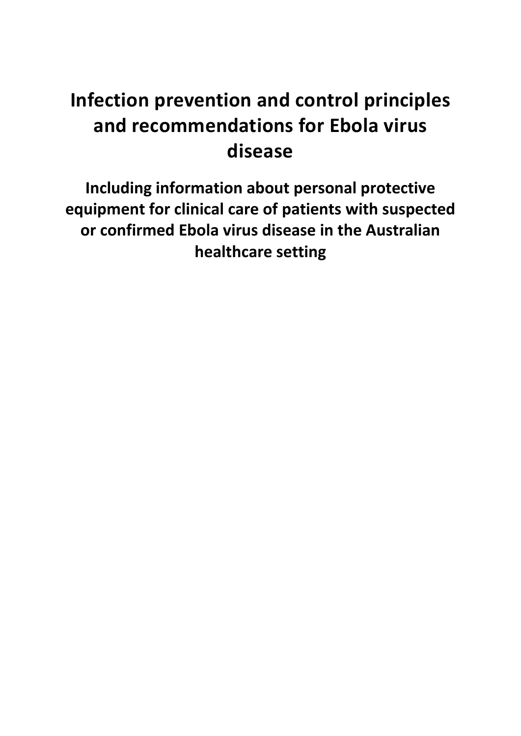# Infection prevention and control principles and recommendations for Ebola virus disease

## Including information about personal protective equipment for clinical care of patients with suspected or confirmed Ebola virus disease in the Australian healthcare setting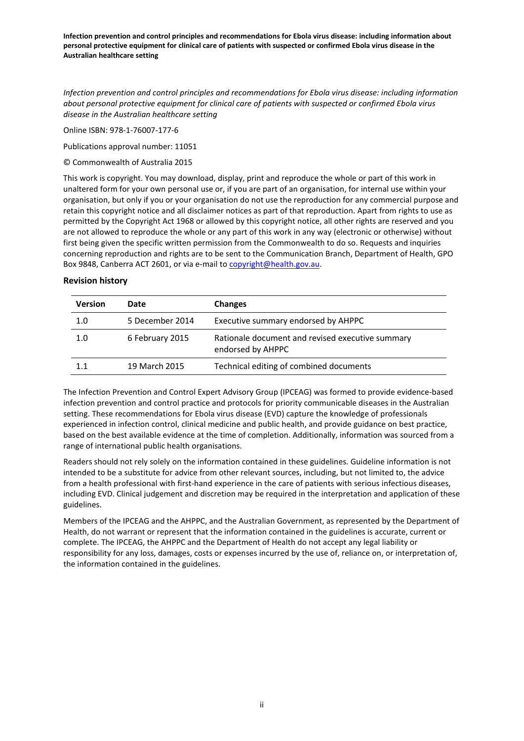*Infection prevention and control principles and recommendations for Ebola virus disease: including information about personal protective equipment for clinical care of patients with suspected or confirmed Ebola virus disease in the Australian healthcare setting*

Online ISBN: 978-1-76007-177-6

Publications approval number: 11051

© Commonwealth of Australia 2015

This work is copyright. You may download, display, print and reproduce the whole or part of this work in unaltered form for your own personal use or, if you are part of an organisation, for internal use within your organisation, but only if you or your organisation do not use the reproduction for any commercial purpose and retain this copyright notice and all disclaimer notices as part of that reproduction. Apart from rights to use as permitted by the Copyright Act 1968 or allowed by this copyright notice, all other rights are reserved and you are not allowed to reproduce the whole or any part of this work in any way (electronic or otherwise) without first being given the specific written permission from the Commonwealth to do so. Requests and inquiries concerning reproduction and rights are to be sent to the Communication Branch, Department of Health, GPO Box 9848, Canberra ACT 2601, or via e-mail to copyright@health.gov.au.

### Revision history

| Version | Date | Changes |
| --- | --- | --- |
| 1.0 | 5 December 2014 | Executive summary endorsed by AHPPC |
| 1.0 | 6 February 2015 | Rationale document and revised executive summary endorsed by AHPPC |
| 1.1 | 19 March 2015 | Technical editing of combined documents |

The Infection Prevention and Control Expert Advisory Group (IPCEAG) was formed to provide evidence-based infection prevention and control practice and protocols for priority communicable diseases in the Australian setting. These recommendations for Ebola virus disease (EVD) capture the knowledge of professionals experienced in infection control, clinical medicine and public health, and provide guidance on best practice, based on the best available evidence at the time of completion. Additionally, information was sourced from a range of international public health organisations.

Readers should not rely solely on the information contained in these guidelines. Guideline information is not intended to be a substitute for advice from other relevant sources, including, but not limited to, the advice from a health professional with first-hand experience in the care of patients with serious infectious diseases, including EVD. Clinical judgement and discretion may be required in the interpretation and application of these guidelines.

Members of the IPCEAG and the AHPPC, and the Australian Government, as represented by the Department of Health, do not warrant or represent that the information contained in the guidelines is accurate, current or complete. The IPCEAG, the AHPPC and the Department of Health do not accept any legal liability or responsibility for any loss, damages, costs or expenses incurred by the use of, reliance on, or interpretation of, the information contained in the guidelines.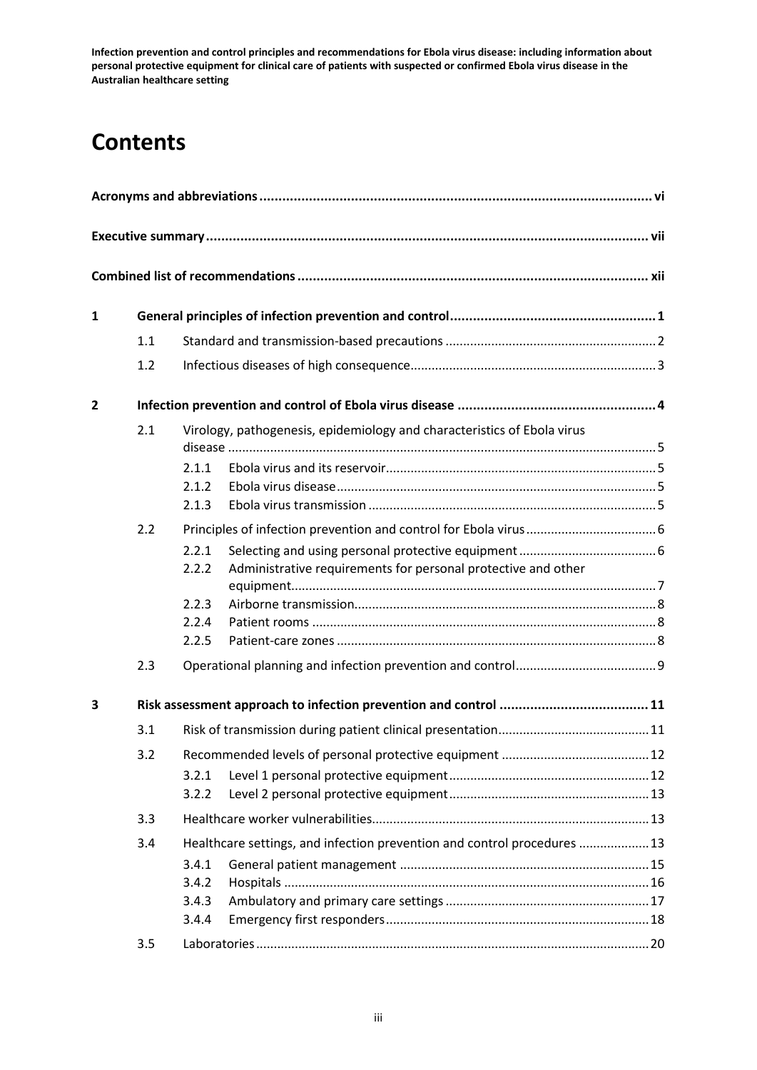# Contents

**Acronyms and abbreviations** ...... vi

**Executive summary** ...... vii

**Combined list of recommendations** ...... xii

**1 General principles of infection prevention and control** ...... 1

- 1.1 Standard and transmission-based precautions ...... 2
- 1.2 Infectious diseases of high consequence ...... 3

**2 Infection prevention and control of Ebola virus disease** ...... 4

- 2.1 Virology, pathogenesis, epidemiology and characteristics of Ebola virus disease ...... 5
  - 2.1.1 Ebola virus and its reservoir ...... 5
  - 2.1.2 Ebola virus disease ...... 5
  - 2.1.3 Ebola virus transmission ...... 5
- 2.2 Principles of infection prevention and control for Ebola virus ...... 6
  - 2.2.1 Selecting and using personal protective equipment ...... 6
  - 2.2.2 Administrative requirements for personal protective and other equipment ...... 7
  - 2.2.3 Airborne transmission ...... 8
  - 2.2.4 Patient rooms ...... 8
  - 2.2.5 Patient-care zones ...... 8
- 2.3 Operational planning and infection prevention and control ...... 9

**3 Risk assessment approach to infection prevention and control** ...... 11

- 3.1 Risk of transmission during patient clinical presentation ...... 11
- 3.2 Recommended levels of personal protective equipment ...... 12
  - 3.2.1 Level 1 personal protective equipment ...... 12
  - 3.2.2 Level 2 personal protective equipment ...... 13
- 3.3 Healthcare worker vulnerabilities ...... 13
- 3.4 Healthcare settings, and infection prevention and control procedures ...... 13
  - 3.4.1 General patient management ...... 15
  - 3.4.2 Hospitals ...... 16
  - 3.4.3 Ambulatory and primary care settings ...... 17
  - 3.4.4 Emergency first responders ...... 18
- 3.5 Laboratories ...... 20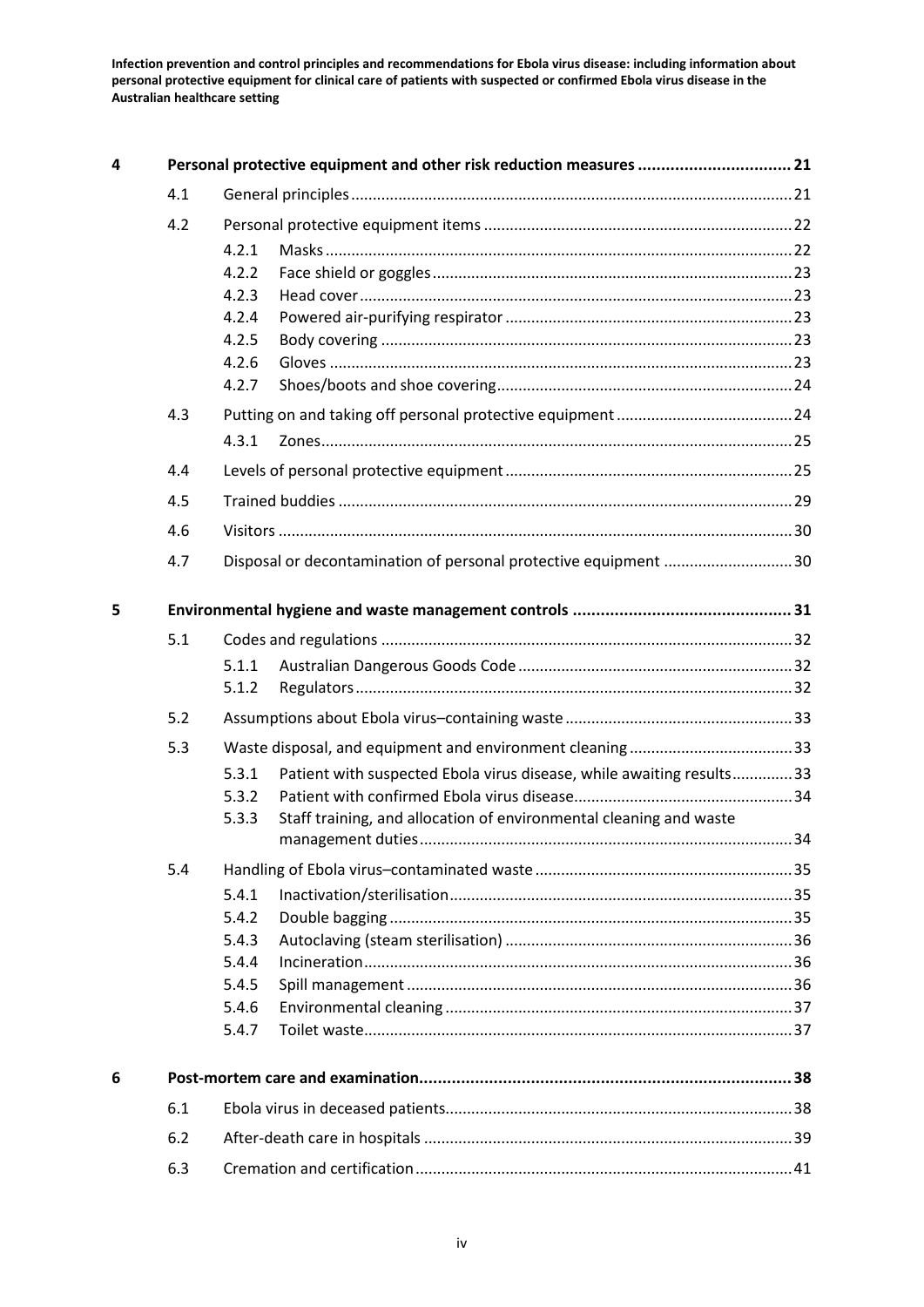- **4 Personal protective equipment and other risk reduction measures ... 21**
  - 4.1 General principles ... 21
  - 4.2 Personal protective equipment items ... 22
    - 4.2.1 Masks ... 22
    - 4.2.2 Face shield or goggles ... 23
    - 4.2.3 Head cover ... 23
    - 4.2.4 Powered air-purifying respirator ... 23
    - 4.2.5 Body covering ... 23
    - 4.2.6 Gloves ... 23
    - 4.2.7 Shoes/boots and shoe covering ... 24
  - 4.3 Putting on and taking off personal protective equipment ... 24
    - 4.3.1 Zones ... 25
  - 4.4 Levels of personal protective equipment ... 25
  - 4.5 Trained buddies ... 29
  - 4.6 Visitors ... 30
  - 4.7 Disposal or decontamination of personal protective equipment ... 30
- **5 Environmental hygiene and waste management controls ... 31**
  - 5.1 Codes and regulations ... 32
    - 5.1.1 Australian Dangerous Goods Code ... 32
    - 5.1.2 Regulators ... 32
  - 5.2 Assumptions about Ebola virus–containing waste ... 33
  - 5.3 Waste disposal, and equipment and environment cleaning ... 33
    - 5.3.1 Patient with suspected Ebola virus disease, while awaiting results ... 33
    - 5.3.2 Patient with confirmed Ebola virus disease ... 34
    - 5.3.3 Staff training, and allocation of environmental cleaning and waste management duties ... 34
  - 5.4 Handling of Ebola virus–contaminated waste ... 35
    - 5.4.1 Inactivation/sterilisation ... 35
    - 5.4.2 Double bagging ... 35
    - 5.4.3 Autoclaving (steam sterilisation) ... 36
    - 5.4.4 Incineration ... 36
    - 5.4.5 Spill management ... 36
    - 5.4.6 Environmental cleaning ... 37
    - 5.4.7 Toilet waste ... 37
- **6 Post-mortem care and examination ... 38**
  - 6.1 Ebola virus in deceased patients ... 38
  - 6.2 After-death care in hospitals ... 39
  - 6.3 Cremation and certification ... 41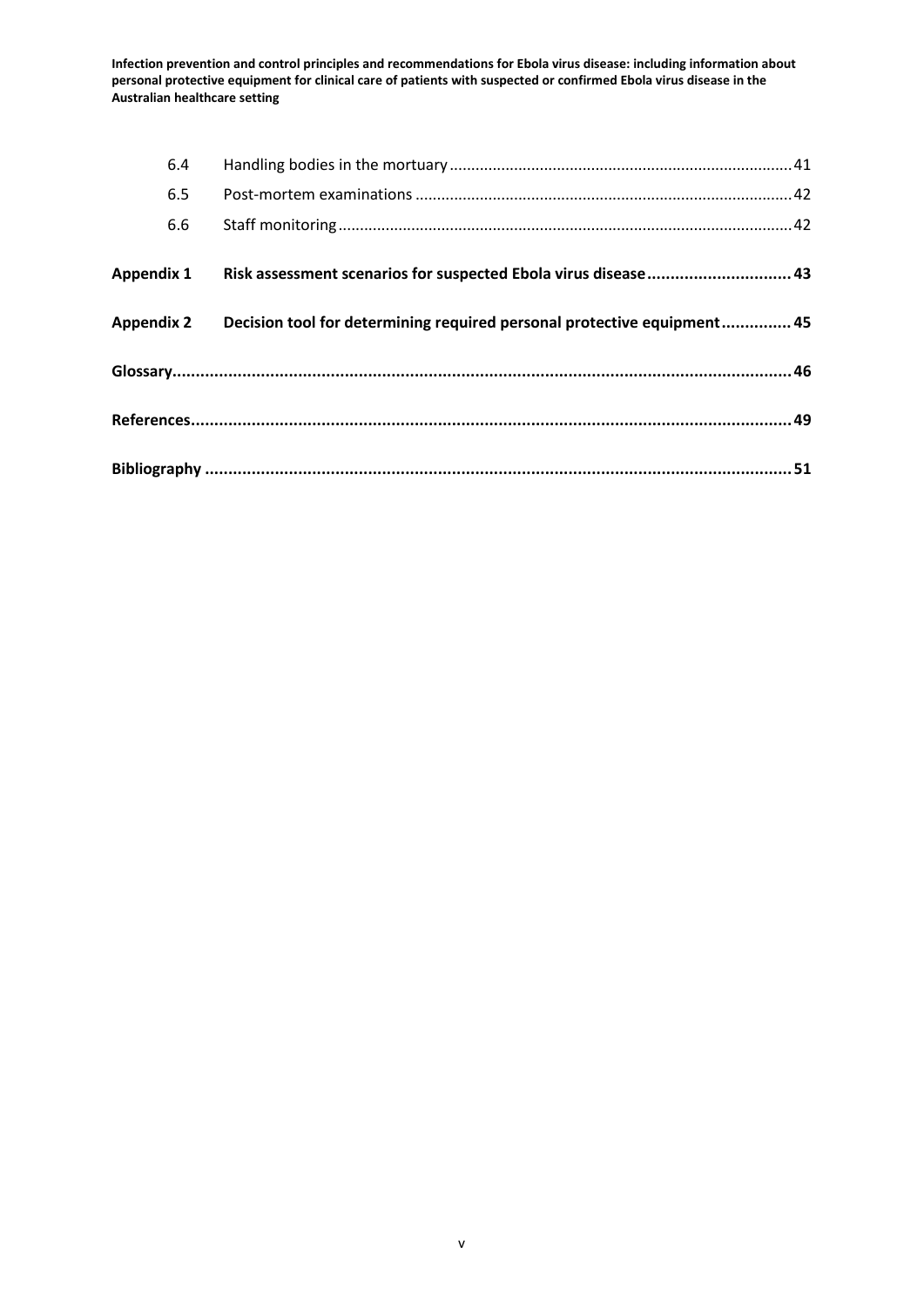| | | |
|---|---|---|
| 6.4 | Handling bodies in the mortuary | 41 |
| 6.5 | Post-mortem examinations | 42 |
| 6.6 | Staff monitoring | 42 |
| **Appendix 1** | **Risk assessment scenarios for suspected Ebola virus disease** | **43** |
| **Appendix 2** | **Decision tool for determining required personal protective equipment** | **45** |
| **Glossary** | | **46** |
| **References** | | **49** |
| **Bibliography** | | **51** |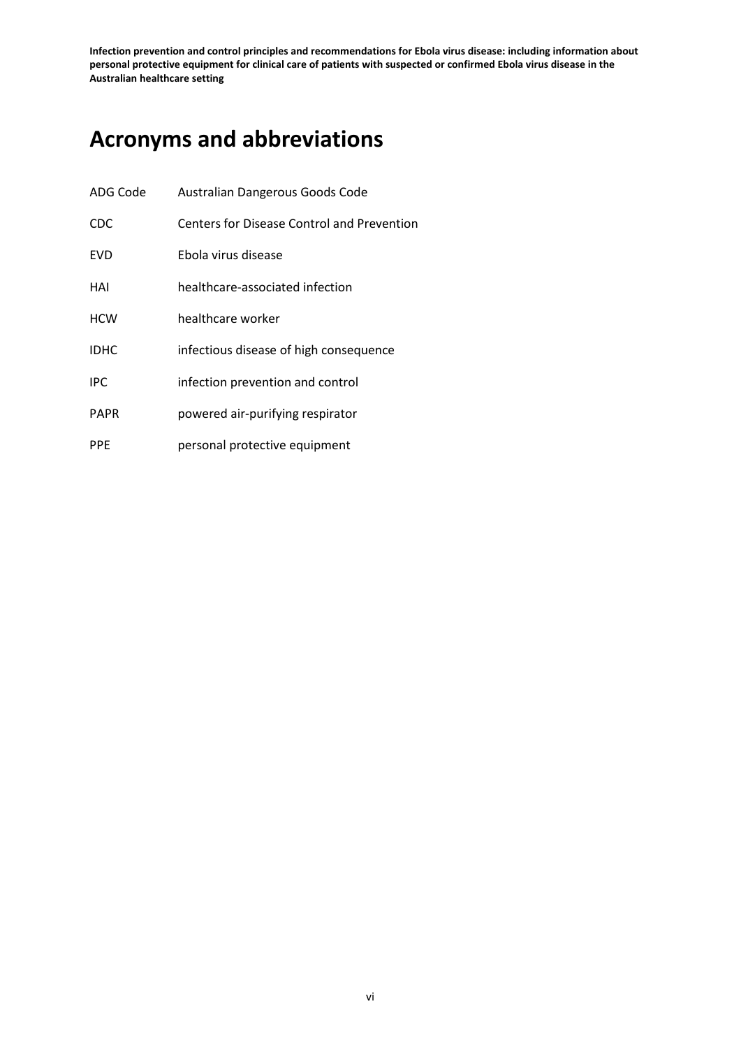# Acronyms and abbreviations

| | |
|---|---|
| ADG Code | Australian Dangerous Goods Code |
| CDC | Centers for Disease Control and Prevention |
| EVD | Ebola virus disease |
| HAI | healthcare-associated infection |
| HCW | healthcare worker |
| IDHC | infectious disease of high consequence |
| IPC | infection prevention and control |
| PAPR | powered air-purifying respirator |
| PPE | personal protective equipment |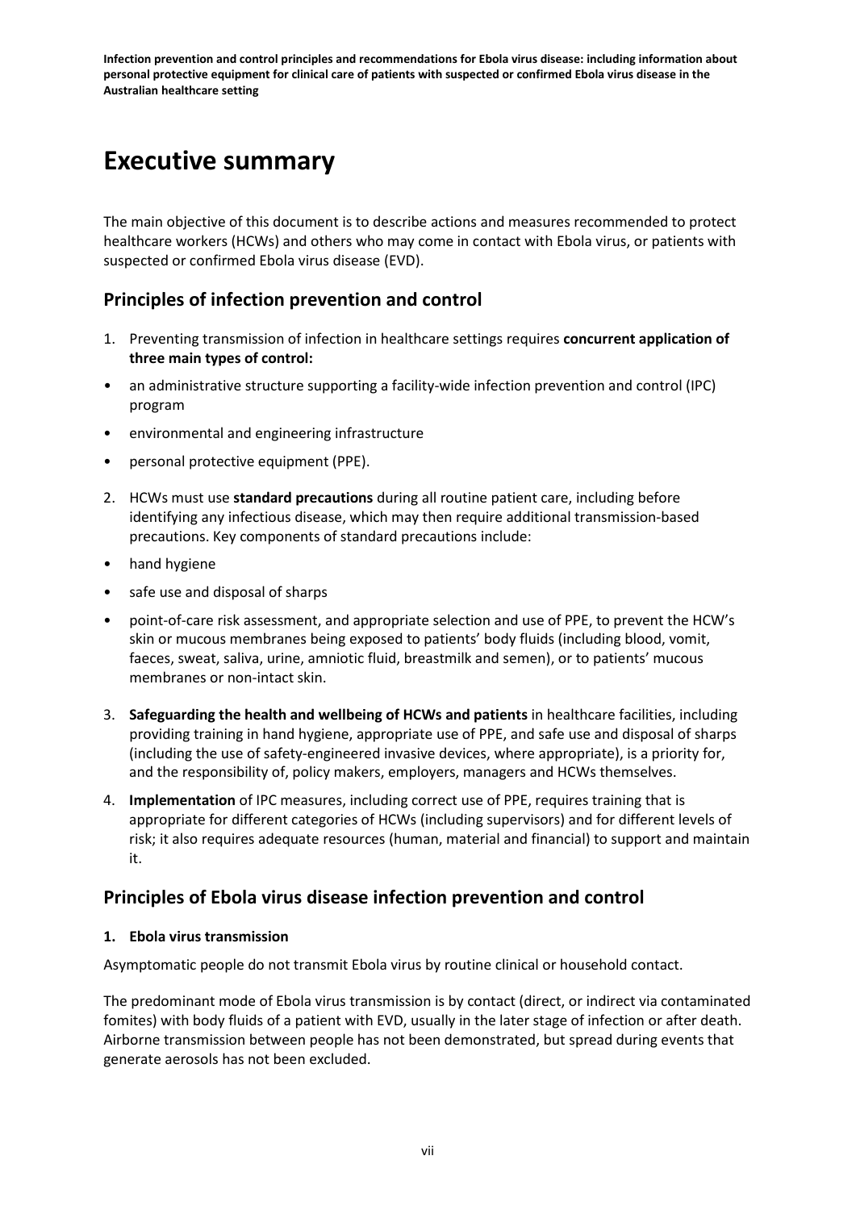# Executive summary

The main objective of this document is to describe actions and measures recommended to protect healthcare workers (HCWs) and others who may come in contact with Ebola virus, or patients with suspected or confirmed Ebola virus disease (EVD).

## Principles of infection prevention and control

1. Preventing transmission of infection in healthcare settings requires **concurrent application of three main types of control:**

- an administrative structure supporting a facility-wide infection prevention and control (IPC) program
- environmental and engineering infrastructure
- personal protective equipment (PPE).

2. HCWs must use **standard precautions** during all routine patient care, including before identifying any infectious disease, which may then require additional transmission-based precautions. Key components of standard precautions include:

- hand hygiene
- safe use and disposal of sharps
- point-of-care risk assessment, and appropriate selection and use of PPE, to prevent the HCW's skin or mucous membranes being exposed to patients' body fluids (including blood, vomit, faeces, sweat, saliva, urine, amniotic fluid, breastmilk and semen), or to patients' mucous membranes or non-intact skin.

3. **Safeguarding the health and wellbeing of HCWs and patients** in healthcare facilities, including providing training in hand hygiene, appropriate use of PPE, and safe use and disposal of sharps (including the use of safety-engineered invasive devices, where appropriate), is a priority for, and the responsibility of, policy makers, employers, managers and HCWs themselves.
4. **Implementation** of IPC measures, including correct use of PPE, requires training that is appropriate for different categories of HCWs (including supervisors) and for different levels of risk; it also requires adequate resources (human, material and financial) to support and maintain it.

## Principles of Ebola virus disease infection prevention and control

**1. Ebola virus transmission**

Asymptomatic people do not transmit Ebola virus by routine clinical or household contact.

The predominant mode of Ebola virus transmission is by contact (direct, or indirect via contaminated fomites) with body fluids of a patient with EVD, usually in the later stage of infection or after death. Airborne transmission between people has not been demonstrated, but spread during events that generate aerosols has not been excluded.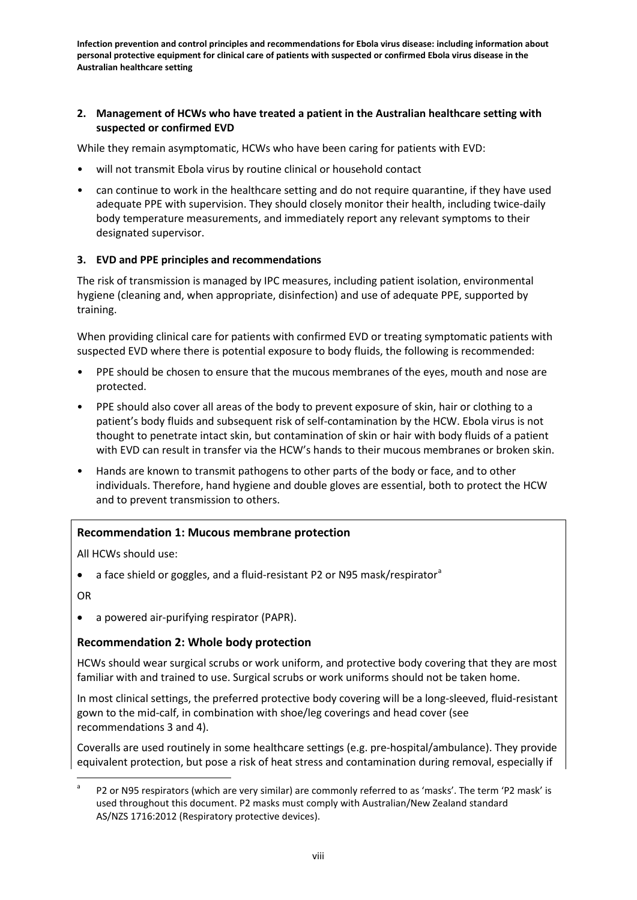**2. Management of HCWs who have treated a patient in the Australian healthcare setting with suspected or confirmed EVD**

While they remain asymptomatic, HCWs who have been caring for patients with EVD:

- will not transmit Ebola virus by routine clinical or household contact
- can continue to work in the healthcare setting and do not require quarantine, if they have used adequate PPE with supervision. They should closely monitor their health, including twice-daily body temperature measurements, and immediately report any relevant symptoms to their designated supervisor.

**3. EVD and PPE principles and recommendations**

The risk of transmission is managed by IPC measures, including patient isolation, environmental hygiene (cleaning and, when appropriate, disinfection) and use of adequate PPE, supported by training.

When providing clinical care for patients with confirmed EVD or treating symptomatic patients with suspected EVD where there is potential exposure to body fluids, the following is recommended:

- PPE should be chosen to ensure that the mucous membranes of the eyes, mouth and nose are protected.
- PPE should also cover all areas of the body to prevent exposure of skin, hair or clothing to a patient's body fluids and subsequent risk of self-contamination by the HCW. Ebola virus is not thought to penetrate intact skin, but contamination of skin or hair with body fluids of a patient with EVD can result in transfer via the HCW's hands to their mucous membranes or broken skin.
- Hands are known to transmit pathogens to other parts of the body or face, and to other individuals. Therefore, hand hygiene and double gloves are essential, both to protect the HCW and to prevent transmission to others.

### Recommendation 1: Mucous membrane protection

All HCWs should use:

- a face shield or goggles, and a fluid-resistant P2 or N95 mask/respirator[a]

OR

- a powered air-purifying respirator (PAPR).

### Recommendation 2: Whole body protection

HCWs should wear surgical scrubs or work uniform, and protective body covering that they are most familiar with and trained to use. Surgical scrubs or work uniforms should not be taken home.

In most clinical settings, the preferred protective body covering will be a long-sleeved, fluid-resistant gown to the mid-calf, in combination with shoe/leg coverings and head cover (see recommendations 3 and 4).

Coveralls are used routinely in some healthcare settings (e.g. pre-hospital/ambulance). They provide equivalent protection, but pose a risk of heat stress and contamination during removal, especially if

[a] P2 or N95 respirators (which are very similar) are commonly referred to as 'masks'. The term 'P2 mask' is used throughout this document. P2 masks must comply with Australian/New Zealand standard AS/NZS 1716:2012 (Respiratory protective devices).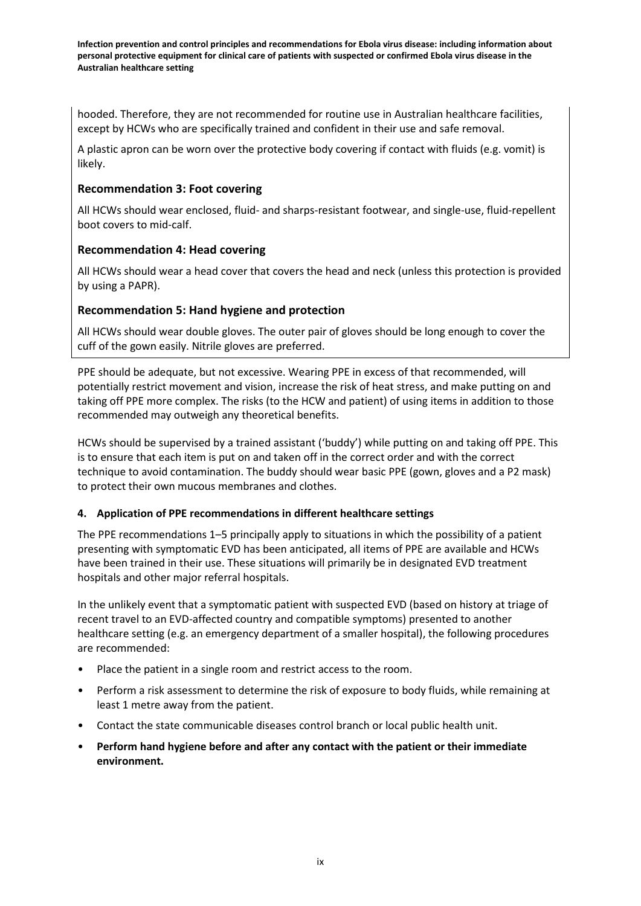hooded. Therefore, they are not recommended for routine use in Australian healthcare facilities, except by HCWs who are specifically trained and confident in their use and safe removal.

A plastic apron can be worn over the protective body covering if contact with fluids (e.g. vomit) is likely.

### Recommendation 3: Foot covering

All HCWs should wear enclosed, fluid- and sharps-resistant footwear, and single-use, fluid-repellent boot covers to mid-calf.

### Recommendation 4: Head covering

All HCWs should wear a head cover that covers the head and neck (unless this protection is provided by using a PAPR).

### Recommendation 5: Hand hygiene and protection

All HCWs should wear double gloves. The outer pair of gloves should be long enough to cover the cuff of the gown easily. Nitrile gloves are preferred.

PPE should be adequate, but not excessive. Wearing PPE in excess of that recommended, will potentially restrict movement and vision, increase the risk of heat stress, and make putting on and taking off PPE more complex. The risks (to the HCW and patient) of using items in addition to those recommended may outweigh any theoretical benefits.

HCWs should be supervised by a trained assistant ('buddy') while putting on and taking off PPE. This is to ensure that each item is put on and taken off in the correct order and with the correct technique to avoid contamination. The buddy should wear basic PPE (gown, gloves and a P2 mask) to protect their own mucous membranes and clothes.

#### 4. Application of PPE recommendations in different healthcare settings

The PPE recommendations 1–5 principally apply to situations in which the possibility of a patient presenting with symptomatic EVD has been anticipated, all items of PPE are available and HCWs have been trained in their use. These situations will primarily be in designated EVD treatment hospitals and other major referral hospitals.

In the unlikely event that a symptomatic patient with suspected EVD (based on history at triage of recent travel to an EVD-affected country and compatible symptoms) presented to another healthcare setting (e.g. an emergency department of a smaller hospital), the following procedures are recommended:

- Place the patient in a single room and restrict access to the room.
- Perform a risk assessment to determine the risk of exposure to body fluids, while remaining at least 1 metre away from the patient.
- Contact the state communicable diseases control branch or local public health unit.
- **Perform hand hygiene before and after any contact with the patient or their immediate environment.**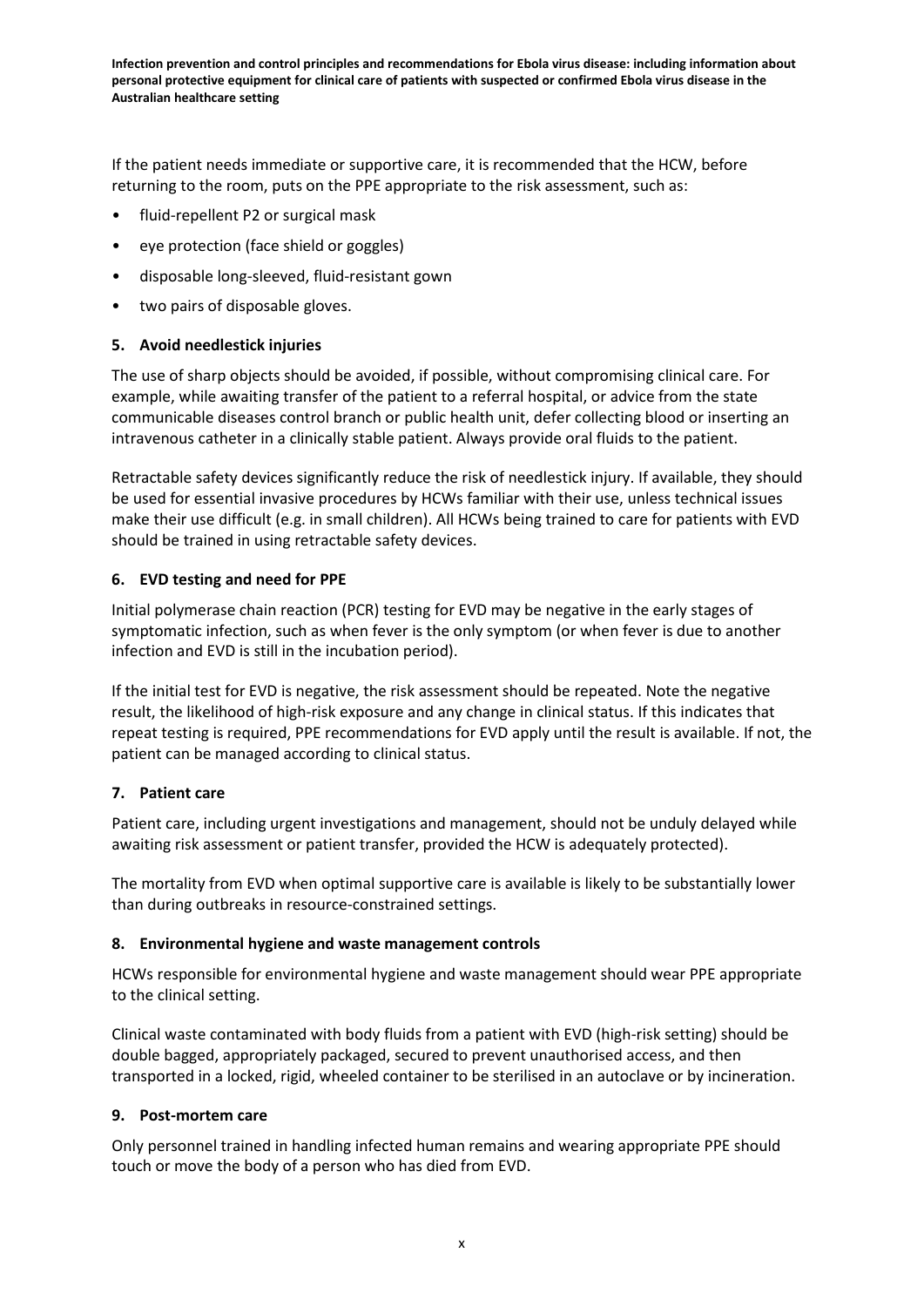If the patient needs immediate or supportive care, it is recommended that the HCW, before returning to the room, puts on the PPE appropriate to the risk assessment, such as:

- fluid-repellent P2 or surgical mask
- eye protection (face shield or goggles)
- disposable long-sleeved, fluid-resistant gown
- two pairs of disposable gloves.

### 5. Avoid needlestick injuries

The use of sharp objects should be avoided, if possible, without compromising clinical care. For example, while awaiting transfer of the patient to a referral hospital, or advice from the state communicable diseases control branch or public health unit, defer collecting blood or inserting an intravenous catheter in a clinically stable patient. Always provide oral fluids to the patient.

Retractable safety devices significantly reduce the risk of needlestick injury. If available, they should be used for essential invasive procedures by HCWs familiar with their use, unless technical issues make their use difficult (e.g. in small children). All HCWs being trained to care for patients with EVD should be trained in using retractable safety devices.

### 6. EVD testing and need for PPE

Initial polymerase chain reaction (PCR) testing for EVD may be negative in the early stages of symptomatic infection, such as when fever is the only symptom (or when fever is due to another infection and EVD is still in the incubation period).

If the initial test for EVD is negative, the risk assessment should be repeated. Note the negative result, the likelihood of high-risk exposure and any change in clinical status. If this indicates that repeat testing is required, PPE recommendations for EVD apply until the result is available. If not, the patient can be managed according to clinical status.

### 7. Patient care

Patient care, including urgent investigations and management, should not be unduly delayed while awaiting risk assessment or patient transfer, provided the HCW is adequately protected).

The mortality from EVD when optimal supportive care is available is likely to be substantially lower than during outbreaks in resource-constrained settings.

### 8. Environmental hygiene and waste management controls

HCWs responsible for environmental hygiene and waste management should wear PPE appropriate to the clinical setting.

Clinical waste contaminated with body fluids from a patient with EVD (high-risk setting) should be double bagged, appropriately packaged, secured to prevent unauthorised access, and then transported in a locked, rigid, wheeled container to be sterilised in an autoclave or by incineration.

### 9. Post-mortem care

Only personnel trained in handling infected human remains and wearing appropriate PPE should touch or move the body of a person who has died from EVD.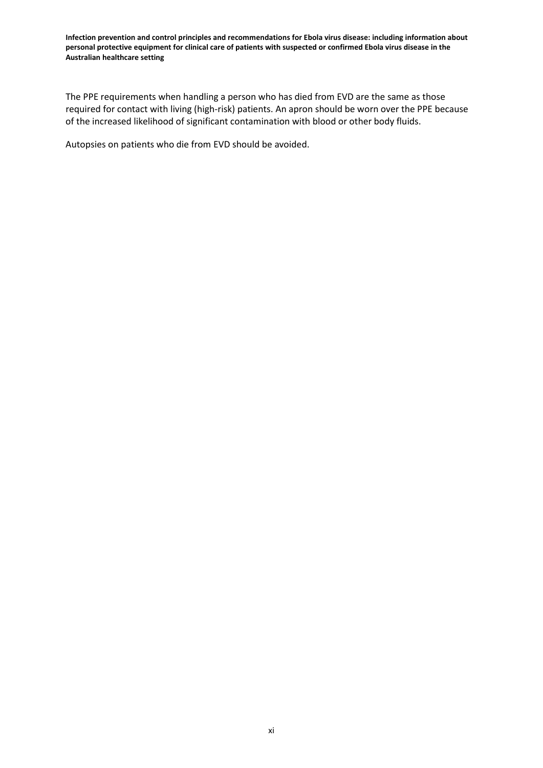The PPE requirements when handling a person who has died from EVD are the same as those required for contact with living (high-risk) patients. An apron should be worn over the PPE because of the increased likelihood of significant contamination with blood or other body fluids.

Autopsies on patients who die from EVD should be avoided.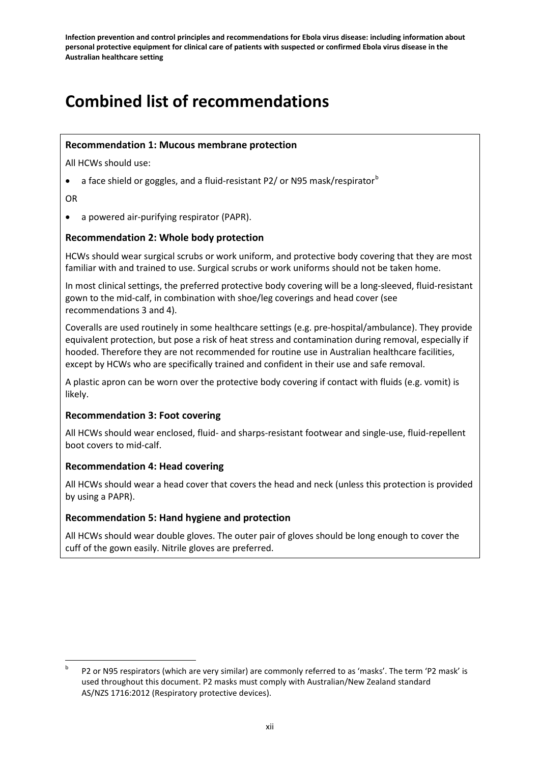# Combined list of recommendations

### Recommendation 1: Mucous membrane protection

All HCWs should use:

- a face shield or goggles, and a fluid-resistant P2/ or N95 mask/respirator[b]

OR

- a powered air-purifying respirator (PAPR).

### Recommendation 2: Whole body protection

HCWs should wear surgical scrubs or work uniform, and protective body covering that they are most familiar with and trained to use. Surgical scrubs or work uniforms should not be taken home.

In most clinical settings, the preferred protective body covering will be a long-sleeved, fluid-resistant gown to the mid-calf, in combination with shoe/leg coverings and head cover (see recommendations 3 and 4).

Coveralls are used routinely in some healthcare settings (e.g. pre-hospital/ambulance). They provide equivalent protection, but pose a risk of heat stress and contamination during removal, especially if hooded. Therefore they are not recommended for routine use in Australian healthcare facilities, except by HCWs who are specifically trained and confident in their use and safe removal.

A plastic apron can be worn over the protective body covering if contact with fluids (e.g. vomit) is likely.

### Recommendation 3: Foot covering

All HCWs should wear enclosed, fluid- and sharps-resistant footwear and single-use, fluid-repellent boot covers to mid-calf.

### Recommendation 4: Head covering

All HCWs should wear a head cover that covers the head and neck (unless this protection is provided by using a PAPR).

### Recommendation 5: Hand hygiene and protection

All HCWs should wear double gloves. The outer pair of gloves should be long enough to cover the cuff of the gown easily. Nitrile gloves are preferred.

---

[b] P2 or N95 respirators (which are very similar) are commonly referred to as 'masks'. The term 'P2 mask' is used throughout this document. P2 masks must comply with Australian/New Zealand standard AS/NZS 1716:2012 (Respiratory protective devices).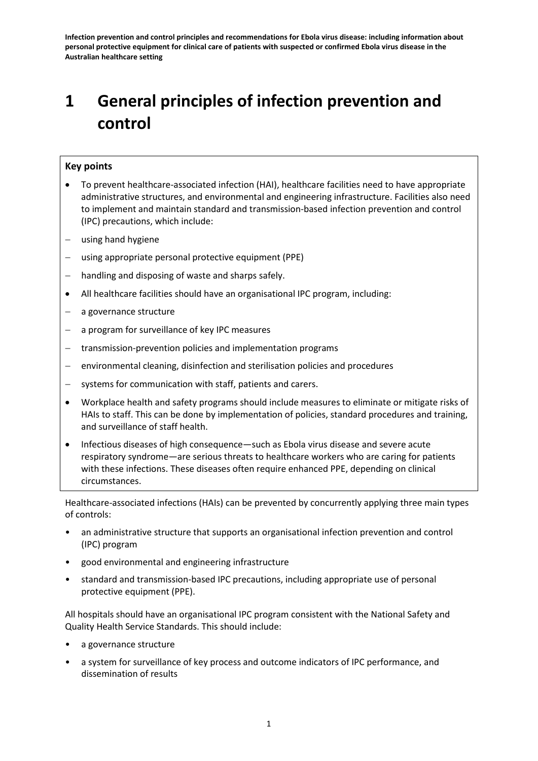# 1 General principles of infection prevention and control

**Key points**

- To prevent healthcare-associated infection (HAI), healthcare facilities need to have appropriate administrative structures, and environmental and engineering infrastructure. Facilities also need to implement and maintain standard and transmission-based infection prevention and control (IPC) precautions, which include:
  - using hand hygiene
  - using appropriate personal protective equipment (PPE)
  - handling and disposing of waste and sharps safely.
- All healthcare facilities should have an organisational IPC program, including:
  - a governance structure
  - a program for surveillance of key IPC measures
  - transmission-prevention policies and implementation programs
  - environmental cleaning, disinfection and sterilisation policies and procedures
  - systems for communication with staff, patients and carers.
- Workplace health and safety programs should include measures to eliminate or mitigate risks of HAIs to staff. This can be done by implementation of policies, standard procedures and training, and surveillance of staff health.
- Infectious diseases of high consequence—such as Ebola virus disease and severe acute respiratory syndrome—are serious threats to healthcare workers who are caring for patients with these infections. These diseases often require enhanced PPE, depending on clinical circumstances.

Healthcare-associated infections (HAIs) can be prevented by concurrently applying three main types of controls:

- an administrative structure that supports an organisational infection prevention and control (IPC) program
- good environmental and engineering infrastructure
- standard and transmission-based IPC precautions, including appropriate use of personal protective equipment (PPE).

All hospitals should have an organisational IPC program consistent with the National Safety and Quality Health Service Standards. This should include:

- a governance structure
- a system for surveillance of key process and outcome indicators of IPC performance, and dissemination of results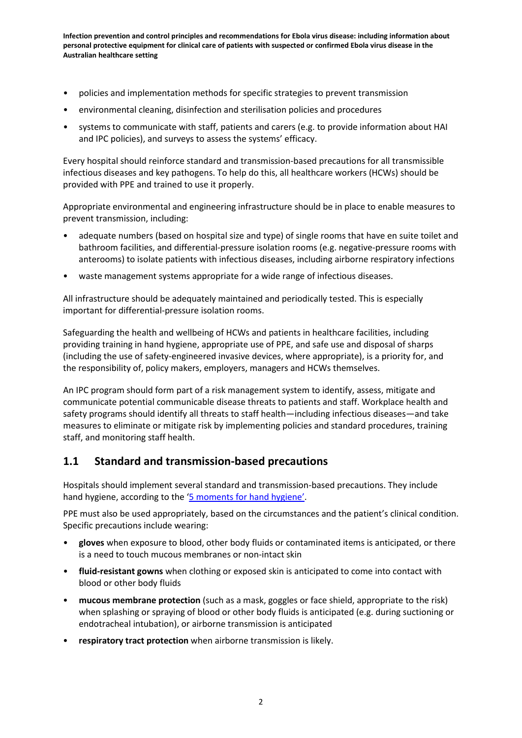- policies and implementation methods for specific strategies to prevent transmission
- environmental cleaning, disinfection and sterilisation policies and procedures
- systems to communicate with staff, patients and carers (e.g. to provide information about HAI and IPC policies), and surveys to assess the systems' efficacy.

Every hospital should reinforce standard and transmission-based precautions for all transmissible infectious diseases and key pathogens. To help do this, all healthcare workers (HCWs) should be provided with PPE and trained to use it properly.

Appropriate environmental and engineering infrastructure should be in place to enable measures to prevent transmission, including:

- adequate numbers (based on hospital size and type) of single rooms that have en suite toilet and bathroom facilities, and differential-pressure isolation rooms (e.g. negative-pressure rooms with anterooms) to isolate patients with infectious diseases, including airborne respiratory infections
- waste management systems appropriate for a wide range of infectious diseases.

All infrastructure should be adequately maintained and periodically tested. This is especially important for differential-pressure isolation rooms.

Safeguarding the health and wellbeing of HCWs and patients in healthcare facilities, including providing training in hand hygiene, appropriate use of PPE, and safe use and disposal of sharps (including the use of safety-engineered invasive devices, where appropriate), is a priority for, and the responsibility of, policy makers, employers, managers and HCWs themselves.

An IPC program should form part of a risk management system to identify, assess, mitigate and communicate potential communicable disease threats to patients and staff. Workplace health and safety programs should identify all threats to staff health—including infectious diseases—and take measures to eliminate or mitigate risk by implementing policies and standard procedures, training staff, and monitoring staff health.

## 1.1 Standard and transmission-based precautions

Hospitals should implement several standard and transmission-based precautions. They include hand hygiene, according to the '5 moments for hand hygiene'.

PPE must also be used appropriately, based on the circumstances and the patient's clinical condition. Specific precautions include wearing:

- **gloves** when exposure to blood, other body fluids or contaminated items is anticipated, or there is a need to touch mucous membranes or non-intact skin
- **fluid-resistant gowns** when clothing or exposed skin is anticipated to come into contact with blood or other body fluids
- **mucous membrane protection** (such as a mask, goggles or face shield, appropriate to the risk) when splashing or spraying of blood or other body fluids is anticipated (e.g. during suctioning or endotracheal intubation), or airborne transmission is anticipated
- **respiratory tract protection** when airborne transmission is likely.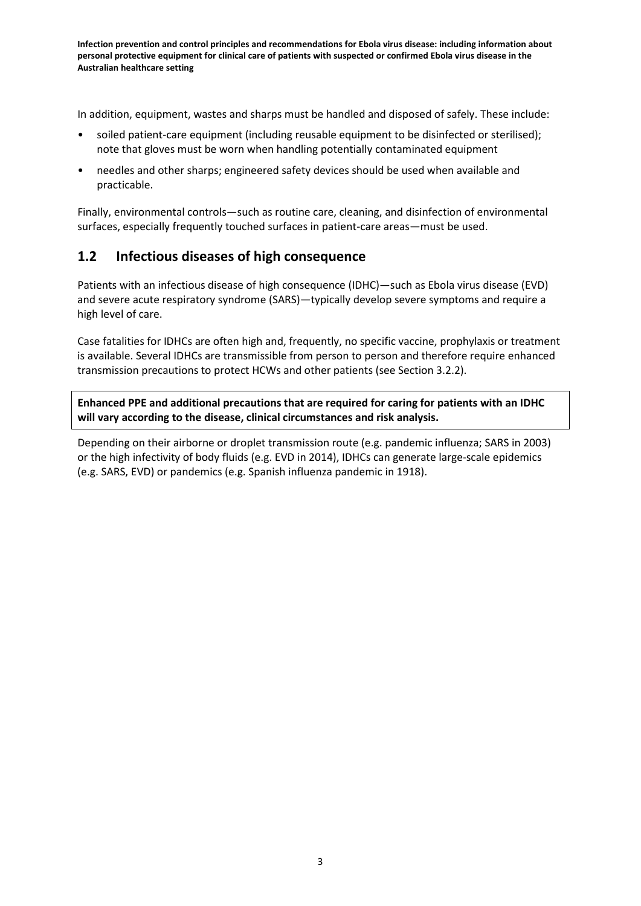In addition, equipment, wastes and sharps must be handled and disposed of safely. These include:

- soiled patient-care equipment (including reusable equipment to be disinfected or sterilised); note that gloves must be worn when handling potentially contaminated equipment
- needles and other sharps; engineered safety devices should be used when available and practicable.

Finally, environmental controls—such as routine care, cleaning, and disinfection of environmental surfaces, especially frequently touched surfaces in patient-care areas—must be used.

## 1.2 Infectious diseases of high consequence

Patients with an infectious disease of high consequence (IDHC)—such as Ebola virus disease (EVD) and severe acute respiratory syndrome (SARS)—typically develop severe symptoms and require a high level of care.

Case fatalities for IDHCs are often high and, frequently, no specific vaccine, prophylaxis or treatment is available. Several IDHCs are transmissible from person to person and therefore require enhanced transmission precautions to protect HCWs and other patients (see Section 3.2.2).

**Enhanced PPE and additional precautions that are required for caring for patients with an IDHC will vary according to the disease, clinical circumstances and risk analysis.**

Depending on their airborne or droplet transmission route (e.g. pandemic influenza; SARS in 2003) or the high infectivity of body fluids (e.g. EVD in 2014), IDHCs can generate large-scale epidemics (e.g. SARS, EVD) or pandemics (e.g. Spanish influenza pandemic in 1918).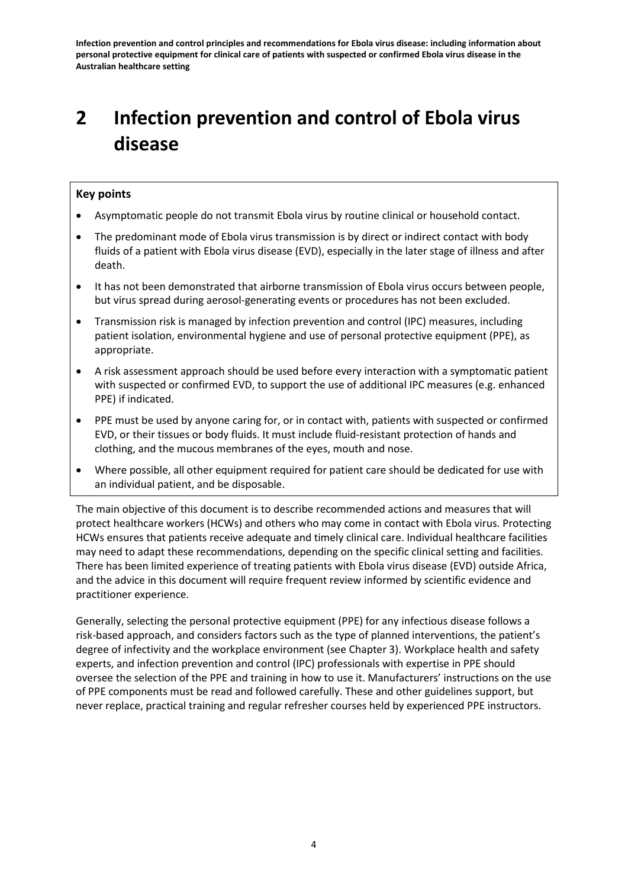# 2 Infection prevention and control of Ebola virus disease

**Key points**

- Asymptomatic people do not transmit Ebola virus by routine clinical or household contact.
- The predominant mode of Ebola virus transmission is by direct or indirect contact with body fluids of a patient with Ebola virus disease (EVD), especially in the later stage of illness and after death.
- It has not been demonstrated that airborne transmission of Ebola virus occurs between people, but virus spread during aerosol-generating events or procedures has not been excluded.
- Transmission risk is managed by infection prevention and control (IPC) measures, including patient isolation, environmental hygiene and use of personal protective equipment (PPE), as appropriate.
- A risk assessment approach should be used before every interaction with a symptomatic patient with suspected or confirmed EVD, to support the use of additional IPC measures (e.g. enhanced PPE) if indicated.
- PPE must be used by anyone caring for, or in contact with, patients with suspected or confirmed EVD, or their tissues or body fluids. It must include fluid-resistant protection of hands and clothing, and the mucous membranes of the eyes, mouth and nose.
- Where possible, all other equipment required for patient care should be dedicated for use with an individual patient, and be disposable.

The main objective of this document is to describe recommended actions and measures that will protect healthcare workers (HCWs) and others who may come in contact with Ebola virus. Protecting HCWs ensures that patients receive adequate and timely clinical care. Individual healthcare facilities may need to adapt these recommendations, depending on the specific clinical setting and facilities. There has been limited experience of treating patients with Ebola virus disease (EVD) outside Africa, and the advice in this document will require frequent review informed by scientific evidence and practitioner experience.

Generally, selecting the personal protective equipment (PPE) for any infectious disease follows a risk-based approach, and considers factors such as the type of planned interventions, the patient's degree of infectivity and the workplace environment (see Chapter 3). Workplace health and safety experts, and infection prevention and control (IPC) professionals with expertise in PPE should oversee the selection of the PPE and training in how to use it. Manufacturers' instructions on the use of PPE components must be read and followed carefully. These and other guidelines support, but never replace, practical training and regular refresher courses held by experienced PPE instructors.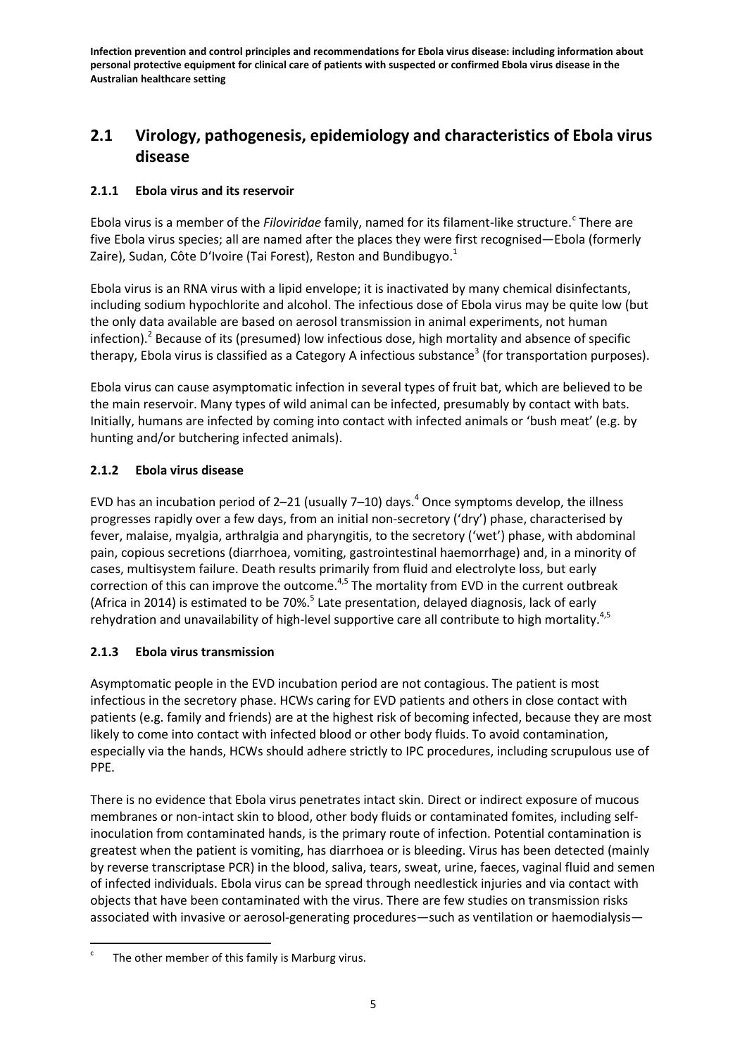## 2.1 Virology, pathogenesis, epidemiology and characteristics of Ebola virus disease

### 2.1.1 Ebola virus and its reservoir

Ebola virus is a member of the *Filoviridae* family, named for its filament-like structure.[c] There are five Ebola virus species; all are named after the places they were first recognised—Ebola (formerly Zaire), Sudan, Côte D'Ivoire (Tai Forest), Reston and Bundibugyo.[1]

Ebola virus is an RNA virus with a lipid envelope; it is inactivated by many chemical disinfectants, including sodium hypochlorite and alcohol. The infectious dose of Ebola virus may be quite low (but the only data available are based on aerosol transmission in animal experiments, not human infection).[2] Because of its (presumed) low infectious dose, high mortality and absence of specific therapy, Ebola virus is classified as a Category A infectious substance[3] (for transportation purposes).

Ebola virus can cause asymptomatic infection in several types of fruit bat, which are believed to be the main reservoir. Many types of wild animal can be infected, presumably by contact with bats. Initially, humans are infected by coming into contact with infected animals or 'bush meat' (e.g. by hunting and/or butchering infected animals).

### 2.1.2 Ebola virus disease

EVD has an incubation period of 2–21 (usually 7–10) days.[4] Once symptoms develop, the illness progresses rapidly over a few days, from an initial non-secretory ('dry') phase, characterised by fever, malaise, myalgia, arthralgia and pharyngitis, to the secretory ('wet') phase, with abdominal pain, copious secretions (diarrhoea, vomiting, gastrointestinal haemorrhage) and, in a minority of cases, multisystem failure. Death results primarily from fluid and electrolyte loss, but early correction of this can improve the outcome.[4,5] The mortality from EVD in the current outbreak (Africa in 2014) is estimated to be 70%.[5] Late presentation, delayed diagnosis, lack of early rehydration and unavailability of high-level supportive care all contribute to high mortality.[4,5]

### 2.1.3 Ebola virus transmission

Asymptomatic people in the EVD incubation period are not contagious. The patient is most infectious in the secretory phase. HCWs caring for EVD patients and others in close contact with patients (e.g. family and friends) are at the highest risk of becoming infected, because they are most likely to come into contact with infected blood or other body fluids. To avoid contamination, especially via the hands, HCWs should adhere strictly to IPC procedures, including scrupulous use of PPE.

There is no evidence that Ebola virus penetrates intact skin. Direct or indirect exposure of mucous membranes or non-intact skin to blood, other body fluids or contaminated fomites, including self-inoculation from contaminated hands, is the primary route of infection. Potential contamination is greatest when the patient is vomiting, has diarrhoea or is bleeding. Virus has been detected (mainly by reverse transcriptase PCR) in the blood, saliva, tears, sweat, urine, faeces, vaginal fluid and semen of infected individuals. Ebola virus can be spread through needlestick injuries and via contact with objects that have been contaminated with the virus. There are few studies on transmission risks associated with invasive or aerosol-generating procedures—such as ventilation or haemodialysis—

[c] The other member of this family is Marburg virus.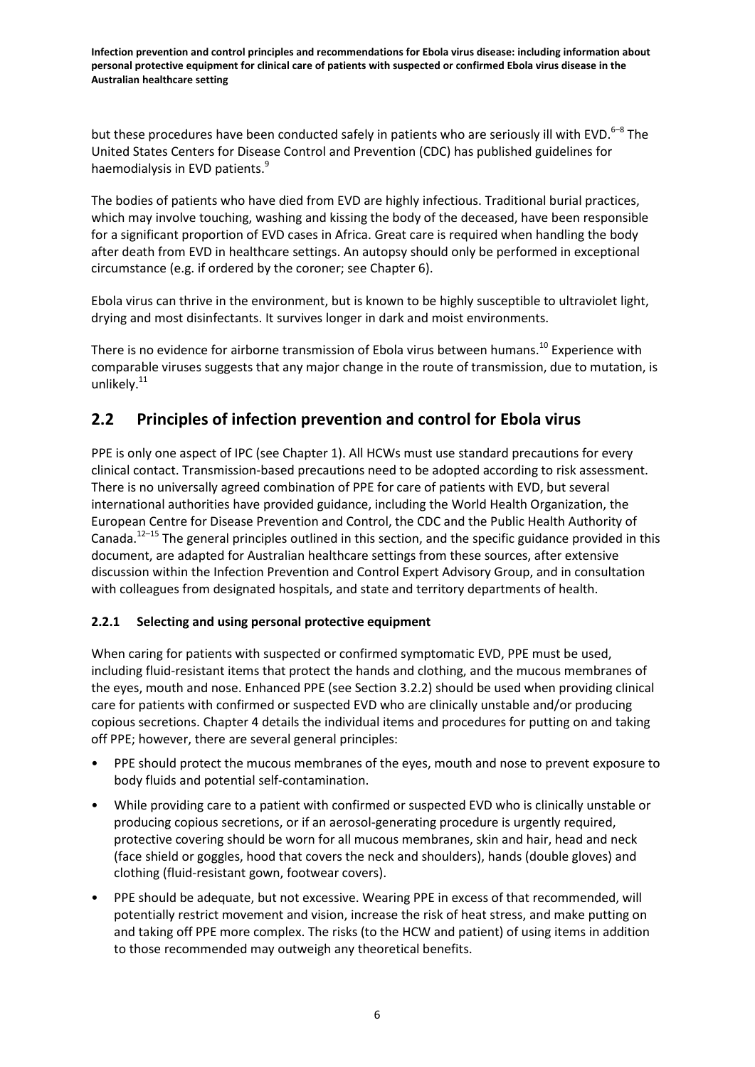but these procedures have been conducted safely in patients who are seriously ill with EVD.[6–8] The United States Centers for Disease Control and Prevention (CDC) has published guidelines for haemodialysis in EVD patients.[9]

The bodies of patients who have died from EVD are highly infectious. Traditional burial practices, which may involve touching, washing and kissing the body of the deceased, have been responsible for a significant proportion of EVD cases in Africa. Great care is required when handling the body after death from EVD in healthcare settings. An autopsy should only be performed in exceptional circumstance (e.g. if ordered by the coroner; see Chapter 6).

Ebola virus can thrive in the environment, but is known to be highly susceptible to ultraviolet light, drying and most disinfectants. It survives longer in dark and moist environments.

There is no evidence for airborne transmission of Ebola virus between humans.[10] Experience with comparable viruses suggests that any major change in the route of transmission, due to mutation, is unlikely.[11]

## 2.2 Principles of infection prevention and control for Ebola virus

PPE is only one aspect of IPC (see Chapter 1). All HCWs must use standard precautions for every clinical contact. Transmission-based precautions need to be adopted according to risk assessment. There is no universally agreed combination of PPE for care of patients with EVD, but several international authorities have provided guidance, including the World Health Organization, the European Centre for Disease Prevention and Control, the CDC and the Public Health Authority of Canada.[12–15] The general principles outlined in this section, and the specific guidance provided in this document, are adapted for Australian healthcare settings from these sources, after extensive discussion within the Infection Prevention and Control Expert Advisory Group, and in consultation with colleagues from designated hospitals, and state and territory departments of health.

### 2.2.1 Selecting and using personal protective equipment

When caring for patients with suspected or confirmed symptomatic EVD, PPE must be used, including fluid-resistant items that protect the hands and clothing, and the mucous membranes of the eyes, mouth and nose. Enhanced PPE (see Section 3.2.2) should be used when providing clinical care for patients with confirmed or suspected EVD who are clinically unstable and/or producing copious secretions. Chapter 4 details the individual items and procedures for putting on and taking off PPE; however, there are several general principles:

- PPE should protect the mucous membranes of the eyes, mouth and nose to prevent exposure to body fluids and potential self-contamination.
- While providing care to a patient with confirmed or suspected EVD who is clinically unstable or producing copious secretions, or if an aerosol-generating procedure is urgently required, protective covering should be worn for all mucous membranes, skin and hair, head and neck (face shield or goggles, hood that covers the neck and shoulders), hands (double gloves) and clothing (fluid-resistant gown, footwear covers).
- PPE should be adequate, but not excessive. Wearing PPE in excess of that recommended, will potentially restrict movement and vision, increase the risk of heat stress, and make putting on and taking off PPE more complex. The risks (to the HCW and patient) of using items in addition to those recommended may outweigh any theoretical benefits.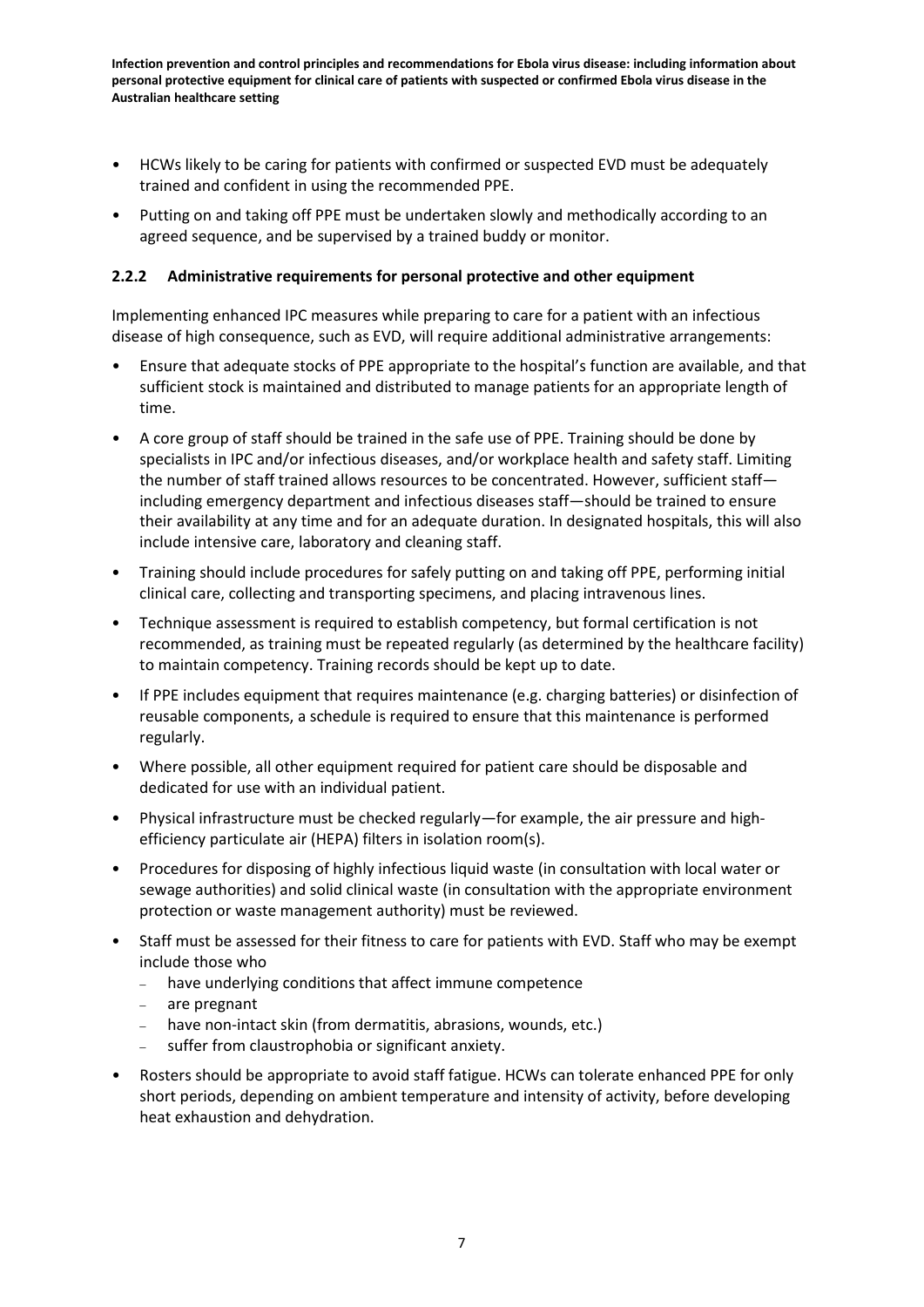- HCWs likely to be caring for patients with confirmed or suspected EVD must be adequately trained and confident in using the recommended PPE.
- Putting on and taking off PPE must be undertaken slowly and methodically according to an agreed sequence, and be supervised by a trained buddy or monitor.

### 2.2.2 Administrative requirements for personal protective and other equipment

Implementing enhanced IPC measures while preparing to care for a patient with an infectious disease of high consequence, such as EVD, will require additional administrative arrangements:

- Ensure that adequate stocks of PPE appropriate to the hospital's function are available, and that sufficient stock is maintained and distributed to manage patients for an appropriate length of time.
- A core group of staff should be trained in the safe use of PPE. Training should be done by specialists in IPC and/or infectious diseases, and/or workplace health and safety staff. Limiting the number of staff trained allows resources to be concentrated. However, sufficient staff—including emergency department and infectious diseases staff—should be trained to ensure their availability at any time and for an adequate duration. In designated hospitals, this will also include intensive care, laboratory and cleaning staff.
- Training should include procedures for safely putting on and taking off PPE, performing initial clinical care, collecting and transporting specimens, and placing intravenous lines.
- Technique assessment is required to establish competency, but formal certification is not recommended, as training must be repeated regularly (as determined by the healthcare facility) to maintain competency. Training records should be kept up to date.
- If PPE includes equipment that requires maintenance (e.g. charging batteries) or disinfection of reusable components, a schedule is required to ensure that this maintenance is performed regularly.
- Where possible, all other equipment required for patient care should be disposable and dedicated for use with an individual patient.
- Physical infrastructure must be checked regularly—for example, the air pressure and high-efficiency particulate air (HEPA) filters in isolation room(s).
- Procedures for disposing of highly infectious liquid waste (in consultation with local water or sewage authorities) and solid clinical waste (in consultation with the appropriate environment protection or waste management authority) must be reviewed.
- Staff must be assessed for their fitness to care for patients with EVD. Staff who may be exempt include those who
  - have underlying conditions that affect immune competence
  - are pregnant
  - have non-intact skin (from dermatitis, abrasions, wounds, etc.)
  - suffer from claustrophobia or significant anxiety.
- Rosters should be appropriate to avoid staff fatigue. HCWs can tolerate enhanced PPE for only short periods, depending on ambient temperature and intensity of activity, before developing heat exhaustion and dehydration.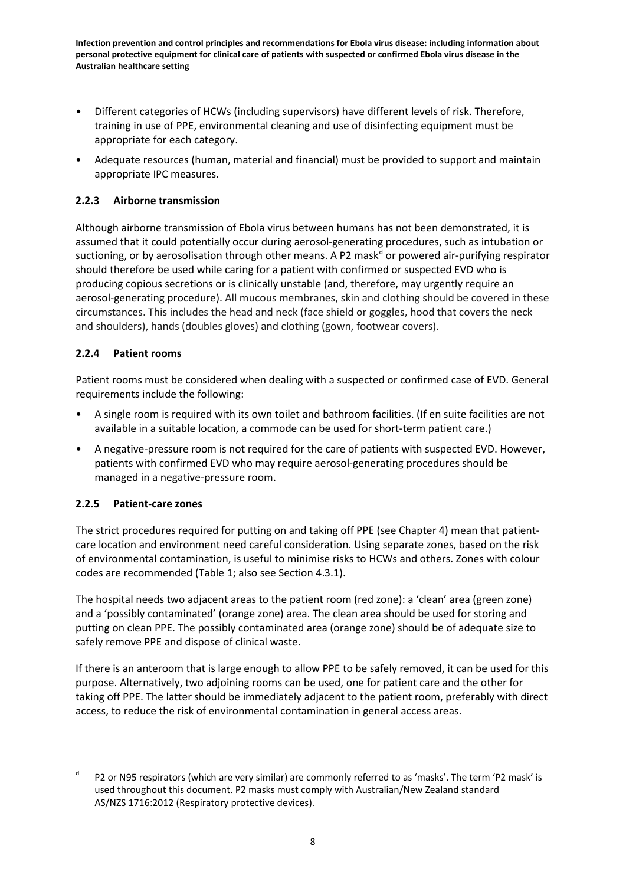- Different categories of HCWs (including supervisors) have different levels of risk. Therefore, training in use of PPE, environmental cleaning and use of disinfecting equipment must be appropriate for each category.
- Adequate resources (human, material and financial) must be provided to support and maintain appropriate IPC measures.

### 2.2.3 Airborne transmission

Although airborne transmission of Ebola virus between humans has not been demonstrated, it is assumed that it could potentially occur during aerosol-generating procedures, such as intubation or suctioning, or by aerosolisation through other means. A P2 mask[d] or powered air-purifying respirator should therefore be used while caring for a patient with confirmed or suspected EVD who is producing copious secretions or is clinically unstable (and, therefore, may urgently require an aerosol-generating procedure). All mucous membranes, skin and clothing should be covered in these circumstances. This includes the head and neck (face shield or goggles, hood that covers the neck and shoulders), hands (doubles gloves) and clothing (gown, footwear covers).

### 2.2.4 Patient rooms

Patient rooms must be considered when dealing with a suspected or confirmed case of EVD. General requirements include the following:

- A single room is required with its own toilet and bathroom facilities. (If en suite facilities are not available in a suitable location, a commode can be used for short-term patient care.)
- A negative-pressure room is not required for the care of patients with suspected EVD. However, patients with confirmed EVD who may require aerosol-generating procedures should be managed in a negative-pressure room.

### 2.2.5 Patient-care zones

The strict procedures required for putting on and taking off PPE (see Chapter 4) mean that patient-care location and environment need careful consideration. Using separate zones, based on the risk of environmental contamination, is useful to minimise risks to HCWs and others. Zones with colour codes are recommended (Table 1; also see Section 4.3.1).

The hospital needs two adjacent areas to the patient room (red zone): a 'clean' area (green zone) and a 'possibly contaminated' (orange zone) area. The clean area should be used for storing and putting on clean PPE. The possibly contaminated area (orange zone) should be of adequate size to safely remove PPE and dispose of clinical waste.

If there is an anteroom that is large enough to allow PPE to be safely removed, it can be used for this purpose. Alternatively, two adjoining rooms can be used, one for patient care and the other for taking off PPE. The latter should be immediately adjacent to the patient room, preferably with direct access, to reduce the risk of environmental contamination in general access areas.

---

[d] P2 or N95 respirators (which are very similar) are commonly referred to as 'masks'. The term 'P2 mask' is used throughout this document. P2 masks must comply with Australian/New Zealand standard AS/NZS 1716:2012 (Respiratory protective devices).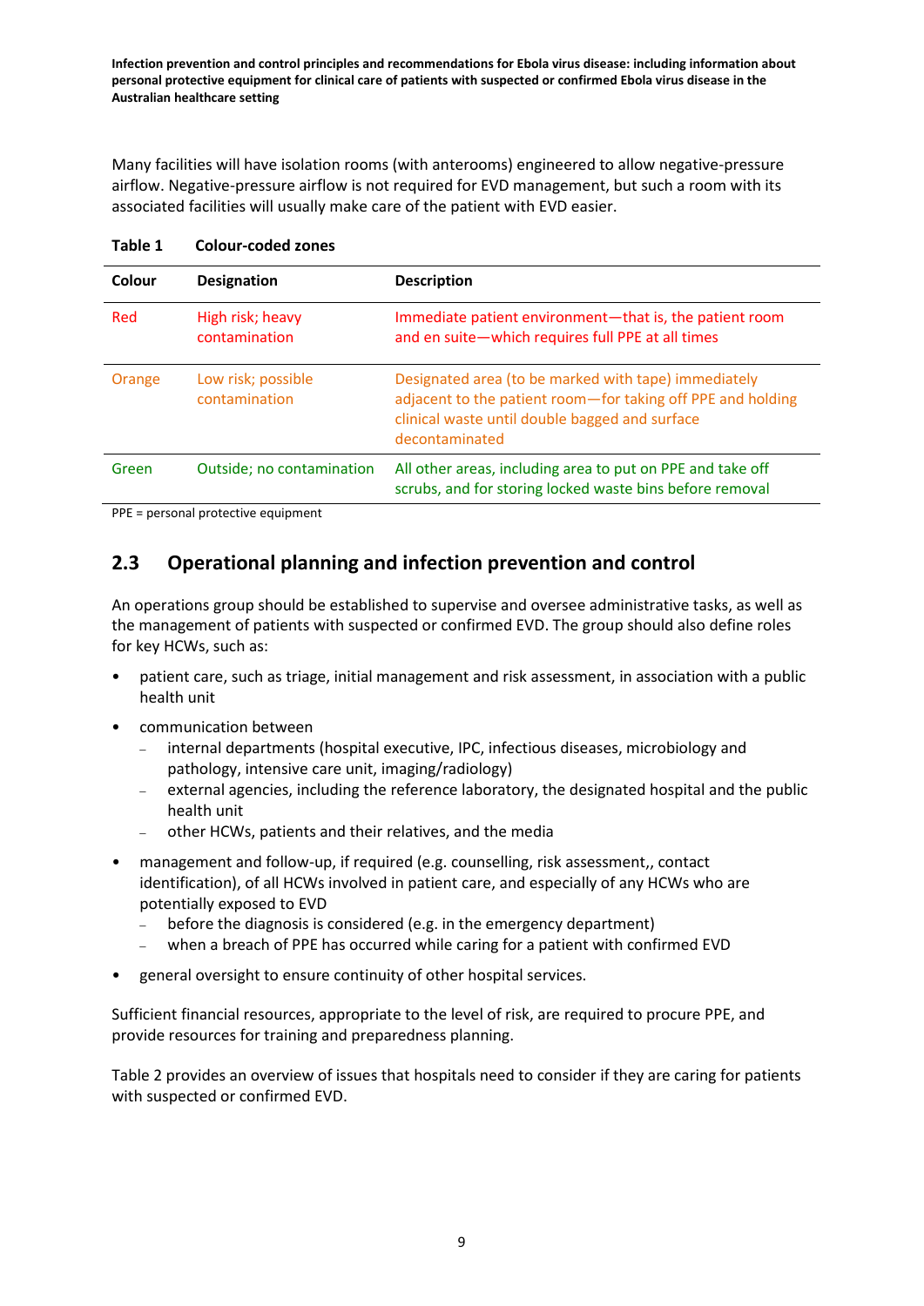Many facilities will have isolation rooms (with anterooms) engineered to allow negative-pressure airflow. Negative-pressure airflow is not required for EVD management, but such a room with its associated facilities will usually make care of the patient with EVD easier.

**Table 1 Colour-coded zones**

| Colour | Designation | Description |
|---|---|---|
| Red | High risk; heavy contamination | Immediate patient environment—that is, the patient room and en suite—which requires full PPE at all times |
| Orange | Low risk; possible contamination | Designated area (to be marked with tape) immediately adjacent to the patient room—for taking off PPE and holding clinical waste until double bagged and surface decontaminated |
| Green | Outside; no contamination | All other areas, including area to put on PPE and take off scrubs, and for storing locked waste bins before removal |

PPE = personal protective equipment

## 2.3 Operational planning and infection prevention and control

An operations group should be established to supervise and oversee administrative tasks, as well as the management of patients with suspected or confirmed EVD. The group should also define roles for key HCWs, such as:

- patient care, such as triage, initial management and risk assessment, in association with a public health unit
- communication between
  - internal departments (hospital executive, IPC, infectious diseases, microbiology and pathology, intensive care unit, imaging/radiology)
  - external agencies, including the reference laboratory, the designated hospital and the public health unit
  - other HCWs, patients and their relatives, and the media
- management and follow-up, if required (e.g. counselling, risk assessment,, contact identification), of all HCWs involved in patient care, and especially of any HCWs who are potentially exposed to EVD
  - before the diagnosis is considered (e.g. in the emergency department)
  - when a breach of PPE has occurred while caring for a patient with confirmed EVD
- general oversight to ensure continuity of other hospital services.

Sufficient financial resources, appropriate to the level of risk, are required to procure PPE, and provide resources for training and preparedness planning.

Table 2 provides an overview of issues that hospitals need to consider if they are caring for patients with suspected or confirmed EVD.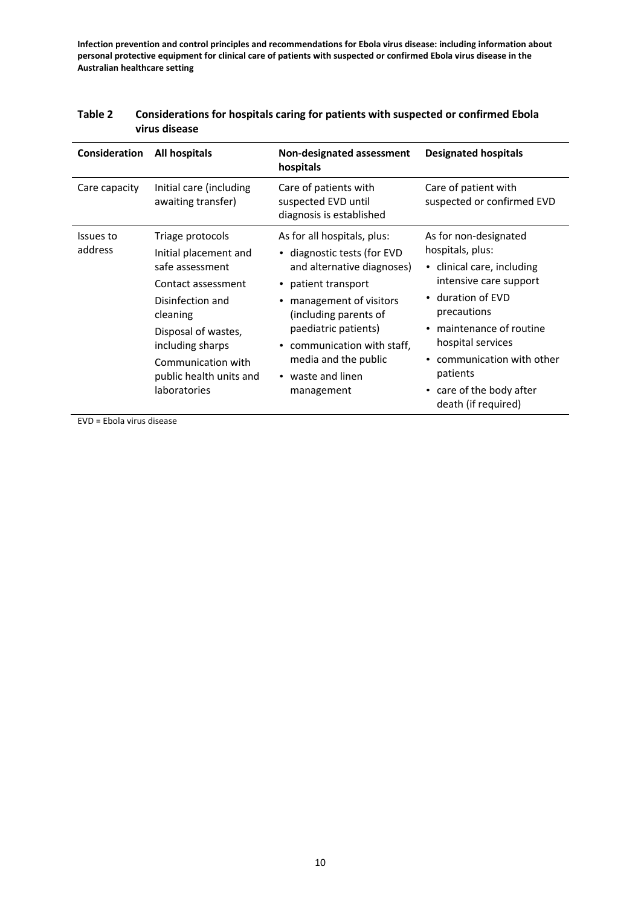**Table 2 Considerations for hospitals caring for patients with suspected or confirmed Ebola virus disease**

| Consideration | All hospitals | Non-designated assessment hospitals | Designated hospitals |
|---|---|---|---|
| Care capacity | Initial care (including awaiting transfer) | Care of patients with suspected EVD until diagnosis is established | Care of patient with suspected or confirmed EVD |
| Issues to address | Triage protocols<br>Initial placement and safe assessment<br>Contact assessment<br>Disinfection and cleaning<br>Disposal of wastes, including sharps<br>Communication with public health units and laboratories | As for all hospitals, plus:<br>• diagnostic tests (for EVD and alternative diagnoses)<br>• patient transport<br>• management of visitors (including parents of paediatric patients)<br>• communication with staff, media and the public<br>• waste and linen management | As for non-designated hospitals, plus:<br>• clinical care, including intensive care support<br>• duration of EVD precautions<br>• maintenance of routine hospital services<br>• communication with other patients<br>• care of the body after death (if required) |

EVD = Ebola virus disease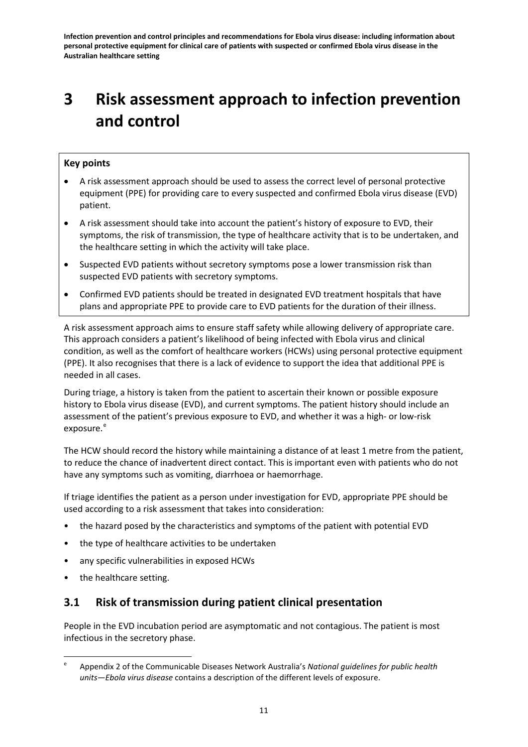# 3 Risk assessment approach to infection prevention and control

**Key points**

- A risk assessment approach should be used to assess the correct level of personal protective equipment (PPE) for providing care to every suspected and confirmed Ebola virus disease (EVD) patient.
- A risk assessment should take into account the patient's history of exposure to EVD, their symptoms, the risk of transmission, the type of healthcare activity that is to be undertaken, and the healthcare setting in which the activity will take place.
- Suspected EVD patients without secretory symptoms pose a lower transmission risk than suspected EVD patients with secretory symptoms.
- Confirmed EVD patients should be treated in designated EVD treatment hospitals that have plans and appropriate PPE to provide care to EVD patients for the duration of their illness.

A risk assessment approach aims to ensure staff safety while allowing delivery of appropriate care. This approach considers a patient's likelihood of being infected with Ebola virus and clinical condition, as well as the comfort of healthcare workers (HCWs) using personal protective equipment (PPE). It also recognises that there is a lack of evidence to support the idea that additional PPE is needed in all cases.

During triage, a history is taken from the patient to ascertain their known or possible exposure history to Ebola virus disease (EVD), and current symptoms. The patient history should include an assessment of the patient's previous exposure to EVD, and whether it was a high- or low-risk exposure.[e]

The HCW should record the history while maintaining a distance of at least 1 metre from the patient, to reduce the chance of inadvertent direct contact. This is important even with patients who do not have any symptoms such as vomiting, diarrhoea or haemorrhage.

If triage identifies the patient as a person under investigation for EVD, appropriate PPE should be used according to a risk assessment that takes into consideration:

- the hazard posed by the characteristics and symptoms of the patient with potential EVD
- the type of healthcare activities to be undertaken
- any specific vulnerabilities in exposed HCWs
- the healthcare setting.

## 3.1 Risk of transmission during patient clinical presentation

People in the EVD incubation period are asymptomatic and not contagious. The patient is most infectious in the secretory phase.

[e] Appendix 2 of the Communicable Diseases Network Australia's *National guidelines for public health units—Ebola virus disease* contains a description of the different levels of exposure.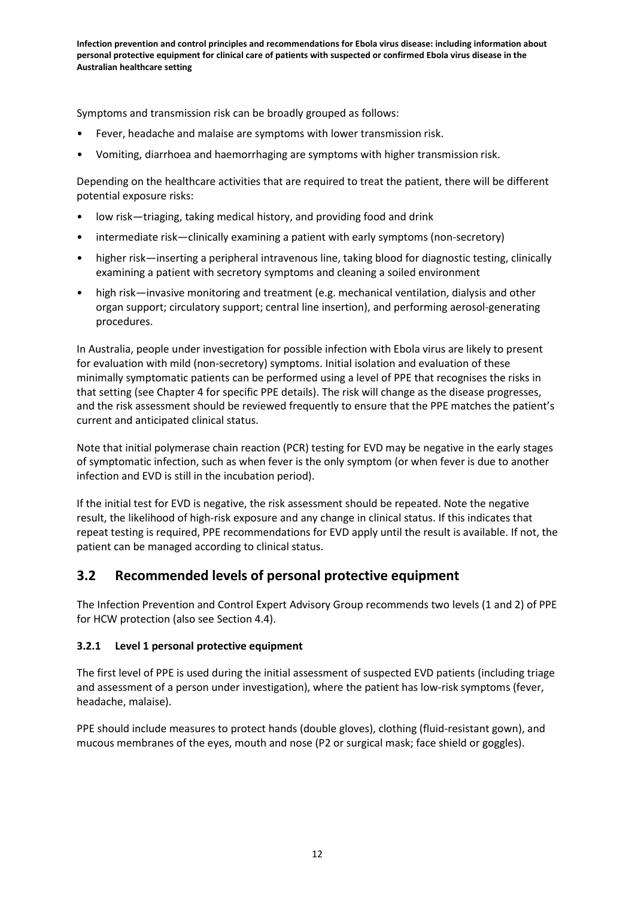Symptoms and transmission risk can be broadly grouped as follows:

- Fever, headache and malaise are symptoms with lower transmission risk.
- Vomiting, diarrhoea and haemorrhaging are symptoms with higher transmission risk.

Depending on the healthcare activities that are required to treat the patient, there will be different potential exposure risks:

- low risk—triaging, taking medical history, and providing food and drink
- intermediate risk—clinically examining a patient with early symptoms (non-secretory)
- higher risk—inserting a peripheral intravenous line, taking blood for diagnostic testing, clinically examining a patient with secretory symptoms and cleaning a soiled environment
- high risk—invasive monitoring and treatment (e.g. mechanical ventilation, dialysis and other organ support; circulatory support; central line insertion), and performing aerosol-generating procedures.

In Australia, people under investigation for possible infection with Ebola virus are likely to present for evaluation with mild (non-secretory) symptoms. Initial isolation and evaluation of these minimally symptomatic patients can be performed using a level of PPE that recognises the risks in that setting (see Chapter 4 for specific PPE details). The risk will change as the disease progresses, and the risk assessment should be reviewed frequently to ensure that the PPE matches the patient's current and anticipated clinical status.

Note that initial polymerase chain reaction (PCR) testing for EVD may be negative in the early stages of symptomatic infection, such as when fever is the only symptom (or when fever is due to another infection and EVD is still in the incubation period).

If the initial test for EVD is negative, the risk assessment should be repeated. Note the negative result, the likelihood of high-risk exposure and any change in clinical status. If this indicates that repeat testing is required, PPE recommendations for EVD apply until the result is available. If not, the patient can be managed according to clinical status.

## 3.2 Recommended levels of personal protective equipment

The Infection Prevention and Control Expert Advisory Group recommends two levels (1 and 2) of PPE for HCW protection (also see Section 4.4).

### 3.2.1 Level 1 personal protective equipment

The first level of PPE is used during the initial assessment of suspected EVD patients (including triage and assessment of a person under investigation), where the patient has low-risk symptoms (fever, headache, malaise).

PPE should include measures to protect hands (double gloves), clothing (fluid-resistant gown), and mucous membranes of the eyes, mouth and nose (P2 or surgical mask; face shield or goggles).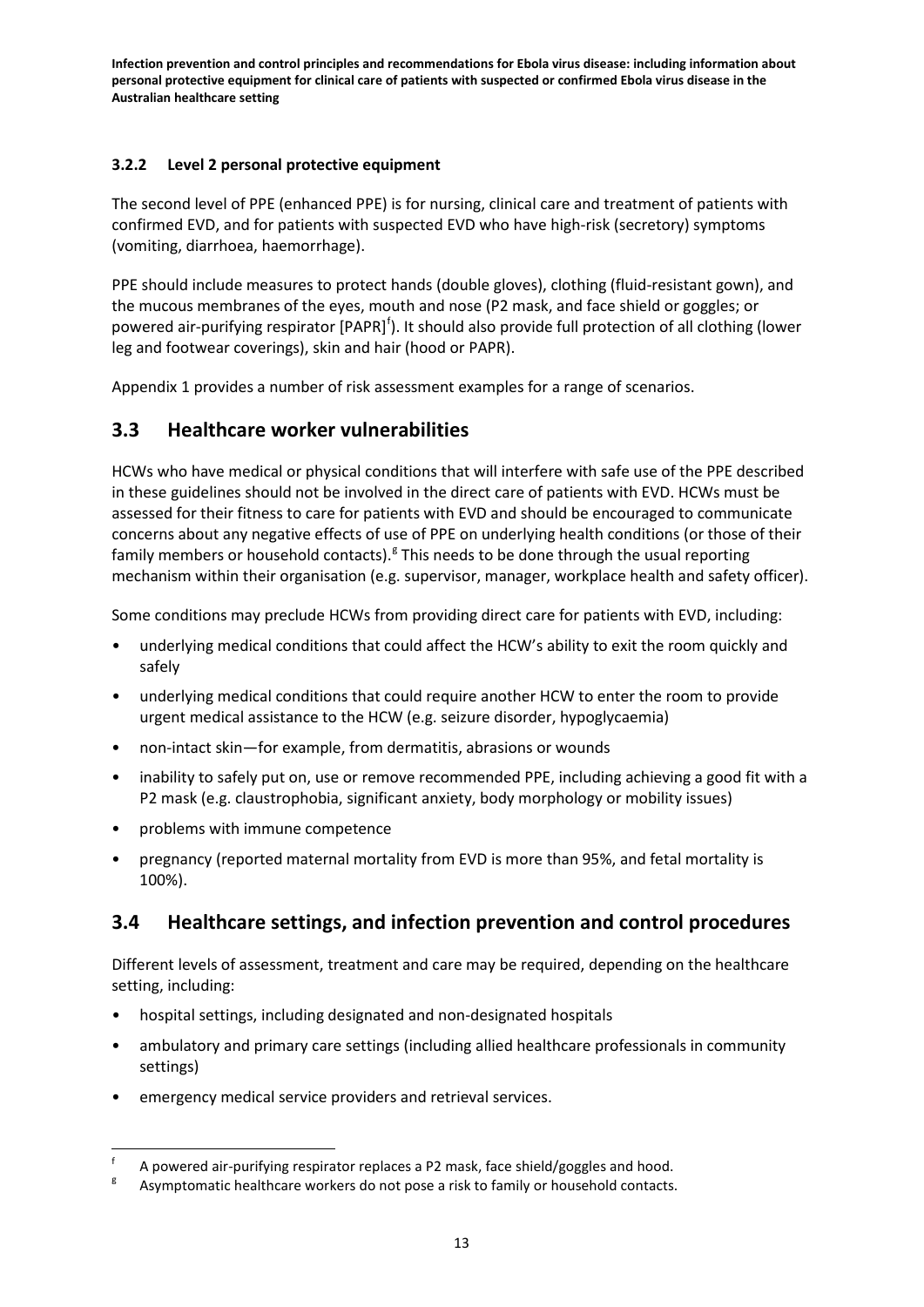### 3.2.2 Level 2 personal protective equipment

The second level of PPE (enhanced PPE) is for nursing, clinical care and treatment of patients with confirmed EVD, and for patients with suspected EVD who have high-risk (secretory) symptoms (vomiting, diarrhoea, haemorrhage).

PPE should include measures to protect hands (double gloves), clothing (fluid-resistant gown), and the mucous membranes of the eyes, mouth and nose (P2 mask, and face shield or goggles; or powered air-purifying respirator [PAPR][f]). It should also provide full protection of all clothing (lower leg and footwear coverings), skin and hair (hood or PAPR).

Appendix 1 provides a number of risk assessment examples for a range of scenarios.

## 3.3 Healthcare worker vulnerabilities

HCWs who have medical or physical conditions that will interfere with safe use of the PPE described in these guidelines should not be involved in the direct care of patients with EVD. HCWs must be assessed for their fitness to care for patients with EVD and should be encouraged to communicate concerns about any negative effects of use of PPE on underlying health conditions (or those of their family members or household contacts).[g] This needs to be done through the usual reporting mechanism within their organisation (e.g. supervisor, manager, workplace health and safety officer).

Some conditions may preclude HCWs from providing direct care for patients with EVD, including:

- underlying medical conditions that could affect the HCW's ability to exit the room quickly and safely
- underlying medical conditions that could require another HCW to enter the room to provide urgent medical assistance to the HCW (e.g. seizure disorder, hypoglycaemia)
- non-intact skin—for example, from dermatitis, abrasions or wounds
- inability to safely put on, use or remove recommended PPE, including achieving a good fit with a P2 mask (e.g. claustrophobia, significant anxiety, body morphology or mobility issues)
- problems with immune competence
- pregnancy (reported maternal mortality from EVD is more than 95%, and fetal mortality is 100%).

## 3.4 Healthcare settings, and infection prevention and control procedures

Different levels of assessment, treatment and care may be required, depending on the healthcare setting, including:

- hospital settings, including designated and non-designated hospitals
- ambulatory and primary care settings (including allied healthcare professionals in community settings)
- emergency medical service providers and retrieval services.

---

[f] A powered air-purifying respirator replaces a P2 mask, face shield/goggles and hood.

[g] Asymptomatic healthcare workers do not pose a risk to family or household contacts.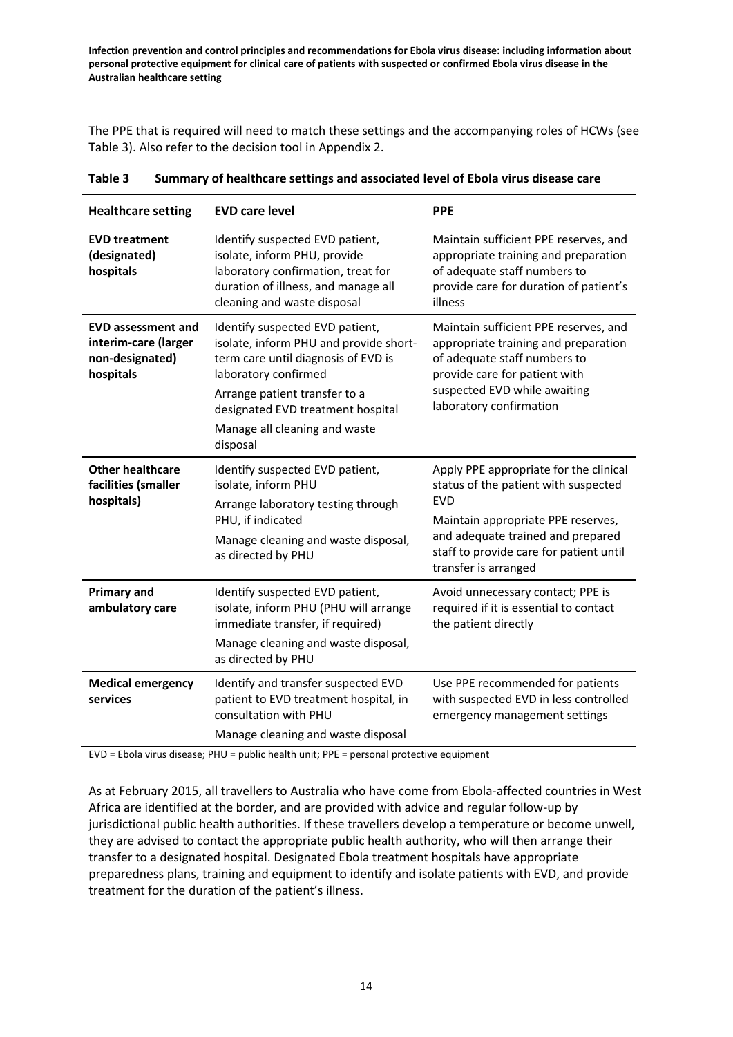The PPE that is required will need to match these settings and the accompanying roles of HCWs (see Table 3). Also refer to the decision tool in Appendix 2.

**Table 3 Summary of healthcare settings and associated level of Ebola virus disease care**

| Healthcare setting | EVD care level | PPE |
|---|---|---|
| **EVD treatment (designated) hospitals** | Identify suspected EVD patient, isolate, inform PHU, provide laboratory confirmation, treat for duration of illness, and manage all cleaning and waste disposal | Maintain sufficient PPE reserves, and appropriate training and preparation of adequate staff numbers to provide care for duration of patient's illness |
| **EVD assessment and interim-care (larger non-designated) hospitals** | Identify suspected EVD patient, isolate, inform PHU and provide short-term care until diagnosis of EVD is laboratory confirmed<br>Arrange patient transfer to a designated EVD treatment hospital<br>Manage all cleaning and waste disposal | Maintain sufficient PPE reserves, and appropriate training and preparation of adequate staff numbers to provide care for patient with suspected EVD while awaiting laboratory confirmation |
| **Other healthcare facilities (smaller hospitals)** | Identify suspected EVD patient, isolate, inform PHU<br>Arrange laboratory testing through PHU, if indicated<br>Manage cleaning and waste disposal, as directed by PHU | Apply PPE appropriate for the clinical status of the patient with suspected EVD<br>Maintain appropriate PPE reserves, and adequate trained and prepared staff to provide care for patient until transfer is arranged |
| **Primary and ambulatory care** | Identify suspected EVD patient, isolate, inform PHU (PHU will arrange immediate transfer, if required)<br>Manage cleaning and waste disposal, as directed by PHU | Avoid unnecessary contact; PPE is required if it is essential to contact the patient directly |
| **Medical emergency services** | Identify and transfer suspected EVD patient to EVD treatment hospital, in consultation with PHU<br>Manage cleaning and waste disposal | Use PPE recommended for patients with suspected EVD in less controlled emergency management settings |

EVD = Ebola virus disease; PHU = public health unit; PPE = personal protective equipment

As at February 2015, all travellers to Australia who have come from Ebola-affected countries in West Africa are identified at the border, and are provided with advice and regular follow-up by jurisdictional public health authorities. If these travellers develop a temperature or become unwell, they are advised to contact the appropriate public health authority, who will then arrange their transfer to a designated hospital. Designated Ebola treatment hospitals have appropriate preparedness plans, training and equipment to identify and isolate patients with EVD, and provide treatment for the duration of the patient's illness.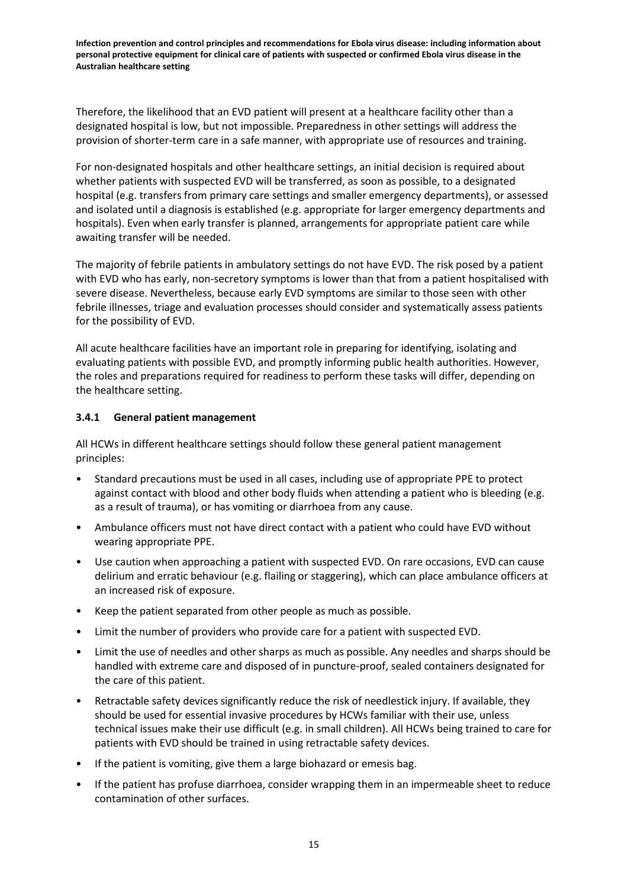Therefore, the likelihood that an EVD patient will present at a healthcare facility other than a designated hospital is low, but not impossible. Preparedness in other settings will address the provision of shorter-term care in a safe manner, with appropriate use of resources and training.

For non-designated hospitals and other healthcare settings, an initial decision is required about whether patients with suspected EVD will be transferred, as soon as possible, to a designated hospital (e.g. transfers from primary care settings and smaller emergency departments), or assessed and isolated until a diagnosis is established (e.g. appropriate for larger emergency departments and hospitals). Even when early transfer is planned, arrangements for appropriate patient care while awaiting transfer will be needed.

The majority of febrile patients in ambulatory settings do not have EVD. The risk posed by a patient with EVD who has early, non-secretory symptoms is lower than that from a patient hospitalised with severe disease. Nevertheless, because early EVD symptoms are similar to those seen with other febrile illnesses, triage and evaluation processes should consider and systematically assess patients for the possibility of EVD.

All acute healthcare facilities have an important role in preparing for identifying, isolating and evaluating patients with possible EVD, and promptly informing public health authorities. However, the roles and preparations required for readiness to perform these tasks will differ, depending on the healthcare setting.

### 3.4.1 General patient management

All HCWs in different healthcare settings should follow these general patient management principles:

- Standard precautions must be used in all cases, including use of appropriate PPE to protect against contact with blood and other body fluids when attending a patient who is bleeding (e.g. as a result of trauma), or has vomiting or diarrhoea from any cause.
- Ambulance officers must not have direct contact with a patient who could have EVD without wearing appropriate PPE.
- Use caution when approaching a patient with suspected EVD. On rare occasions, EVD can cause delirium and erratic behaviour (e.g. flailing or staggering), which can place ambulance officers at an increased risk of exposure.
- Keep the patient separated from other people as much as possible.
- Limit the number of providers who provide care for a patient with suspected EVD.
- Limit the use of needles and other sharps as much as possible. Any needles and sharps should be handled with extreme care and disposed of in puncture-proof, sealed containers designated for the care of this patient.
- Retractable safety devices significantly reduce the risk of needlestick injury. If available, they should be used for essential invasive procedures by HCWs familiar with their use, unless technical issues make their use difficult (e.g. in small children). All HCWs being trained to care for patients with EVD should be trained in using retractable safety devices.
- If the patient is vomiting, give them a large biohazard or emesis bag.
- If the patient has profuse diarrhoea, consider wrapping them in an impermeable sheet to reduce contamination of other surfaces.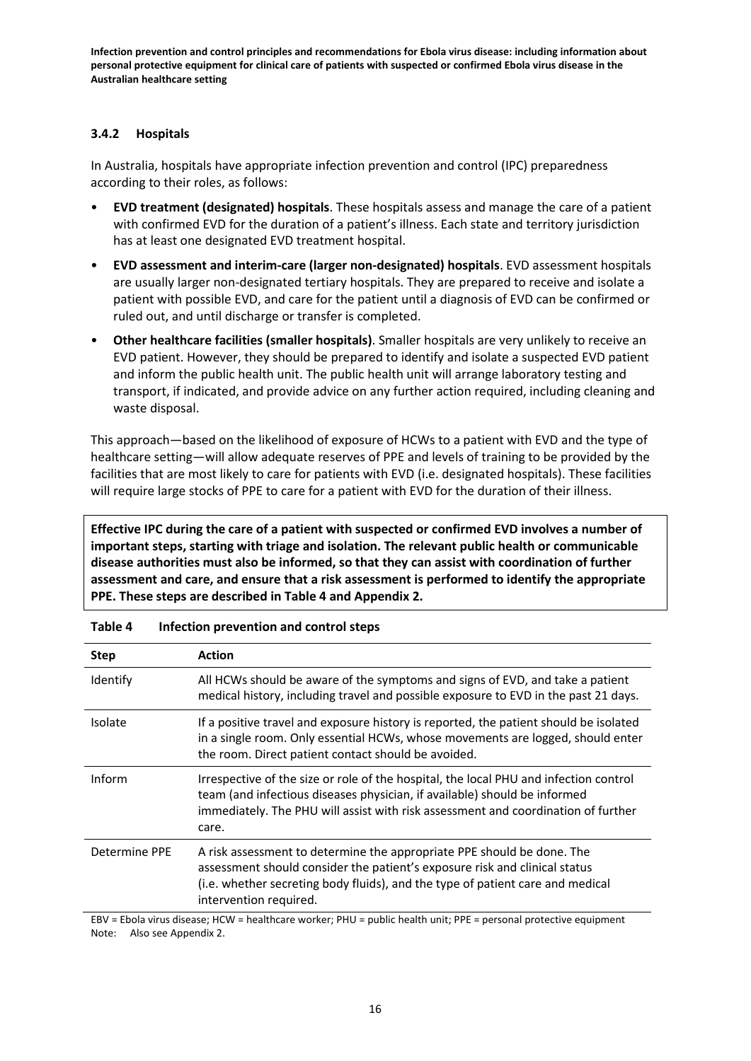### 3.4.2 Hospitals

In Australia, hospitals have appropriate infection prevention and control (IPC) preparedness according to their roles, as follows:

- **EVD treatment (designated) hospitals**. These hospitals assess and manage the care of a patient with confirmed EVD for the duration of a patient's illness. Each state and territory jurisdiction has at least one designated EVD treatment hospital.
- **EVD assessment and interim-care (larger non-designated) hospitals**. EVD assessment hospitals are usually larger non-designated tertiary hospitals. They are prepared to receive and isolate a patient with possible EVD, and care for the patient until a diagnosis of EVD can be confirmed or ruled out, and until discharge or transfer is completed.
- **Other healthcare facilities (smaller hospitals)**. Smaller hospitals are very unlikely to receive an EVD patient. However, they should be prepared to identify and isolate a suspected EVD patient and inform the public health unit. The public health unit will arrange laboratory testing and transport, if indicated, and provide advice on any further action required, including cleaning and waste disposal.

This approach—based on the likelihood of exposure of HCWs to a patient with EVD and the type of healthcare setting—will allow adequate reserves of PPE and levels of training to be provided by the facilities that are most likely to care for patients with EVD (i.e. designated hospitals). These facilities will require large stocks of PPE to care for a patient with EVD for the duration of their illness.

**Effective IPC during the care of a patient with suspected or confirmed EVD involves a number of important steps, starting with triage and isolation. The relevant public health or communicable disease authorities must also be informed, so that they can assist with coordination of further assessment and care, and ensure that a risk assessment is performed to identify the appropriate PPE. These steps are described in Table 4 and Appendix 2.**

**Table 4 Infection prevention and control steps**

| Step | Action |
|---|---|
| Identify | All HCWs should be aware of the symptoms and signs of EVD, and take a patient medical history, including travel and possible exposure to EVD in the past 21 days. |
| Isolate | If a positive travel and exposure history is reported, the patient should be isolated in a single room. Only essential HCWs, whose movements are logged, should enter the room. Direct patient contact should be avoided. |
| Inform | Irrespective of the size or role of the hospital, the local PHU and infection control team (and infectious diseases physician, if available) should be informed immediately. The PHU will assist with risk assessment and coordination of further care. |
| Determine PPE | A risk assessment to determine the appropriate PPE should be done. The assessment should consider the patient's exposure risk and clinical status (i.e. whether secreting body fluids), and the type of patient care and medical intervention required. |

EBV = Ebola virus disease; HCW = healthcare worker; PHU = public health unit; PPE = personal protective equipment
Note: Also see Appendix 2.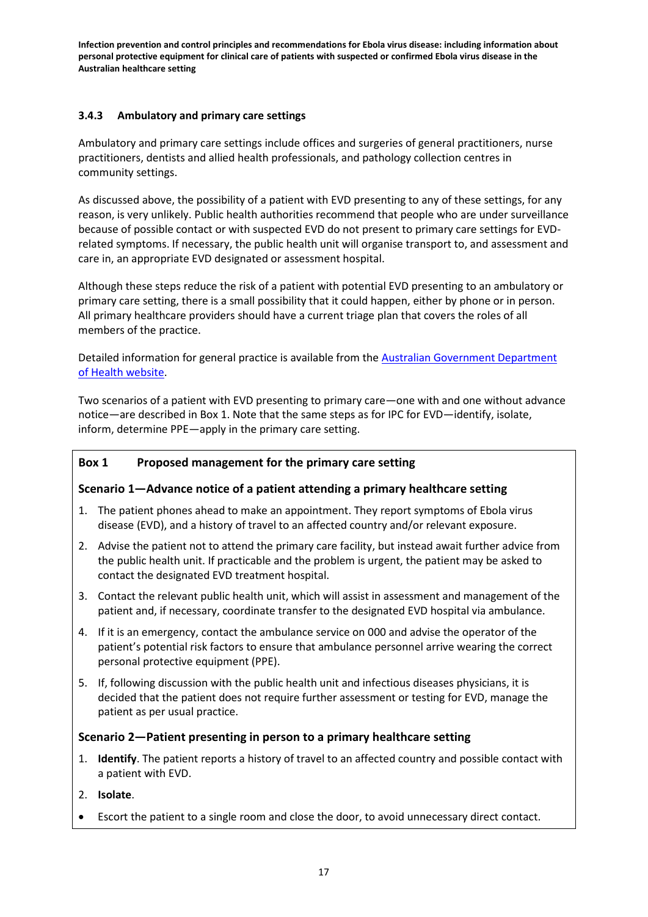### 3.4.3 Ambulatory and primary care settings

Ambulatory and primary care settings include offices and surgeries of general practitioners, nurse practitioners, dentists and allied health professionals, and pathology collection centres in community settings.

As discussed above, the possibility of a patient with EVD presenting to any of these settings, for any reason, is very unlikely. Public health authorities recommend that people who are under surveillance because of possible contact or with suspected EVD do not present to primary care settings for EVD-related symptoms. If necessary, the public health unit will organise transport to, and assessment and care in, an appropriate EVD designated or assessment hospital.

Although these steps reduce the risk of a patient with potential EVD presenting to an ambulatory or primary care setting, there is a small possibility that it could happen, either by phone or in person. All primary healthcare providers should have a current triage plan that covers the roles of all members of the practice.

Detailed information for general practice is available from the Australian Government Department of Health website.

Two scenarios of a patient with EVD presenting to primary care—one with and one without advance notice—are described in Box 1. Note that the same steps as for IPC for EVD—identify, isolate, inform, determine PPE—apply in the primary care setting.

**Box 1 Proposed management for the primary care setting**

**Scenario 1—Advance notice of a patient attending a primary healthcare setting**

1. The patient phones ahead to make an appointment. They report symptoms of Ebola virus disease (EVD), and a history of travel to an affected country and/or relevant exposure.
2. Advise the patient not to attend the primary care facility, but instead await further advice from the public health unit. If practicable and the problem is urgent, the patient may be asked to contact the designated EVD treatment hospital.
3. Contact the relevant public health unit, which will assist in assessment and management of the patient and, if necessary, coordinate transfer to the designated EVD hospital via ambulance.
4. If it is an emergency, contact the ambulance service on 000 and advise the operator of the patient's potential risk factors to ensure that ambulance personnel arrive wearing the correct personal protective equipment (PPE).
5. If, following discussion with the public health unit and infectious diseases physicians, it is decided that the patient does not require further assessment or testing for EVD, manage the patient as per usual practice.

**Scenario 2—Patient presenting in person to a primary healthcare setting**

1. **Identify**. The patient reports a history of travel to an affected country and possible contact with a patient with EVD.
2. **Isolate**.

- Escort the patient to a single room and close the door, to avoid unnecessary direct contact.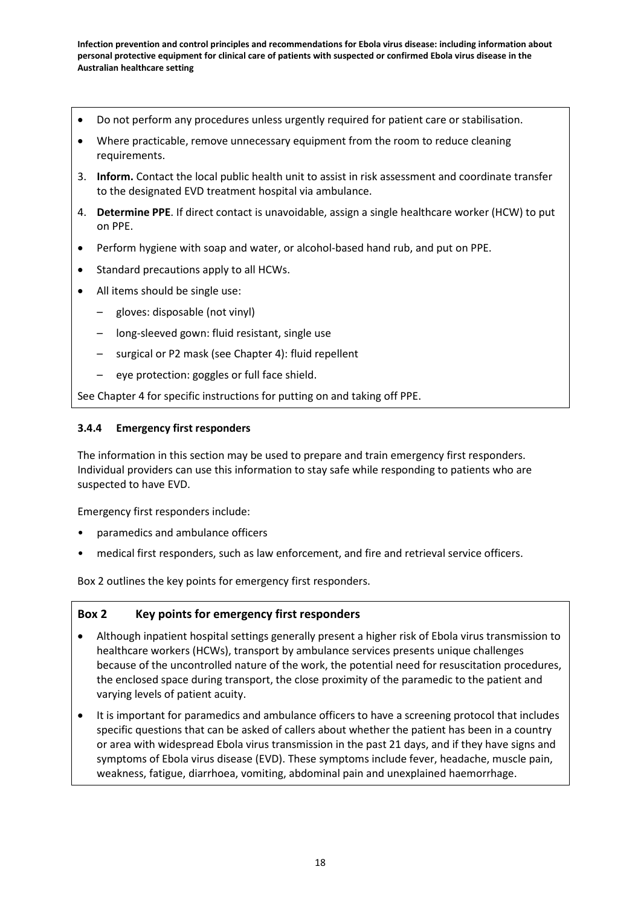- Do not perform any procedures unless urgently required for patient care or stabilisation.
- Where practicable, remove unnecessary equipment from the room to reduce cleaning requirements.

3. **Inform.** Contact the local public health unit to assist in risk assessment and coordinate transfer to the designated EVD treatment hospital via ambulance.
4. **Determine PPE**. If direct contact is unavoidable, assign a single healthcare worker (HCW) to put on PPE.

- Perform hygiene with soap and water, or alcohol-based hand rub, and put on PPE.
- Standard precautions apply to all HCWs.
- All items should be single use:
  - gloves: disposable (not vinyl)
  - long-sleeved gown: fluid resistant, single use
  - surgical or P2 mask (see Chapter 4): fluid repellent
  - eye protection: goggles or full face shield.

See Chapter 4 for specific instructions for putting on and taking off PPE.

### 3.4.4 Emergency first responders

The information in this section may be used to prepare and train emergency first responders. Individual providers can use this information to stay safe while responding to patients who are suspected to have EVD.

Emergency first responders include:

- paramedics and ambulance officers
- medical first responders, such as law enforcement, and fire and retrieval service officers.

Box 2 outlines the key points for emergency first responders.

**Box 2 Key points for emergency first responders**

- Although inpatient hospital settings generally present a higher risk of Ebola virus transmission to healthcare workers (HCWs), transport by ambulance services presents unique challenges because of the uncontrolled nature of the work, the potential need for resuscitation procedures, the enclosed space during transport, the close proximity of the paramedic to the patient and varying levels of patient acuity.
- It is important for paramedics and ambulance officers to have a screening protocol that includes specific questions that can be asked of callers about whether the patient has been in a country or area with widespread Ebola virus transmission in the past 21 days, and if they have signs and symptoms of Ebola virus disease (EVD). These symptoms include fever, headache, muscle pain, weakness, fatigue, diarrhoea, vomiting, abdominal pain and unexplained haemorrhage.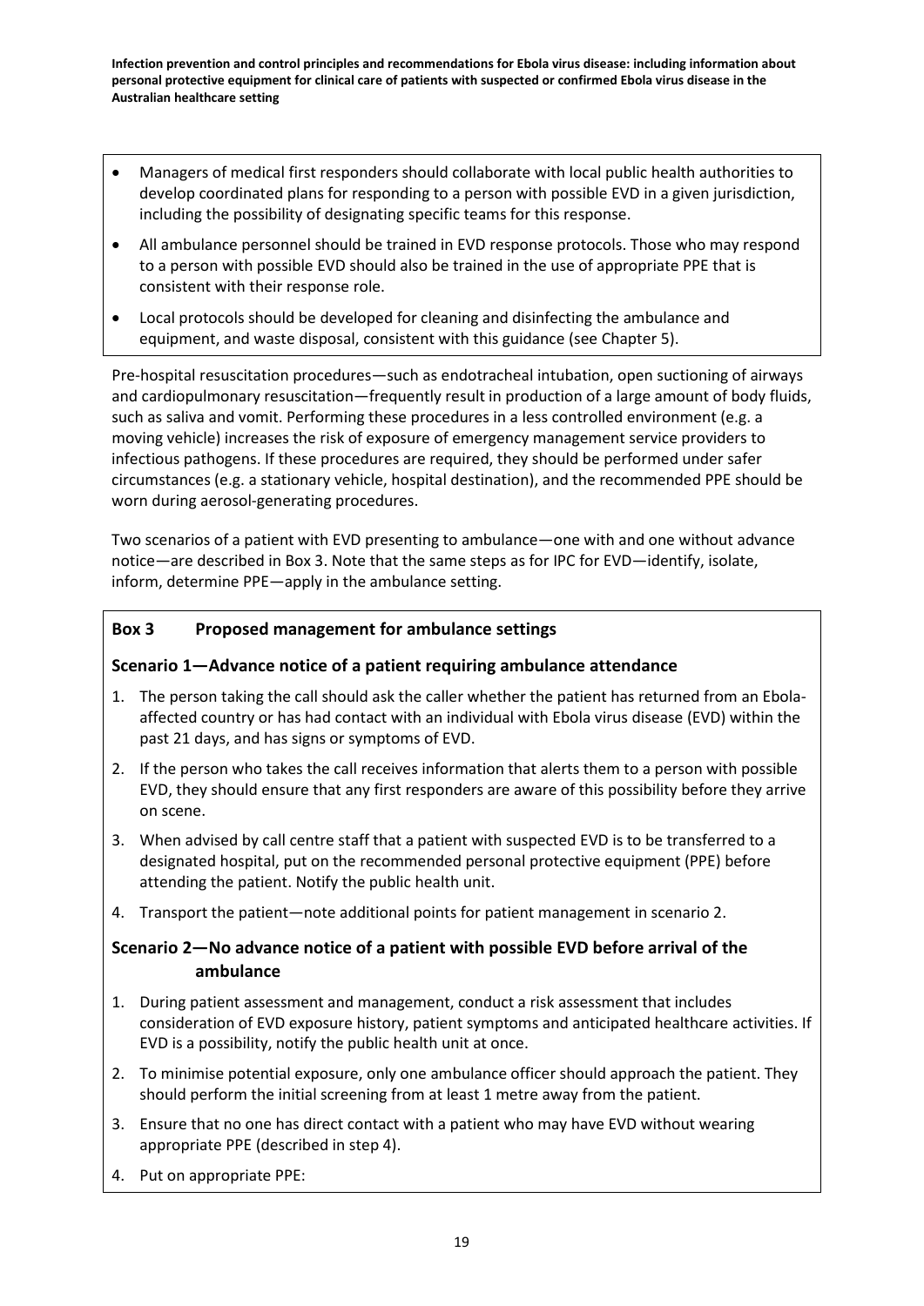- Managers of medical first responders should collaborate with local public health authorities to develop coordinated plans for responding to a person with possible EVD in a given jurisdiction, including the possibility of designating specific teams for this response.
- All ambulance personnel should be trained in EVD response protocols. Those who may respond to a person with possible EVD should also be trained in the use of appropriate PPE that is consistent with their response role.
- Local protocols should be developed for cleaning and disinfecting the ambulance and equipment, and waste disposal, consistent with this guidance (see Chapter 5).

Pre-hospital resuscitation procedures—such as endotracheal intubation, open suctioning of airways and cardiopulmonary resuscitation—frequently result in production of a large amount of body fluids, such as saliva and vomit. Performing these procedures in a less controlled environment (e.g. a moving vehicle) increases the risk of exposure of emergency management service providers to infectious pathogens. If these procedures are required, they should be performed under safer circumstances (e.g. a stationary vehicle, hospital destination), and the recommended PPE should be worn during aerosol-generating procedures.

Two scenarios of a patient with EVD presenting to ambulance—one with and one without advance notice—are described in Box 3. Note that the same steps as for IPC for EVD—identify, isolate, inform, determine PPE—apply in the ambulance setting.

### Box 3 Proposed management for ambulance settings

**Scenario 1—Advance notice of a patient requiring ambulance attendance**

1. The person taking the call should ask the caller whether the patient has returned from an Ebola-affected country or has had contact with an individual with Ebola virus disease (EVD) within the past 21 days, and has signs or symptoms of EVD.
2. If the person who takes the call receives information that alerts them to a person with possible EVD, they should ensure that any first responders are aware of this possibility before they arrive on scene.
3. When advised by call centre staff that a patient with suspected EVD is to be transferred to a designated hospital, put on the recommended personal protective equipment (PPE) before attending the patient. Notify the public health unit.
4. Transport the patient—note additional points for patient management in scenario 2.

**Scenario 2—No advance notice of a patient with possible EVD before arrival of the ambulance**

1. During patient assessment and management, conduct a risk assessment that includes consideration of EVD exposure history, patient symptoms and anticipated healthcare activities. If EVD is a possibility, notify the public health unit at once.
2. To minimise potential exposure, only one ambulance officer should approach the patient. They should perform the initial screening from at least 1 metre away from the patient.
3. Ensure that no one has direct contact with a patient who may have EVD without wearing appropriate PPE (described in step 4).
4. Put on appropriate PPE: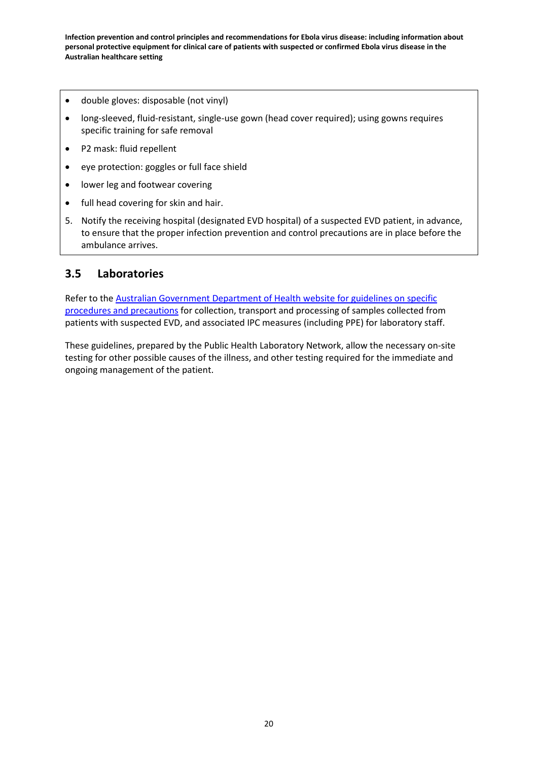- double gloves: disposable (not vinyl)
- long-sleeved, fluid-resistant, single-use gown (head cover required); using gowns requires specific training for safe removal
- P2 mask: fluid repellent
- eye protection: goggles or full face shield
- lower leg and footwear covering
- full head covering for skin and hair.

5. Notify the receiving hospital (designated EVD hospital) of a suspected EVD patient, in advance, to ensure that the proper infection prevention and control precautions are in place before the ambulance arrives.

## 3.5 Laboratories

Refer to the [Australian Government Department of Health website for guidelines on specific procedures and precautions] for collection, transport and processing of samples collected from patients with suspected EVD, and associated IPC measures (including PPE) for laboratory staff.

These guidelines, prepared by the Public Health Laboratory Network, allow the necessary on-site testing for other possible causes of the illness, and other testing required for the immediate and ongoing management of the patient.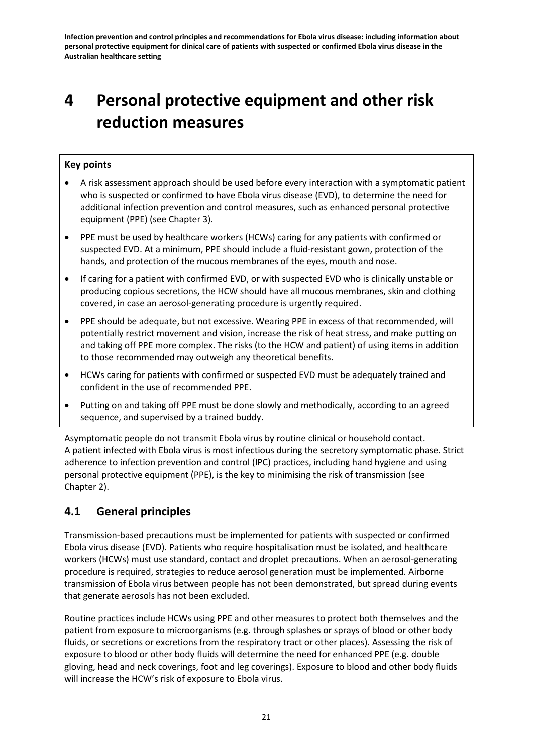# 4 Personal protective equipment and other risk reduction measures

**Key points**

- A risk assessment approach should be used before every interaction with a symptomatic patient who is suspected or confirmed to have Ebola virus disease (EVD), to determine the need for additional infection prevention and control measures, such as enhanced personal protective equipment (PPE) (see Chapter 3).
- PPE must be used by healthcare workers (HCWs) caring for any patients with confirmed or suspected EVD. At a minimum, PPE should include a fluid-resistant gown, protection of the hands, and protection of the mucous membranes of the eyes, mouth and nose.
- If caring for a patient with confirmed EVD, or with suspected EVD who is clinically unstable or producing copious secretions, the HCW should have all mucous membranes, skin and clothing covered, in case an aerosol-generating procedure is urgently required.
- PPE should be adequate, but not excessive. Wearing PPE in excess of that recommended, will potentially restrict movement and vision, increase the risk of heat stress, and make putting on and taking off PPE more complex. The risks (to the HCW and patient) of using items in addition to those recommended may outweigh any theoretical benefits.
- HCWs caring for patients with confirmed or suspected EVD must be adequately trained and confident in the use of recommended PPE.
- Putting on and taking off PPE must be done slowly and methodically, according to an agreed sequence, and supervised by a trained buddy.

Asymptomatic people do not transmit Ebola virus by routine clinical or household contact. A patient infected with Ebola virus is most infectious during the secretory symptomatic phase. Strict adherence to infection prevention and control (IPC) practices, including hand hygiene and using personal protective equipment (PPE), is the key to minimising the risk of transmission (see Chapter 2).

## 4.1 General principles

Transmission-based precautions must be implemented for patients with suspected or confirmed Ebola virus disease (EVD). Patients who require hospitalisation must be isolated, and healthcare workers (HCWs) must use standard, contact and droplet precautions. When an aerosol-generating procedure is required, strategies to reduce aerosol generation must be implemented. Airborne transmission of Ebola virus between people has not been demonstrated, but spread during events that generate aerosols has not been excluded.

Routine practices include HCWs using PPE and other measures to protect both themselves and the patient from exposure to microorganisms (e.g. through splashes or sprays of blood or other body fluids, or secretions or excretions from the respiratory tract or other places). Assessing the risk of exposure to blood or other body fluids will determine the need for enhanced PPE (e.g. double gloving, head and neck coverings, foot and leg coverings). Exposure to blood and other body fluids will increase the HCW's risk of exposure to Ebola virus.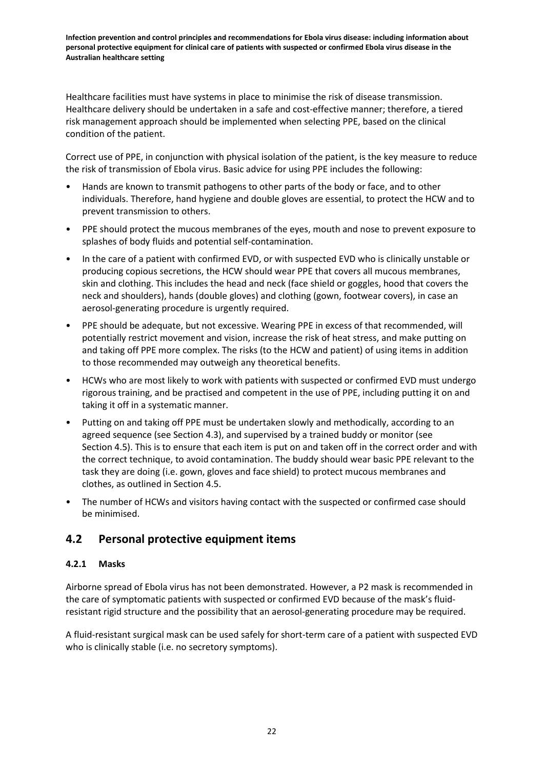Healthcare facilities must have systems in place to minimise the risk of disease transmission. Healthcare delivery should be undertaken in a safe and cost-effective manner; therefore, a tiered risk management approach should be implemented when selecting PPE, based on the clinical condition of the patient.

Correct use of PPE, in conjunction with physical isolation of the patient, is the key measure to reduce the risk of transmission of Ebola virus. Basic advice for using PPE includes the following:

- Hands are known to transmit pathogens to other parts of the body or face, and to other individuals. Therefore, hand hygiene and double gloves are essential, to protect the HCW and to prevent transmission to others.
- PPE should protect the mucous membranes of the eyes, mouth and nose to prevent exposure to splashes of body fluids and potential self-contamination.
- In the care of a patient with confirmed EVD, or with suspected EVD who is clinically unstable or producing copious secretions, the HCW should wear PPE that covers all mucous membranes, skin and clothing. This includes the head and neck (face shield or goggles, hood that covers the neck and shoulders), hands (double gloves) and clothing (gown, footwear covers), in case an aerosol-generating procedure is urgently required.
- PPE should be adequate, but not excessive. Wearing PPE in excess of that recommended, will potentially restrict movement and vision, increase the risk of heat stress, and make putting on and taking off PPE more complex. The risks (to the HCW and patient) of using items in addition to those recommended may outweigh any theoretical benefits.
- HCWs who are most likely to work with patients with suspected or confirmed EVD must undergo rigorous training, and be practised and competent in the use of PPE, including putting it on and taking it off in a systematic manner.
- Putting on and taking off PPE must be undertaken slowly and methodically, according to an agreed sequence (see Section 4.3), and supervised by a trained buddy or monitor (see Section 4.5). This is to ensure that each item is put on and taken off in the correct order and with the correct technique, to avoid contamination. The buddy should wear basic PPE relevant to the task they are doing (i.e. gown, gloves and face shield) to protect mucous membranes and clothes, as outlined in Section 4.5.
- The number of HCWs and visitors having contact with the suspected or confirmed case should be minimised.

## 4.2 Personal protective equipment items

### 4.2.1 Masks

Airborne spread of Ebola virus has not been demonstrated. However, a P2 mask is recommended in the care of symptomatic patients with suspected or confirmed EVD because of the mask's fluid-resistant rigid structure and the possibility that an aerosol-generating procedure may be required.

A fluid-resistant surgical mask can be used safely for short-term care of a patient with suspected EVD who is clinically stable (i.e. no secretory symptoms).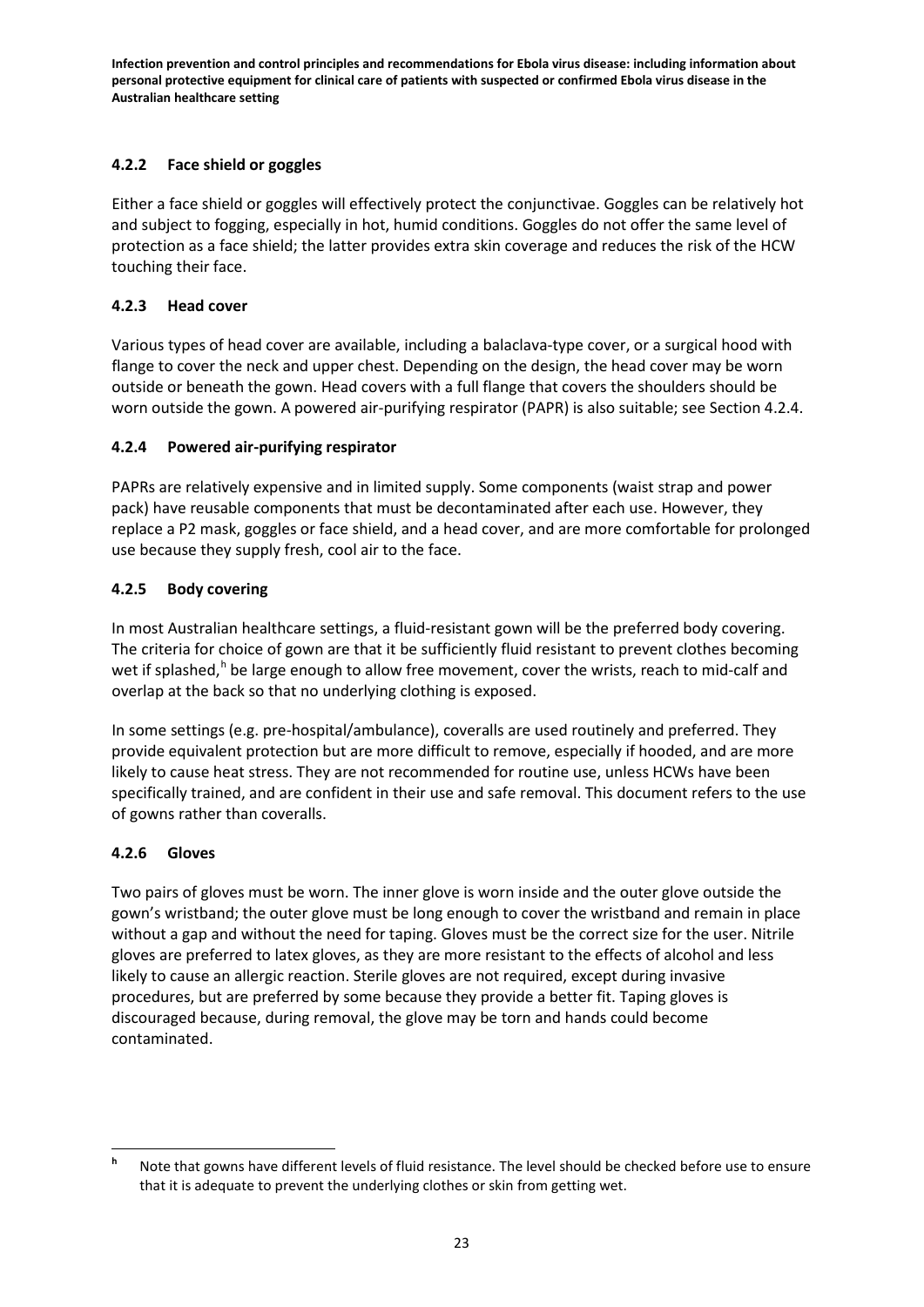### 4.2.2 Face shield or goggles

Either a face shield or goggles will effectively protect the conjunctivae. Goggles can be relatively hot and subject to fogging, especially in hot, humid conditions. Goggles do not offer the same level of protection as a face shield; the latter provides extra skin coverage and reduces the risk of the HCW touching their face.

### 4.2.3 Head cover

Various types of head cover are available, including a balaclava-type cover, or a surgical hood with flange to cover the neck and upper chest. Depending on the design, the head cover may be worn outside or beneath the gown. Head covers with a full flange that covers the shoulders should be worn outside the gown. A powered air-purifying respirator (PAPR) is also suitable; see Section 4.2.4.

### 4.2.4 Powered air-purifying respirator

PAPRs are relatively expensive and in limited supply. Some components (waist strap and power pack) have reusable components that must be decontaminated after each use. However, they replace a P2 mask, goggles or face shield, and a head cover, and are more comfortable for prolonged use because they supply fresh, cool air to the face.

### 4.2.5 Body covering

In most Australian healthcare settings, a fluid-resistant gown will be the preferred body covering. The criteria for choice of gown are that it be sufficiently fluid resistant to prevent clothes becoming wet if splashed,[h] be large enough to allow free movement, cover the wrists, reach to mid-calf and overlap at the back so that no underlying clothing is exposed.

In some settings (e.g. pre-hospital/ambulance), coveralls are used routinely and preferred. They provide equivalent protection but are more difficult to remove, especially if hooded, and are more likely to cause heat stress. They are not recommended for routine use, unless HCWs have been specifically trained, and are confident in their use and safe removal. This document refers to the use of gowns rather than coveralls.

### 4.2.6 Gloves

Two pairs of gloves must be worn. The inner glove is worn inside and the outer glove outside the gown's wristband; the outer glove must be long enough to cover the wristband and remain in place without a gap and without the need for taping. Gloves must be the correct size for the user. Nitrile gloves are preferred to latex gloves, as they are more resistant to the effects of alcohol and less likely to cause an allergic reaction. Sterile gloves are not required, except during invasive procedures, but are preferred by some because they provide a better fit. Taping gloves is discouraged because, during removal, the glove may be torn and hands could become contaminated.

---

[h] Note that gowns have different levels of fluid resistance. The level should be checked before use to ensure that it is adequate to prevent the underlying clothes or skin from getting wet.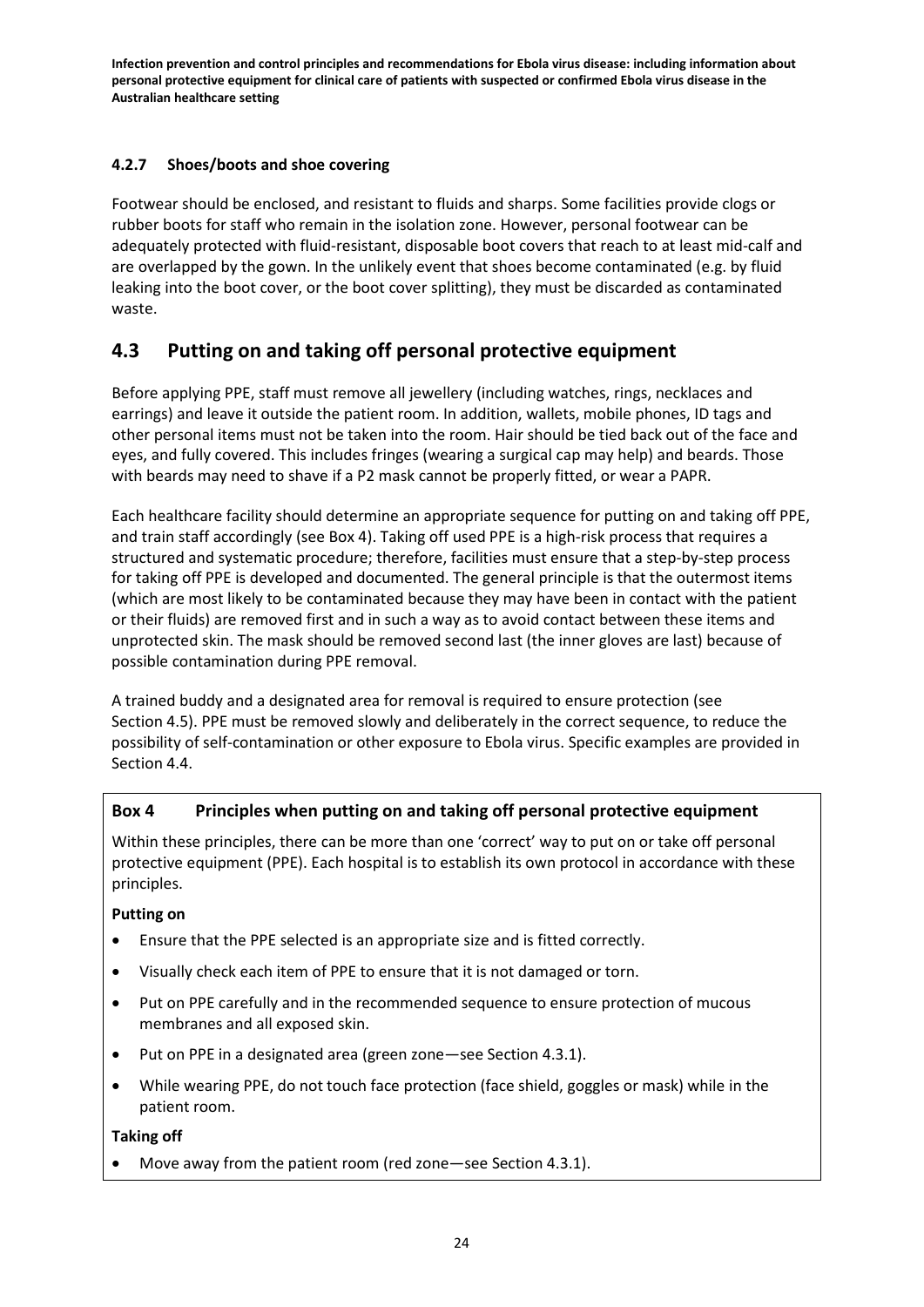#### 4.2.7 Shoes/boots and shoe covering

Footwear should be enclosed, and resistant to fluids and sharps. Some facilities provide clogs or rubber boots for staff who remain in the isolation zone. However, personal footwear can be adequately protected with fluid-resistant, disposable boot covers that reach to at least mid-calf and are overlapped by the gown. In the unlikely event that shoes become contaminated (e.g. by fluid leaking into the boot cover, or the boot cover splitting), they must be discarded as contaminated waste.

## 4.3 Putting on and taking off personal protective equipment

Before applying PPE, staff must remove all jewellery (including watches, rings, necklaces and earrings) and leave it outside the patient room. In addition, wallets, mobile phones, ID tags and other personal items must not be taken into the room. Hair should be tied back out of the face and eyes, and fully covered. This includes fringes (wearing a surgical cap may help) and beards. Those with beards may need to shave if a P2 mask cannot be properly fitted, or wear a PAPR.

Each healthcare facility should determine an appropriate sequence for putting on and taking off PPE, and train staff accordingly (see Box 4). Taking off used PPE is a high-risk process that requires a structured and systematic procedure; therefore, facilities must ensure that a step-by-step process for taking off PPE is developed and documented. The general principle is that the outermost items (which are most likely to be contaminated because they may have been in contact with the patient or their fluids) are removed first and in such a way as to avoid contact between these items and unprotected skin. The mask should be removed second last (the inner gloves are last) because of possible contamination during PPE removal.

A trained buddy and a designated area for removal is required to ensure protection (see Section 4.5). PPE must be removed slowly and deliberately in the correct sequence, to reduce the possibility of self-contamination or other exposure to Ebola virus. Specific examples are provided in Section 4.4.

**Box 4 Principles when putting on and taking off personal protective equipment**

Within these principles, there can be more than one 'correct' way to put on or take off personal protective equipment (PPE). Each hospital is to establish its own protocol in accordance with these principles.

**Putting on**

- Ensure that the PPE selected is an appropriate size and is fitted correctly.
- Visually check each item of PPE to ensure that it is not damaged or torn.
- Put on PPE carefully and in the recommended sequence to ensure protection of mucous membranes and all exposed skin.
- Put on PPE in a designated area (green zone—see Section 4.3.1).
- While wearing PPE, do not touch face protection (face shield, goggles or mask) while in the patient room.

**Taking off**

- Move away from the patient room (red zone—see Section 4.3.1).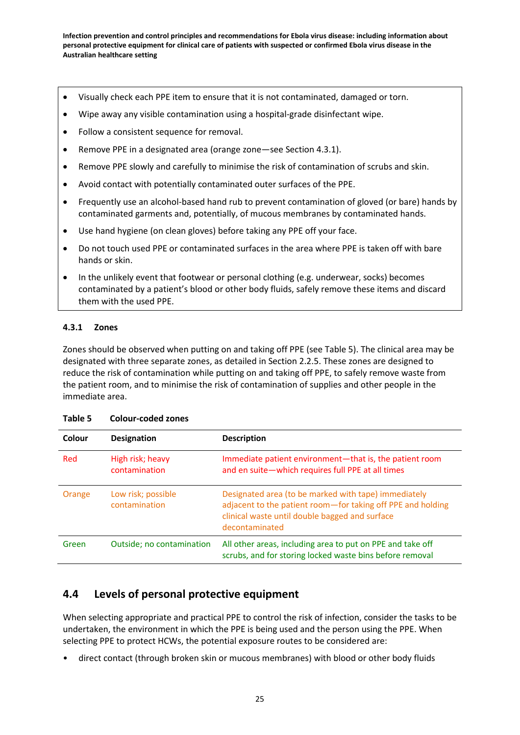- Visually check each PPE item to ensure that it is not contaminated, damaged or torn.
- Wipe away any visible contamination using a hospital-grade disinfectant wipe.
- Follow a consistent sequence for removal.
- Remove PPE in a designated area (orange zone—see Section 4.3.1).
- Remove PPE slowly and carefully to minimise the risk of contamination of scrubs and skin.
- Avoid contact with potentially contaminated outer surfaces of the PPE.
- Frequently use an alcohol-based hand rub to prevent contamination of gloved (or bare) hands by contaminated garments and, potentially, of mucous membranes by contaminated hands.
- Use hand hygiene (on clean gloves) before taking any PPE off your face.
- Do not touch used PPE or contaminated surfaces in the area where PPE is taken off with bare hands or skin.
- In the unlikely event that footwear or personal clothing (e.g. underwear, socks) becomes contaminated by a patient's blood or other body fluids, safely remove these items and discard them with the used PPE.

### 4.3.1 Zones

Zones should be observed when putting on and taking off PPE (see Table 5). The clinical area may be designated with three separate zones, as detailed in Section 2.2.5. These zones are designed to reduce the risk of contamination while putting on and taking off PPE, to safely remove waste from the patient room, and to minimise the risk of contamination of supplies and other people in the immediate area.

**Table 5 Colour-coded zones**

| Colour | Designation | Description |
| --- | --- | --- |
| Red | High risk; heavy contamination | Immediate patient environment—that is, the patient room and en suite—which requires full PPE at all times |
| Orange | Low risk; possible contamination | Designated area (to be marked with tape) immediately adjacent to the patient room—for taking off PPE and holding clinical waste until double bagged and surface decontaminated |
| Green | Outside; no contamination | All other areas, including area to put on PPE and take off scrubs, and for storing locked waste bins before removal |

## 4.4 Levels of personal protective equipment

When selecting appropriate and practical PPE to control the risk of infection, consider the tasks to be undertaken, the environment in which the PPE is being used and the person using the PPE. When selecting PPE to protect HCWs, the potential exposure routes to be considered are:

- direct contact (through broken skin or mucous membranes) with blood or other body fluids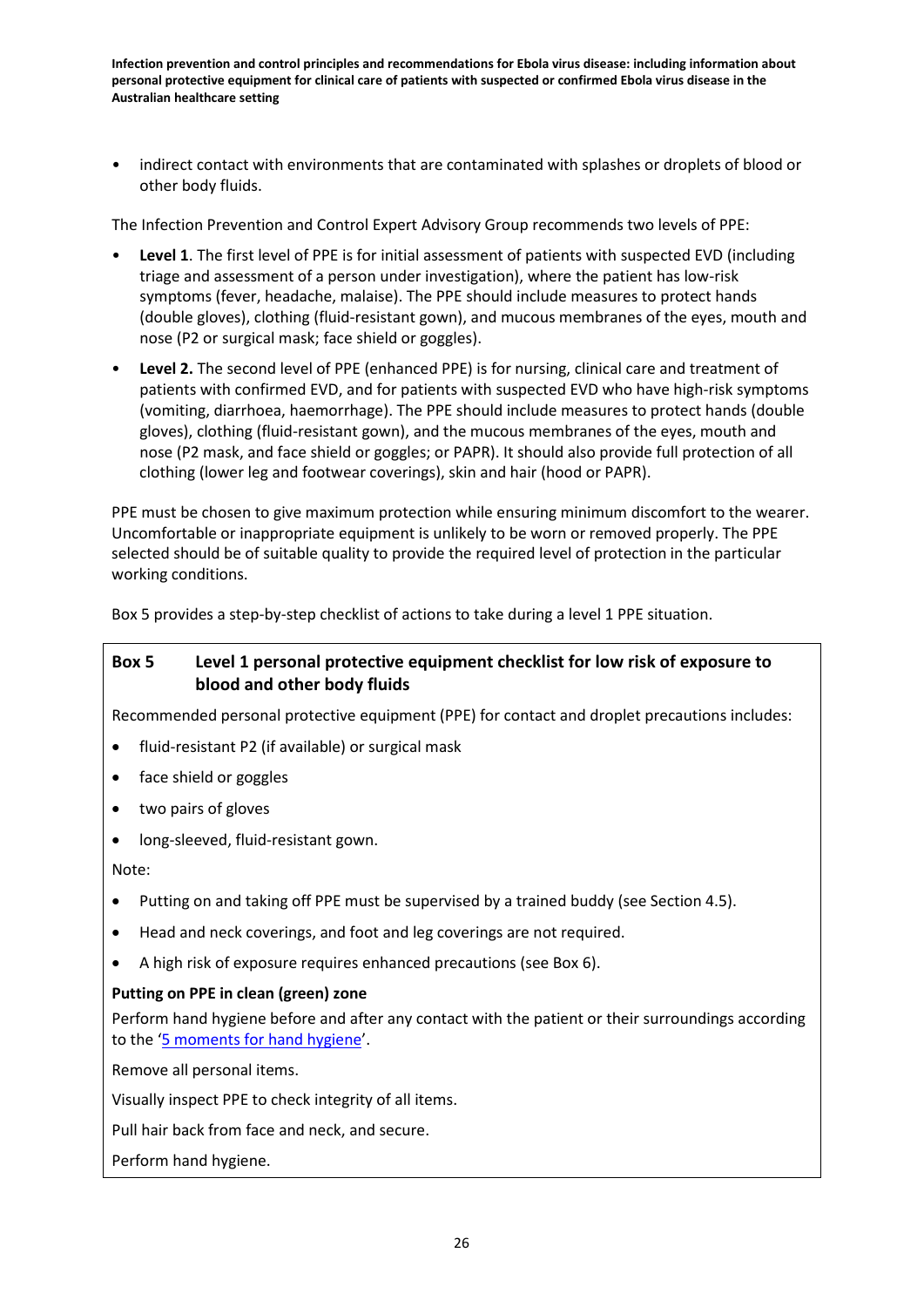- indirect contact with environments that are contaminated with splashes or droplets of blood or other body fluids.

The Infection Prevention and Control Expert Advisory Group recommends two levels of PPE:

- **Level 1**. The first level of PPE is for initial assessment of patients with suspected EVD (including triage and assessment of a person under investigation), where the patient has low-risk symptoms (fever, headache, malaise). The PPE should include measures to protect hands (double gloves), clothing (fluid-resistant gown), and mucous membranes of the eyes, mouth and nose (P2 or surgical mask; face shield or goggles).
- **Level 2.** The second level of PPE (enhanced PPE) is for nursing, clinical care and treatment of patients with confirmed EVD, and for patients with suspected EVD who have high-risk symptoms (vomiting, diarrhoea, haemorrhage). The PPE should include measures to protect hands (double gloves), clothing (fluid-resistant gown), and the mucous membranes of the eyes, mouth and nose (P2 mask, and face shield or goggles; or PAPR). It should also provide full protection of all clothing (lower leg and footwear coverings), skin and hair (hood or PAPR).

PPE must be chosen to give maximum protection while ensuring minimum discomfort to the wearer. Uncomfortable or inappropriate equipment is unlikely to be worn or removed properly. The PPE selected should be of suitable quality to provide the required level of protection in the particular working conditions.

Box 5 provides a step-by-step checklist of actions to take during a level 1 PPE situation.

**Box 5 Level 1 personal protective equipment checklist for low risk of exposure to blood and other body fluids**

Recommended personal protective equipment (PPE) for contact and droplet precautions includes:

- fluid-resistant P2 (if available) or surgical mask
- face shield or goggles
- two pairs of gloves
- long-sleeved, fluid-resistant gown.

Note:

- Putting on and taking off PPE must be supervised by a trained buddy (see Section 4.5).
- Head and neck coverings, and foot and leg coverings are not required.
- A high risk of exposure requires enhanced precautions (see Box 6).

**Putting on PPE in clean (green) zone**

Perform hand hygiene before and after any contact with the patient or their surroundings according to the '5 moments for hand hygiene'.

Remove all personal items.

Visually inspect PPE to check integrity of all items.

Pull hair back from face and neck, and secure.

Perform hand hygiene.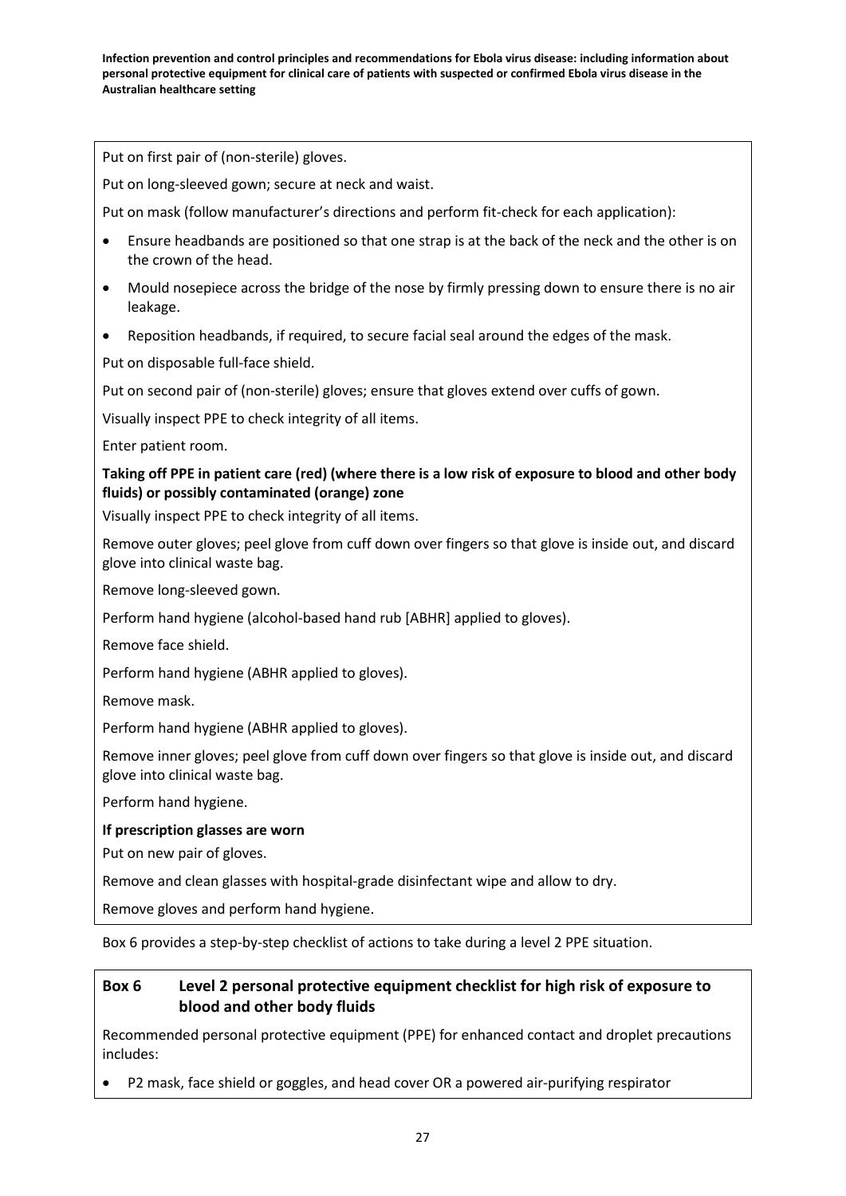Put on first pair of (non-sterile) gloves.

Put on long-sleeved gown; secure at neck and waist.

Put on mask (follow manufacturer's directions and perform fit-check for each application):

- Ensure headbands are positioned so that one strap is at the back of the neck and the other is on the crown of the head.
- Mould nosepiece across the bridge of the nose by firmly pressing down to ensure there is no air leakage.
- Reposition headbands, if required, to secure facial seal around the edges of the mask.

Put on disposable full-face shield.

Put on second pair of (non-sterile) gloves; ensure that gloves extend over cuffs of gown.

Visually inspect PPE to check integrity of all items.

Enter patient room.

**Taking off PPE in patient care (red) (where there is a low risk of exposure to blood and other body fluids) or possibly contaminated (orange) zone**

Visually inspect PPE to check integrity of all items.

Remove outer gloves; peel glove from cuff down over fingers so that glove is inside out, and discard glove into clinical waste bag.

Remove long-sleeved gown.

Perform hand hygiene (alcohol-based hand rub [ABHR] applied to gloves).

Remove face shield.

Perform hand hygiene (ABHR applied to gloves).

Remove mask.

Perform hand hygiene (ABHR applied to gloves).

Remove inner gloves; peel glove from cuff down over fingers so that glove is inside out, and discard glove into clinical waste bag.

Perform hand hygiene.

**If prescription glasses are worn**

Put on new pair of gloves.

Remove and clean glasses with hospital-grade disinfectant wipe and allow to dry.

Remove gloves and perform hand hygiene.

Box 6 provides a step-by-step checklist of actions to take during a level 2 PPE situation.

### Box 6 Level 2 personal protective equipment checklist for high risk of exposure to blood and other body fluids

Recommended personal protective equipment (PPE) for enhanced contact and droplet precautions includes:

- P2 mask, face shield or goggles, and head cover OR a powered air-purifying respirator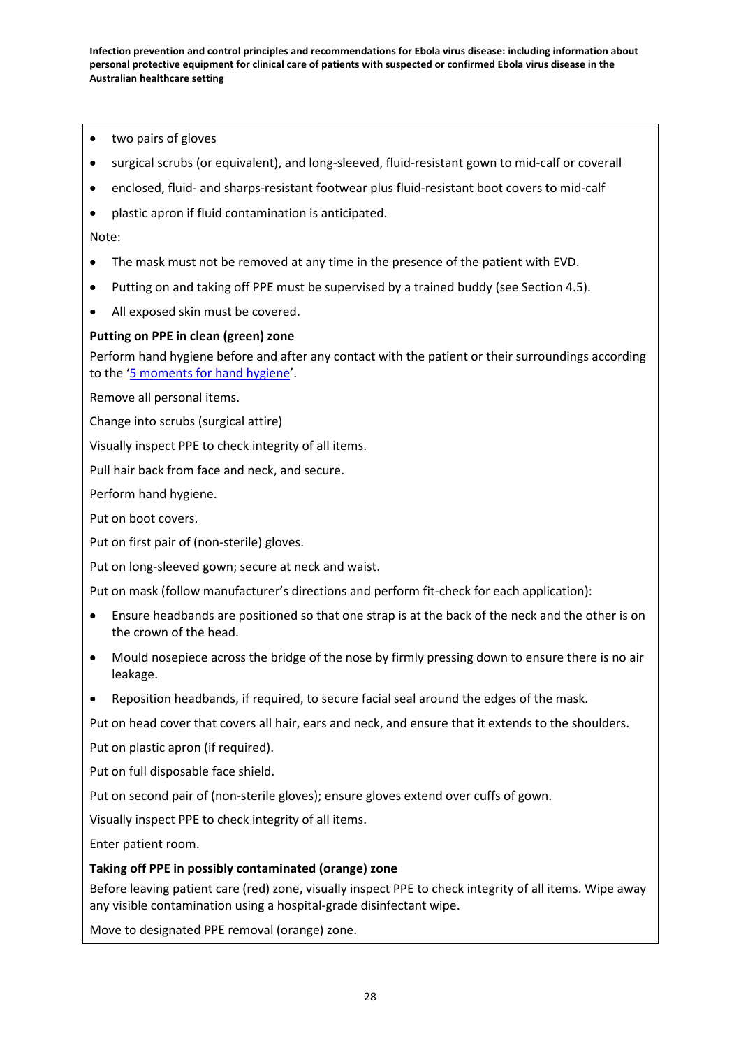- two pairs of gloves
- surgical scrubs (or equivalent), and long-sleeved, fluid-resistant gown to mid-calf or coverall
- enclosed, fluid- and sharps-resistant footwear plus fluid-resistant boot covers to mid-calf
- plastic apron if fluid contamination is anticipated.

Note:

- The mask must not be removed at any time in the presence of the patient with EVD.
- Putting on and taking off PPE must be supervised by a trained buddy (see Section 4.5).
- All exposed skin must be covered.

**Putting on PPE in clean (green) zone**

Perform hand hygiene before and after any contact with the patient or their surroundings according to the '5 moments for hand hygiene'.

Remove all personal items.

Change into scrubs (surgical attire)

Visually inspect PPE to check integrity of all items.

Pull hair back from face and neck, and secure.

Perform hand hygiene.

Put on boot covers.

Put on first pair of (non-sterile) gloves.

Put on long-sleeved gown; secure at neck and waist.

Put on mask (follow manufacturer's directions and perform fit-check for each application):

- Ensure headbands are positioned so that one strap is at the back of the neck and the other is on the crown of the head.
- Mould nosepiece across the bridge of the nose by firmly pressing down to ensure there is no air leakage.
- Reposition headbands, if required, to secure facial seal around the edges of the mask.

Put on head cover that covers all hair, ears and neck, and ensure that it extends to the shoulders.

Put on plastic apron (if required).

Put on full disposable face shield.

Put on second pair of (non-sterile gloves); ensure gloves extend over cuffs of gown.

Visually inspect PPE to check integrity of all items.

Enter patient room.

**Taking off PPE in possibly contaminated (orange) zone**

Before leaving patient care (red) zone, visually inspect PPE to check integrity of all items. Wipe away any visible contamination using a hospital-grade disinfectant wipe.

Move to designated PPE removal (orange) zone.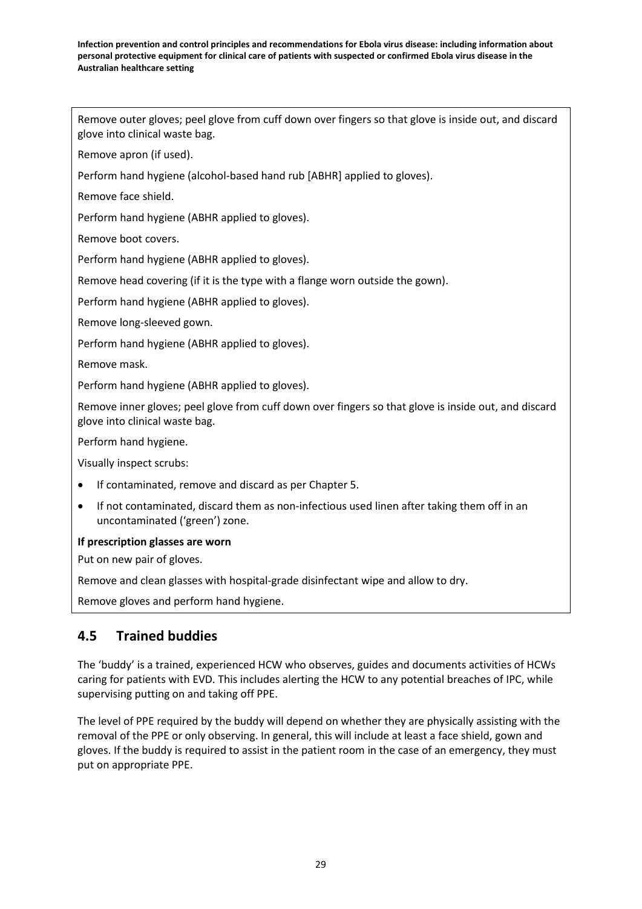Remove outer gloves; peel glove from cuff down over fingers so that glove is inside out, and discard glove into clinical waste bag.

Remove apron (if used).

Perform hand hygiene (alcohol-based hand rub [ABHR] applied to gloves).

Remove face shield.

Perform hand hygiene (ABHR applied to gloves).

Remove boot covers.

Perform hand hygiene (ABHR applied to gloves).

Remove head covering (if it is the type with a flange worn outside the gown).

Perform hand hygiene (ABHR applied to gloves).

Remove long-sleeved gown.

Perform hand hygiene (ABHR applied to gloves).

Remove mask.

Perform hand hygiene (ABHR applied to gloves).

Remove inner gloves; peel glove from cuff down over fingers so that glove is inside out, and discard glove into clinical waste bag.

Perform hand hygiene.

Visually inspect scrubs:

- If contaminated, remove and discard as per Chapter 5.
- If not contaminated, discard them as non-infectious used linen after taking them off in an uncontaminated ('green') zone.

**If prescription glasses are worn**

Put on new pair of gloves.

Remove and clean glasses with hospital-grade disinfectant wipe and allow to dry.

Remove gloves and perform hand hygiene.

## 4.5 Trained buddies

The 'buddy' is a trained, experienced HCW who observes, guides and documents activities of HCWs caring for patients with EVD. This includes alerting the HCW to any potential breaches of IPC, while supervising putting on and taking off PPE.

The level of PPE required by the buddy will depend on whether they are physically assisting with the removal of the PPE or only observing. In general, this will include at least a face shield, gown and gloves. If the buddy is required to assist in the patient room in the case of an emergency, they must put on appropriate PPE.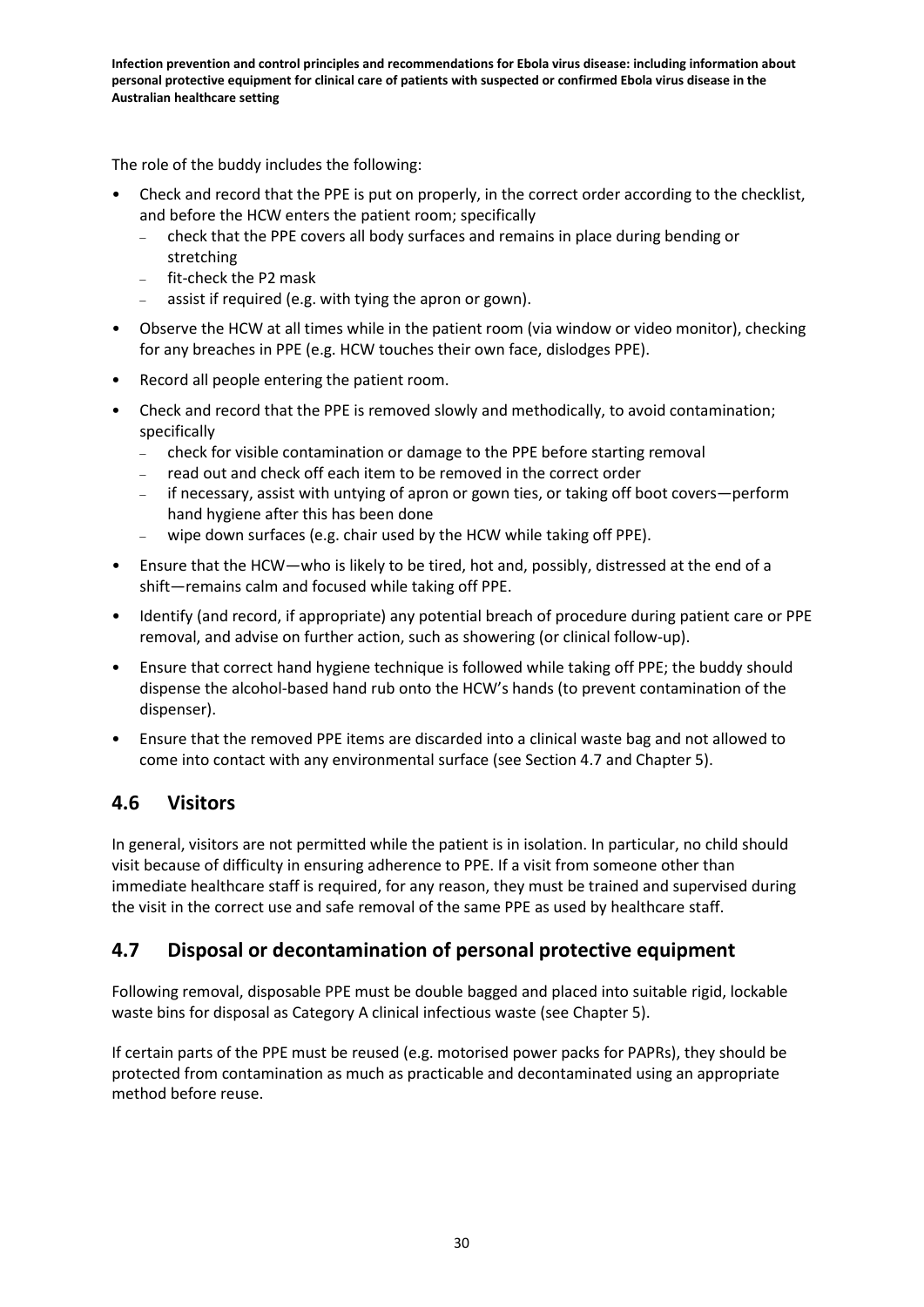The role of the buddy includes the following:

- Check and record that the PPE is put on properly, in the correct order according to the checklist, and before the HCW enters the patient room; specifically
  - check that the PPE covers all body surfaces and remains in place during bending or stretching
  - fit-check the P2 mask
  - assist if required (e.g. with tying the apron or gown).
- Observe the HCW at all times while in the patient room (via window or video monitor), checking for any breaches in PPE (e.g. HCW touches their own face, dislodges PPE).
- Record all people entering the patient room.
- Check and record that the PPE is removed slowly and methodically, to avoid contamination; specifically
  - check for visible contamination or damage to the PPE before starting removal
  - read out and check off each item to be removed in the correct order
  - if necessary, assist with untying of apron or gown ties, or taking off boot covers—perform hand hygiene after this has been done
  - wipe down surfaces (e.g. chair used by the HCW while taking off PPE).
- Ensure that the HCW—who is likely to be tired, hot and, possibly, distressed at the end of a shift—remains calm and focused while taking off PPE.
- Identify (and record, if appropriate) any potential breach of procedure during patient care or PPE removal, and advise on further action, such as showering (or clinical follow-up).
- Ensure that correct hand hygiene technique is followed while taking off PPE; the buddy should dispense the alcohol-based hand rub onto the HCW's hands (to prevent contamination of the dispenser).
- Ensure that the removed PPE items are discarded into a clinical waste bag and not allowed to come into contact with any environmental surface (see Section 4.7 and Chapter 5).

## 4.6 Visitors

In general, visitors are not permitted while the patient is in isolation. In particular, no child should visit because of difficulty in ensuring adherence to PPE. If a visit from someone other than immediate healthcare staff is required, for any reason, they must be trained and supervised during the visit in the correct use and safe removal of the same PPE as used by healthcare staff.

## 4.7 Disposal or decontamination of personal protective equipment

Following removal, disposable PPE must be double bagged and placed into suitable rigid, lockable waste bins for disposal as Category A clinical infectious waste (see Chapter 5).

If certain parts of the PPE must be reused (e.g. motorised power packs for PAPRs), they should be protected from contamination as much as practicable and decontaminated using an appropriate method before reuse.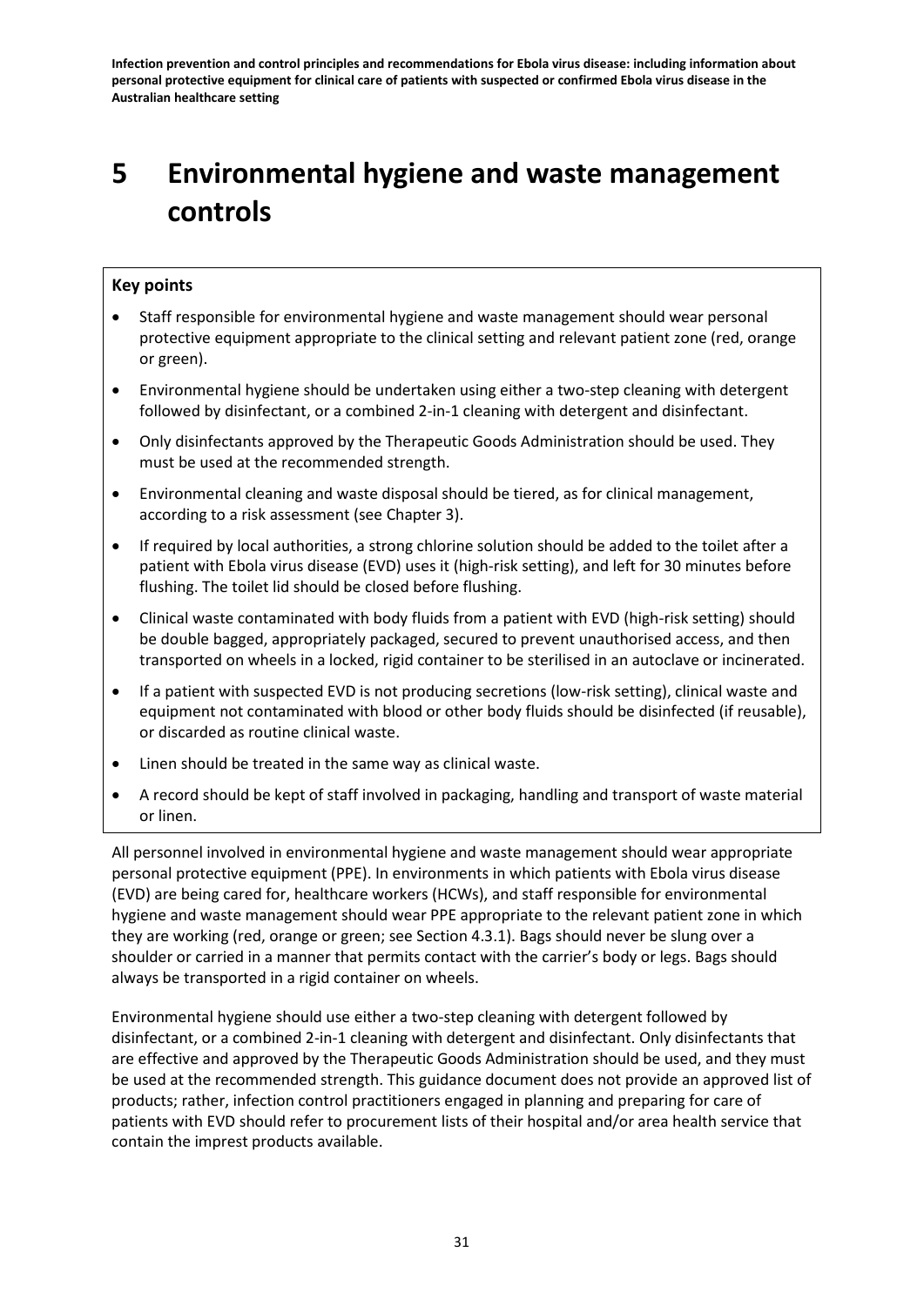# 5 Environmental hygiene and waste management controls

**Key points**

- Staff responsible for environmental hygiene and waste management should wear personal protective equipment appropriate to the clinical setting and relevant patient zone (red, orange or green).
- Environmental hygiene should be undertaken using either a two-step cleaning with detergent followed by disinfectant, or a combined 2-in-1 cleaning with detergent and disinfectant.
- Only disinfectants approved by the Therapeutic Goods Administration should be used. They must be used at the recommended strength.
- Environmental cleaning and waste disposal should be tiered, as for clinical management, according to a risk assessment (see Chapter 3).
- If required by local authorities, a strong chlorine solution should be added to the toilet after a patient with Ebola virus disease (EVD) uses it (high-risk setting), and left for 30 minutes before flushing. The toilet lid should be closed before flushing.
- Clinical waste contaminated with body fluids from a patient with EVD (high-risk setting) should be double bagged, appropriately packaged, secured to prevent unauthorised access, and then transported on wheels in a locked, rigid container to be sterilised in an autoclave or incinerated.
- If a patient with suspected EVD is not producing secretions (low-risk setting), clinical waste and equipment not contaminated with blood or other body fluids should be disinfected (if reusable), or discarded as routine clinical waste.
- Linen should be treated in the same way as clinical waste.
- A record should be kept of staff involved in packaging, handling and transport of waste material or linen.

All personnel involved in environmental hygiene and waste management should wear appropriate personal protective equipment (PPE). In environments in which patients with Ebola virus disease (EVD) are being cared for, healthcare workers (HCWs), and staff responsible for environmental hygiene and waste management should wear PPE appropriate to the relevant patient zone in which they are working (red, orange or green; see Section 4.3.1). Bags should never be slung over a shoulder or carried in a manner that permits contact with the carrier's body or legs. Bags should always be transported in a rigid container on wheels.

Environmental hygiene should use either a two-step cleaning with detergent followed by disinfectant, or a combined 2-in-1 cleaning with detergent and disinfectant. Only disinfectants that are effective and approved by the Therapeutic Goods Administration should be used, and they must be used at the recommended strength. This guidance document does not provide an approved list of products; rather, infection control practitioners engaged in planning and preparing for care of patients with EVD should refer to procurement lists of their hospital and/or area health service that contain the imprest products available.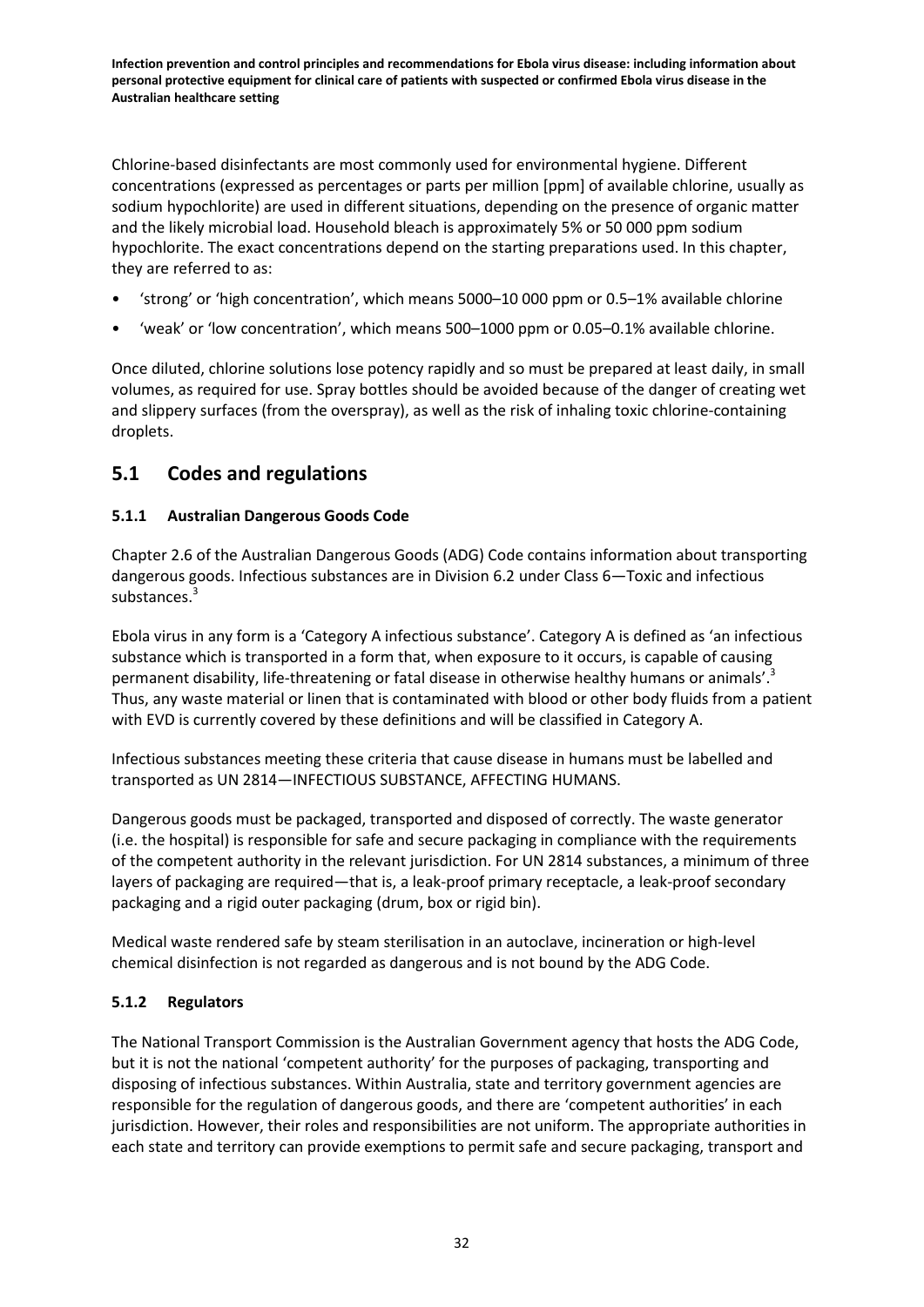Chlorine-based disinfectants are most commonly used for environmental hygiene. Different concentrations (expressed as percentages or parts per million [ppm] of available chlorine, usually as sodium hypochlorite) are used in different situations, depending on the presence of organic matter and the likely microbial load. Household bleach is approximately 5% or 50 000 ppm sodium hypochlorite. The exact concentrations depend on the starting preparations used. In this chapter, they are referred to as:

- 'strong' or 'high concentration', which means 5000–10 000 ppm or 0.5–1% available chlorine
- 'weak' or 'low concentration', which means 500–1000 ppm or 0.05–0.1% available chlorine.

Once diluted, chlorine solutions lose potency rapidly and so must be prepared at least daily, in small volumes, as required for use. Spray bottles should be avoided because of the danger of creating wet and slippery surfaces (from the overspray), as well as the risk of inhaling toxic chlorine-containing droplets.

## 5.1 Codes and regulations

### 5.1.1 Australian Dangerous Goods Code

Chapter 2.6 of the Australian Dangerous Goods (ADG) Code contains information about transporting dangerous goods. Infectious substances are in Division 6.2 under Class 6—Toxic and infectious substances.[3]

Ebola virus in any form is a 'Category A infectious substance'. Category A is defined as 'an infectious substance which is transported in a form that, when exposure to it occurs, is capable of causing permanent disability, life-threatening or fatal disease in otherwise healthy humans or animals'.[3] Thus, any waste material or linen that is contaminated with blood or other body fluids from a patient with EVD is currently covered by these definitions and will be classified in Category A.

Infectious substances meeting these criteria that cause disease in humans must be labelled and transported as UN 2814—INFECTIOUS SUBSTANCE, AFFECTING HUMANS.

Dangerous goods must be packaged, transported and disposed of correctly. The waste generator (i.e. the hospital) is responsible for safe and secure packaging in compliance with the requirements of the competent authority in the relevant jurisdiction. For UN 2814 substances, a minimum of three layers of packaging are required—that is, a leak-proof primary receptacle, a leak-proof secondary packaging and a rigid outer packaging (drum, box or rigid bin).

Medical waste rendered safe by steam sterilisation in an autoclave, incineration or high-level chemical disinfection is not regarded as dangerous and is not bound by the ADG Code.

### 5.1.2 Regulators

The National Transport Commission is the Australian Government agency that hosts the ADG Code, but it is not the national 'competent authority' for the purposes of packaging, transporting and disposing of infectious substances. Within Australia, state and territory government agencies are responsible for the regulation of dangerous goods, and there are 'competent authorities' in each jurisdiction. However, their roles and responsibilities are not uniform. The appropriate authorities in each state and territory can provide exemptions to permit safe and secure packaging, transport and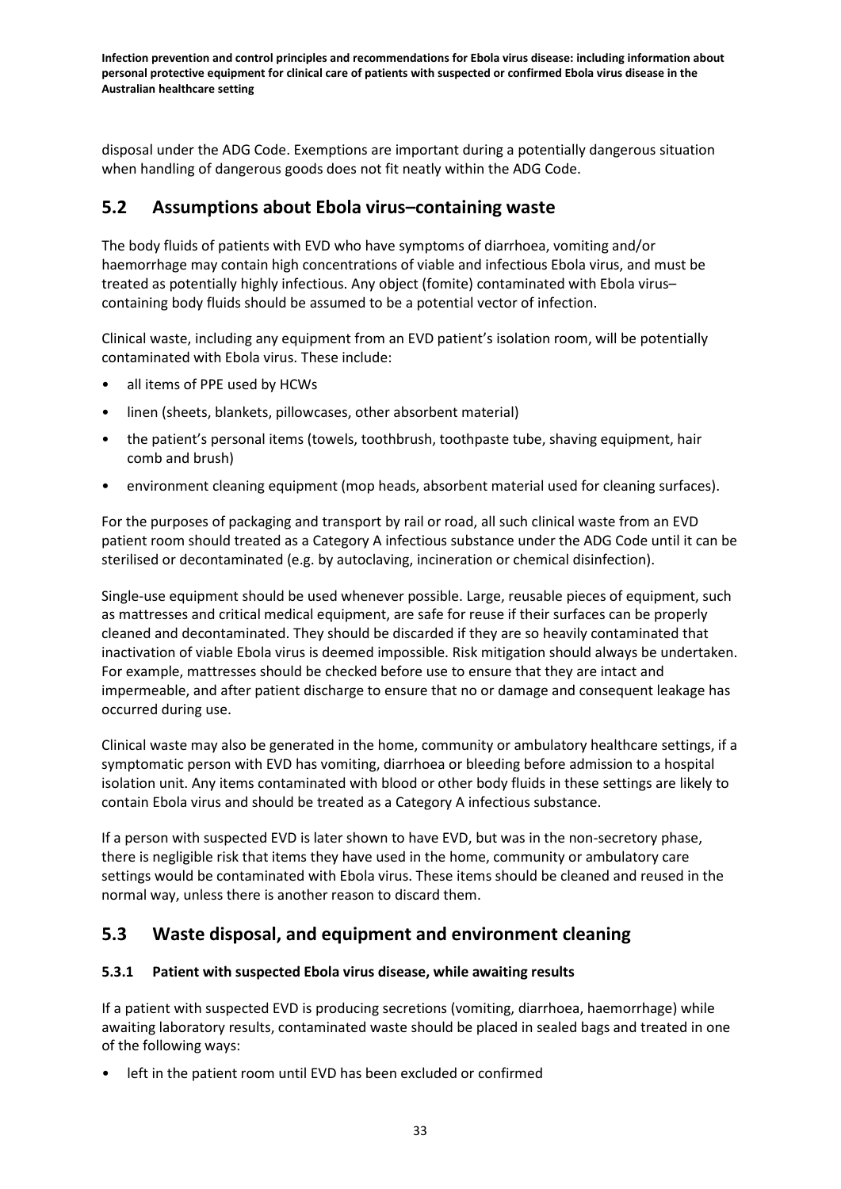disposal under the ADG Code. Exemptions are important during a potentially dangerous situation when handling of dangerous goods does not fit neatly within the ADG Code.

## 5.2 Assumptions about Ebola virus–containing waste

The body fluids of patients with EVD who have symptoms of diarrhoea, vomiting and/or haemorrhage may contain high concentrations of viable and infectious Ebola virus, and must be treated as potentially highly infectious. Any object (fomite) contaminated with Ebola virus–containing body fluids should be assumed to be a potential vector of infection.

Clinical waste, including any equipment from an EVD patient's isolation room, will be potentially contaminated with Ebola virus. These include:

- all items of PPE used by HCWs
- linen (sheets, blankets, pillowcases, other absorbent material)
- the patient's personal items (towels, toothbrush, toothpaste tube, shaving equipment, hair comb and brush)
- environment cleaning equipment (mop heads, absorbent material used for cleaning surfaces).

For the purposes of packaging and transport by rail or road, all such clinical waste from an EVD patient room should treated as a Category A infectious substance under the ADG Code until it can be sterilised or decontaminated (e.g. by autoclaving, incineration or chemical disinfection).

Single-use equipment should be used whenever possible. Large, reusable pieces of equipment, such as mattresses and critical medical equipment, are safe for reuse if their surfaces can be properly cleaned and decontaminated. They should be discarded if they are so heavily contaminated that inactivation of viable Ebola virus is deemed impossible. Risk mitigation should always be undertaken. For example, mattresses should be checked before use to ensure that they are intact and impermeable, and after patient discharge to ensure that no or damage and consequent leakage has occurred during use.

Clinical waste may also be generated in the home, community or ambulatory healthcare settings, if a symptomatic person with EVD has vomiting, diarrhoea or bleeding before admission to a hospital isolation unit. Any items contaminated with blood or other body fluids in these settings are likely to contain Ebola virus and should be treated as a Category A infectious substance.

If a person with suspected EVD is later shown to have EVD, but was in the non-secretory phase, there is negligible risk that items they have used in the home, community or ambulatory care settings would be contaminated with Ebola virus. These items should be cleaned and reused in the normal way, unless there is another reason to discard them.

## 5.3 Waste disposal, and equipment and environment cleaning

### 5.3.1 Patient with suspected Ebola virus disease, while awaiting results

If a patient with suspected EVD is producing secretions (vomiting, diarrhoea, haemorrhage) while awaiting laboratory results, contaminated waste should be placed in sealed bags and treated in one of the following ways:

- left in the patient room until EVD has been excluded or confirmed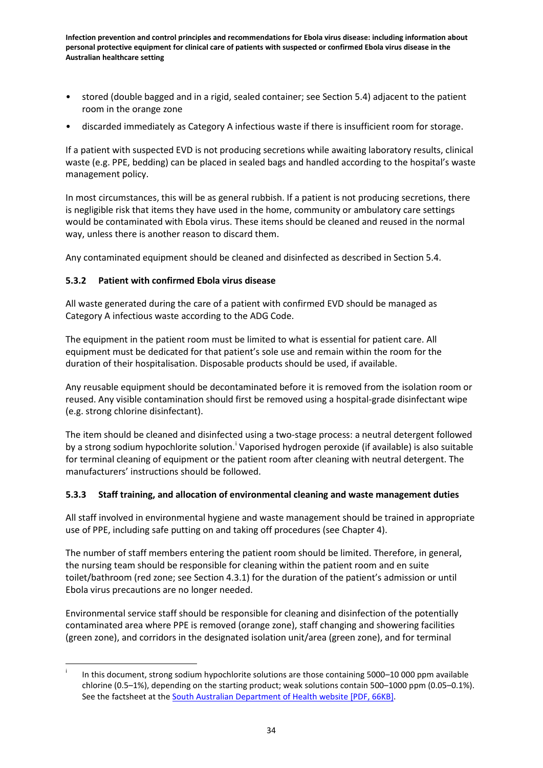- stored (double bagged and in a rigid, sealed container; see Section 5.4) adjacent to the patient room in the orange zone
- discarded immediately as Category A infectious waste if there is insufficient room for storage.

If a patient with suspected EVD is not producing secretions while awaiting laboratory results, clinical waste (e.g. PPE, bedding) can be placed in sealed bags and handled according to the hospital's waste management policy.

In most circumstances, this will be as general rubbish. If a patient is not producing secretions, there is negligible risk that items they have used in the home, community or ambulatory care settings would be contaminated with Ebola virus. These items should be cleaned and reused in the normal way, unless there is another reason to discard them.

Any contaminated equipment should be cleaned and disinfected as described in Section 5.4.

### 5.3.2 Patient with confirmed Ebola virus disease

All waste generated during the care of a patient with confirmed EVD should be managed as Category A infectious waste according to the ADG Code.

The equipment in the patient room must be limited to what is essential for patient care. All equipment must be dedicated for that patient's sole use and remain within the room for the duration of their hospitalisation. Disposable products should be used, if available.

Any reusable equipment should be decontaminated before it is removed from the isolation room or reused. Any visible contamination should first be removed using a hospital-grade disinfectant wipe (e.g. strong chlorine disinfectant).

The item should be cleaned and disinfected using a two-stage process: a neutral detergent followed by a strong sodium hypochlorite solution.[i] Vaporised hydrogen peroxide (if available) is also suitable for terminal cleaning of equipment or the patient room after cleaning with neutral detergent. The manufacturers' instructions should be followed.

### 5.3.3 Staff training, and allocation of environmental cleaning and waste management duties

All staff involved in environmental hygiene and waste management should be trained in appropriate use of PPE, including safe putting on and taking off procedures (see Chapter 4).

The number of staff members entering the patient room should be limited. Therefore, in general, the nursing team should be responsible for cleaning within the patient room and en suite toilet/bathroom (red zone; see Section 4.3.1) for the duration of the patient's admission or until Ebola virus precautions are no longer needed.

Environmental service staff should be responsible for cleaning and disinfection of the potentially contaminated area where PPE is removed (orange zone), staff changing and showering facilities (green zone), and corridors in the designated isolation unit/area (green zone), and for terminal

---

[i] In this document, strong sodium hypochlorite solutions are those containing 5000–10 000 ppm available chlorine (0.5–1%), depending on the starting product; weak solutions contain 500–1000 ppm (0.05–0.1%). See the factsheet at the [South Australian Department of Health website [PDF, 66KB]].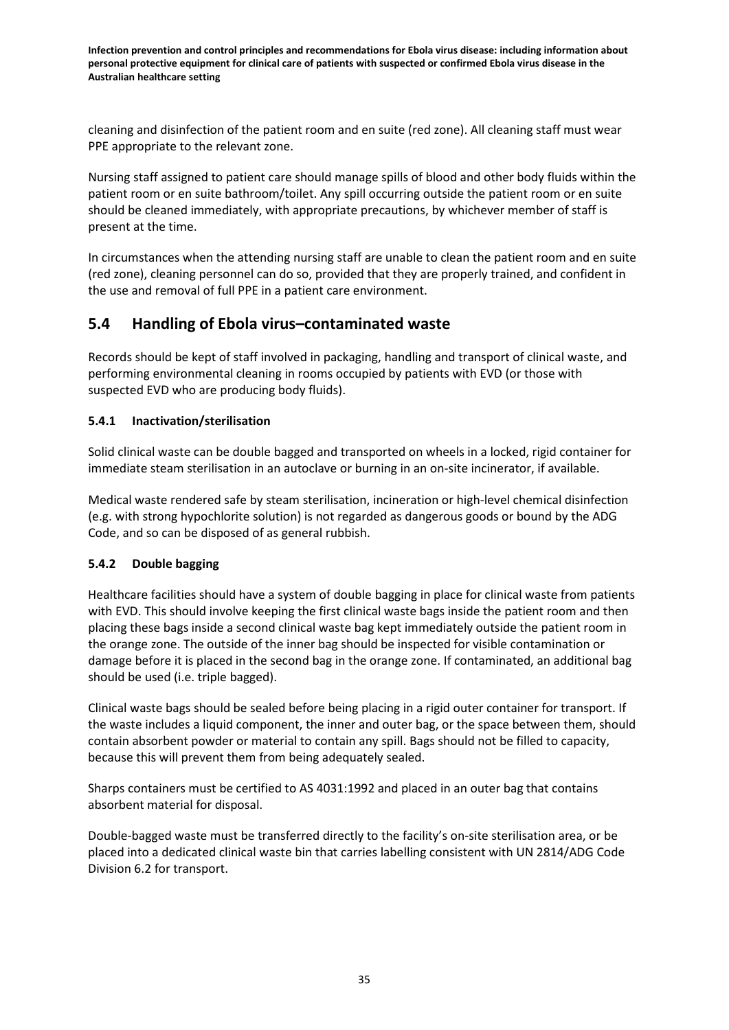cleaning and disinfection of the patient room and en suite (red zone). All cleaning staff must wear PPE appropriate to the relevant zone.

Nursing staff assigned to patient care should manage spills of blood and other body fluids within the patient room or en suite bathroom/toilet. Any spill occurring outside the patient room or en suite should be cleaned immediately, with appropriate precautions, by whichever member of staff is present at the time.

In circumstances when the attending nursing staff are unable to clean the patient room and en suite (red zone), cleaning personnel can do so, provided that they are properly trained, and confident in the use and removal of full PPE in a patient care environment.

## 5.4 Handling of Ebola virus–contaminated waste

Records should be kept of staff involved in packaging, handling and transport of clinical waste, and performing environmental cleaning in rooms occupied by patients with EVD (or those with suspected EVD who are producing body fluids).

### 5.4.1 Inactivation/sterilisation

Solid clinical waste can be double bagged and transported on wheels in a locked, rigid container for immediate steam sterilisation in an autoclave or burning in an on-site incinerator, if available.

Medical waste rendered safe by steam sterilisation, incineration or high-level chemical disinfection (e.g. with strong hypochlorite solution) is not regarded as dangerous goods or bound by the ADG Code, and so can be disposed of as general rubbish.

### 5.4.2 Double bagging

Healthcare facilities should have a system of double bagging in place for clinical waste from patients with EVD. This should involve keeping the first clinical waste bags inside the patient room and then placing these bags inside a second clinical waste bag kept immediately outside the patient room in the orange zone. The outside of the inner bag should be inspected for visible contamination or damage before it is placed in the second bag in the orange zone. If contaminated, an additional bag should be used (i.e. triple bagged).

Clinical waste bags should be sealed before being placing in a rigid outer container for transport. If the waste includes a liquid component, the inner and outer bag, or the space between them, should contain absorbent powder or material to contain any spill. Bags should not be filled to capacity, because this will prevent them from being adequately sealed.

Sharps containers must be certified to AS 4031:1992 and placed in an outer bag that contains absorbent material for disposal.

Double-bagged waste must be transferred directly to the facility's on-site sterilisation area, or be placed into a dedicated clinical waste bin that carries labelling consistent with UN 2814/ADG Code Division 6.2 for transport.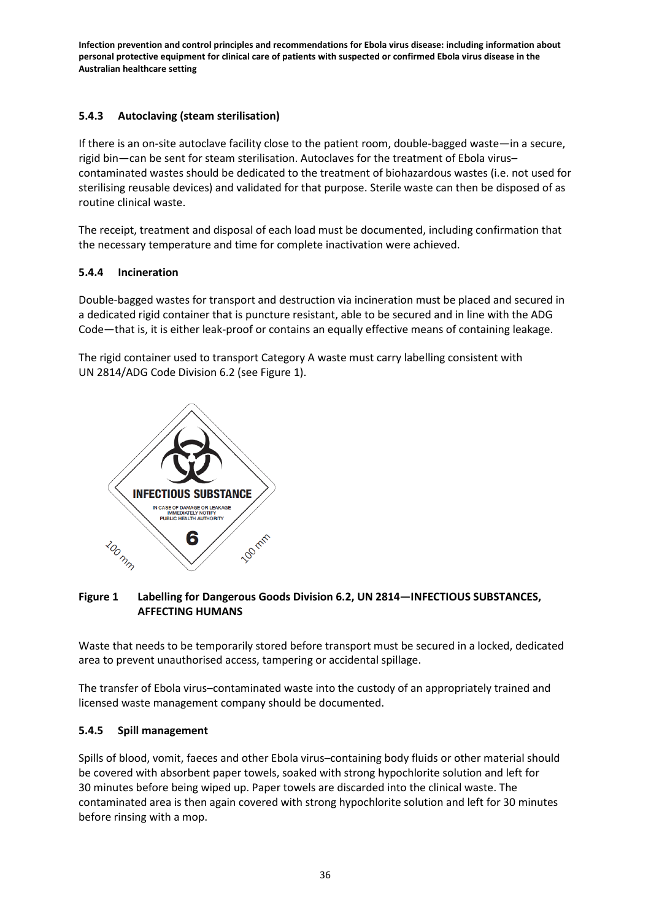### 5.4.3 Autoclaving (steam sterilisation)

If there is an on-site autoclave facility close to the patient room, double-bagged waste—in a secure, rigid bin—can be sent for steam sterilisation. Autoclaves for the treatment of Ebola virus–contaminated wastes should be dedicated to the treatment of biohazardous wastes (i.e. not used for sterilising reusable devices) and validated for that purpose. Sterile waste can then be disposed of as routine clinical waste.

The receipt, treatment and disposal of each load must be documented, including confirmation that the necessary temperature and time for complete inactivation were achieved.

### 5.4.4 Incineration

Double-bagged wastes for transport and destruction via incineration must be placed and secured in a dedicated rigid container that is puncture resistant, able to be secured and in line with the ADG Code—that is, it is either leak-proof or contains an equally effective means of containing leakage.

The rigid container used to transport Category A waste must carry labelling consistent with UN 2814/ADG Code Division 6.2 (see Figure 1).

**Figure 1 Labelling for Dangerous Goods Division 6.2, UN 2814—INFECTIOUS SUBSTANCES, AFFECTING HUMANS**

Waste that needs to be temporarily stored before transport must be secured in a locked, dedicated area to prevent unauthorised access, tampering or accidental spillage.

The transfer of Ebola virus–contaminated waste into the custody of an appropriately trained and licensed waste management company should be documented.

### 5.4.5 Spill management

Spills of blood, vomit, faeces and other Ebola virus–containing body fluids or other material should be covered with absorbent paper towels, soaked with strong hypochlorite solution and left for 30 minutes before being wiped up. Paper towels are discarded into the clinical waste. The contaminated area is then again covered with strong hypochlorite solution and left for 30 minutes before rinsing with a mop.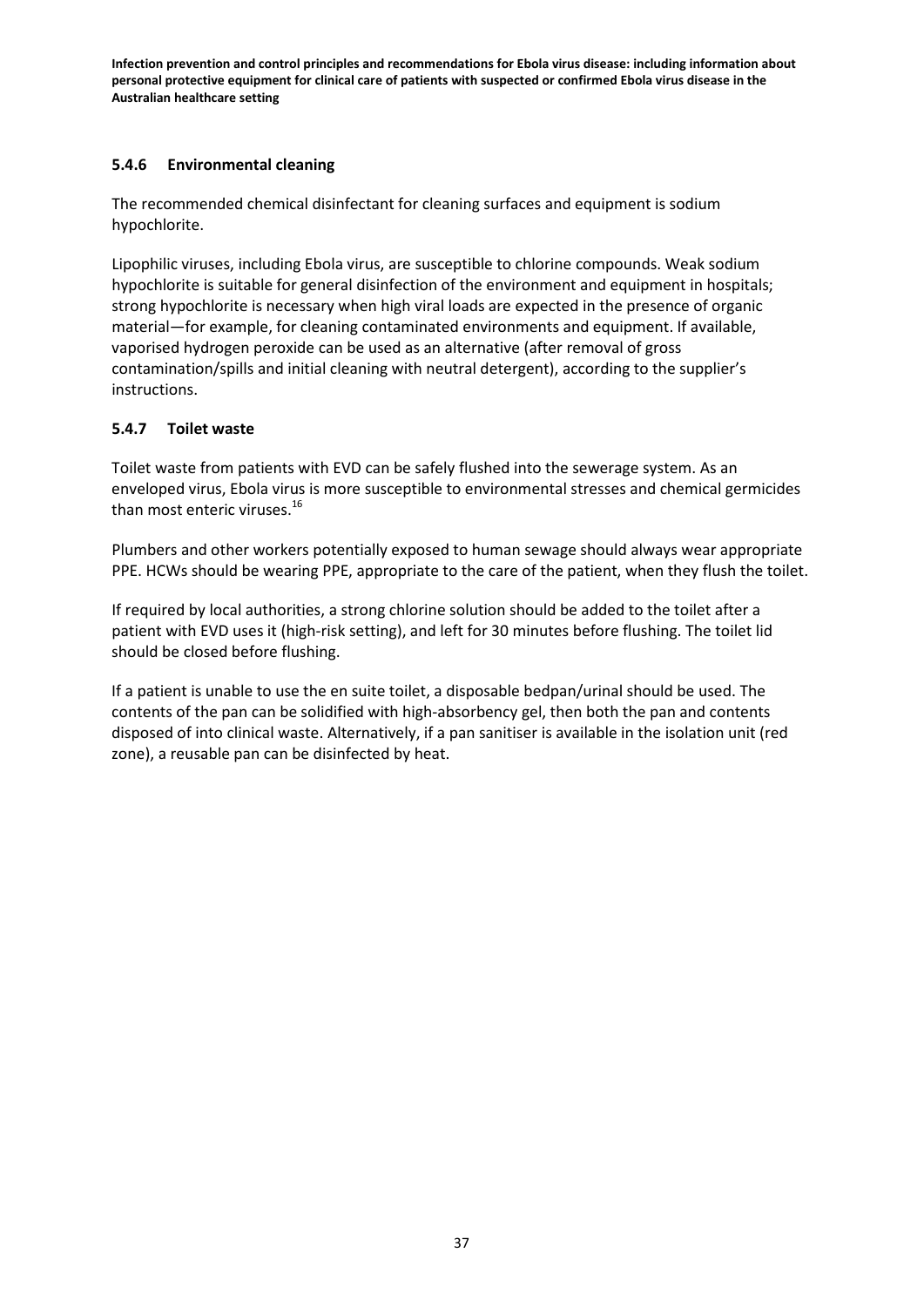### 5.4.6 Environmental cleaning

The recommended chemical disinfectant for cleaning surfaces and equipment is sodium hypochlorite.

Lipophilic viruses, including Ebola virus, are susceptible to chlorine compounds. Weak sodium hypochlorite is suitable for general disinfection of the environment and equipment in hospitals; strong hypochlorite is necessary when high viral loads are expected in the presence of organic material—for example, for cleaning contaminated environments and equipment. If available, vaporised hydrogen peroxide can be used as an alternative (after removal of gross contamination/spills and initial cleaning with neutral detergent), according to the supplier's instructions.

### 5.4.7 Toilet waste

Toilet waste from patients with EVD can be safely flushed into the sewerage system. As an enveloped virus, Ebola virus is more susceptible to environmental stresses and chemical germicides than most enteric viruses.[16]

Plumbers and other workers potentially exposed to human sewage should always wear appropriate PPE. HCWs should be wearing PPE, appropriate to the care of the patient, when they flush the toilet.

If required by local authorities, a strong chlorine solution should be added to the toilet after a patient with EVD uses it (high-risk setting), and left for 30 minutes before flushing. The toilet lid should be closed before flushing.

If a patient is unable to use the en suite toilet, a disposable bedpan/urinal should be used. The contents of the pan can be solidified with high-absorbency gel, then both the pan and contents disposed of into clinical waste. Alternatively, if a pan sanitiser is available in the isolation unit (red zone), a reusable pan can be disinfected by heat.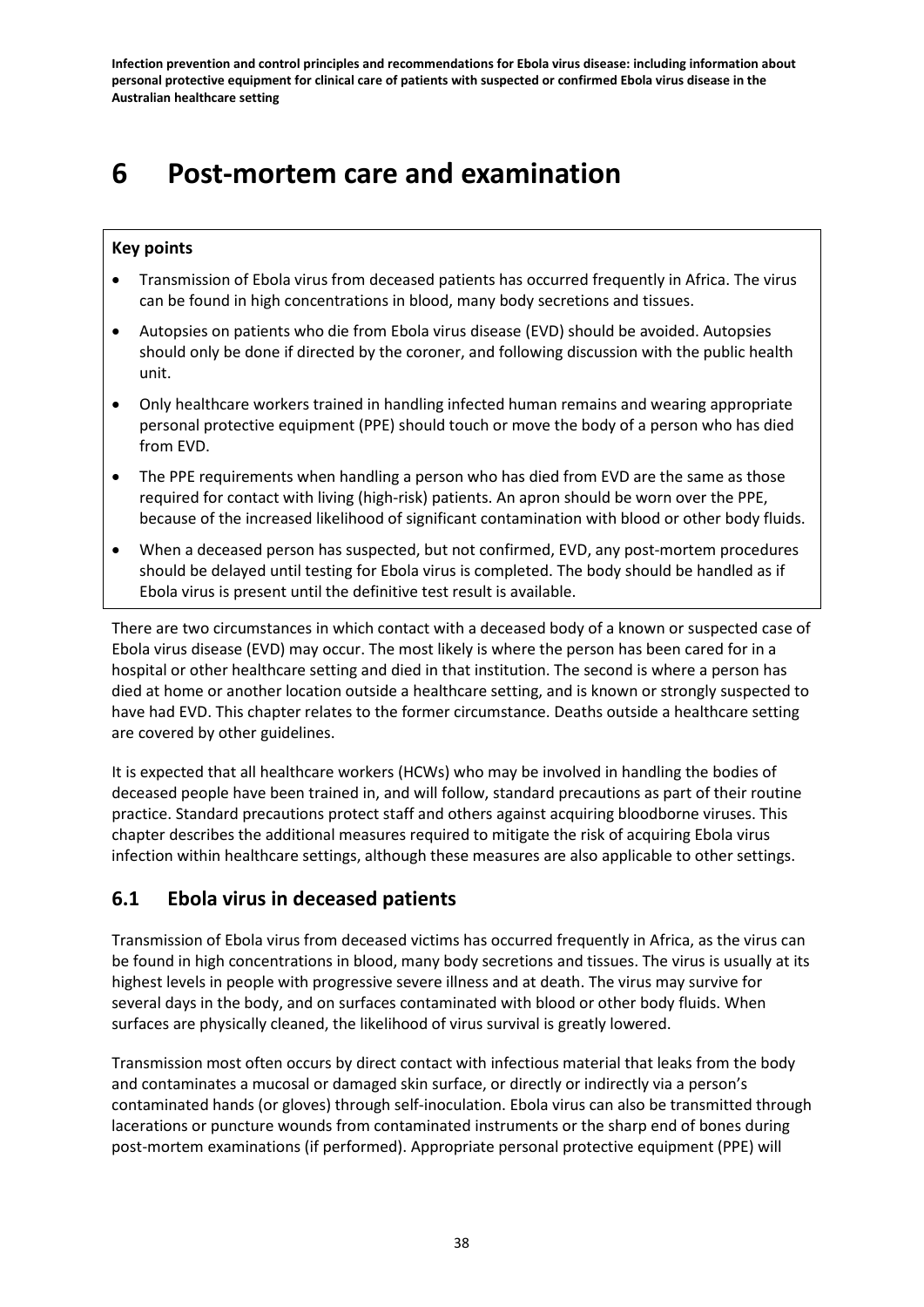# 6 Post-mortem care and examination

**Key points**

- Transmission of Ebola virus from deceased patients has occurred frequently in Africa. The virus can be found in high concentrations in blood, many body secretions and tissues.
- Autopsies on patients who die from Ebola virus disease (EVD) should be avoided. Autopsies should only be done if directed by the coroner, and following discussion with the public health unit.
- Only healthcare workers trained in handling infected human remains and wearing appropriate personal protective equipment (PPE) should touch or move the body of a person who has died from EVD.
- The PPE requirements when handling a person who has died from EVD are the same as those required for contact with living (high-risk) patients. An apron should be worn over the PPE, because of the increased likelihood of significant contamination with blood or other body fluids.
- When a deceased person has suspected, but not confirmed, EVD, any post-mortem procedures should be delayed until testing for Ebola virus is completed. The body should be handled as if Ebola virus is present until the definitive test result is available.

There are two circumstances in which contact with a deceased body of a known or suspected case of Ebola virus disease (EVD) may occur. The most likely is where the person has been cared for in a hospital or other healthcare setting and died in that institution. The second is where a person has died at home or another location outside a healthcare setting, and is known or strongly suspected to have had EVD. This chapter relates to the former circumstance. Deaths outside a healthcare setting are covered by other guidelines.

It is expected that all healthcare workers (HCWs) who may be involved in handling the bodies of deceased people have been trained in, and will follow, standard precautions as part of their routine practice. Standard precautions protect staff and others against acquiring bloodborne viruses. This chapter describes the additional measures required to mitigate the risk of acquiring Ebola virus infection within healthcare settings, although these measures are also applicable to other settings.

## 6.1 Ebola virus in deceased patients

Transmission of Ebola virus from deceased victims has occurred frequently in Africa, as the virus can be found in high concentrations in blood, many body secretions and tissues. The virus is usually at its highest levels in people with progressive severe illness and at death. The virus may survive for several days in the body, and on surfaces contaminated with blood or other body fluids. When surfaces are physically cleaned, the likelihood of virus survival is greatly lowered.

Transmission most often occurs by direct contact with infectious material that leaks from the body and contaminates a mucosal or damaged skin surface, or directly or indirectly via a person's contaminated hands (or gloves) through self-inoculation. Ebola virus can also be transmitted through lacerations or puncture wounds from contaminated instruments or the sharp end of bones during post-mortem examinations (if performed). Appropriate personal protective equipment (PPE) will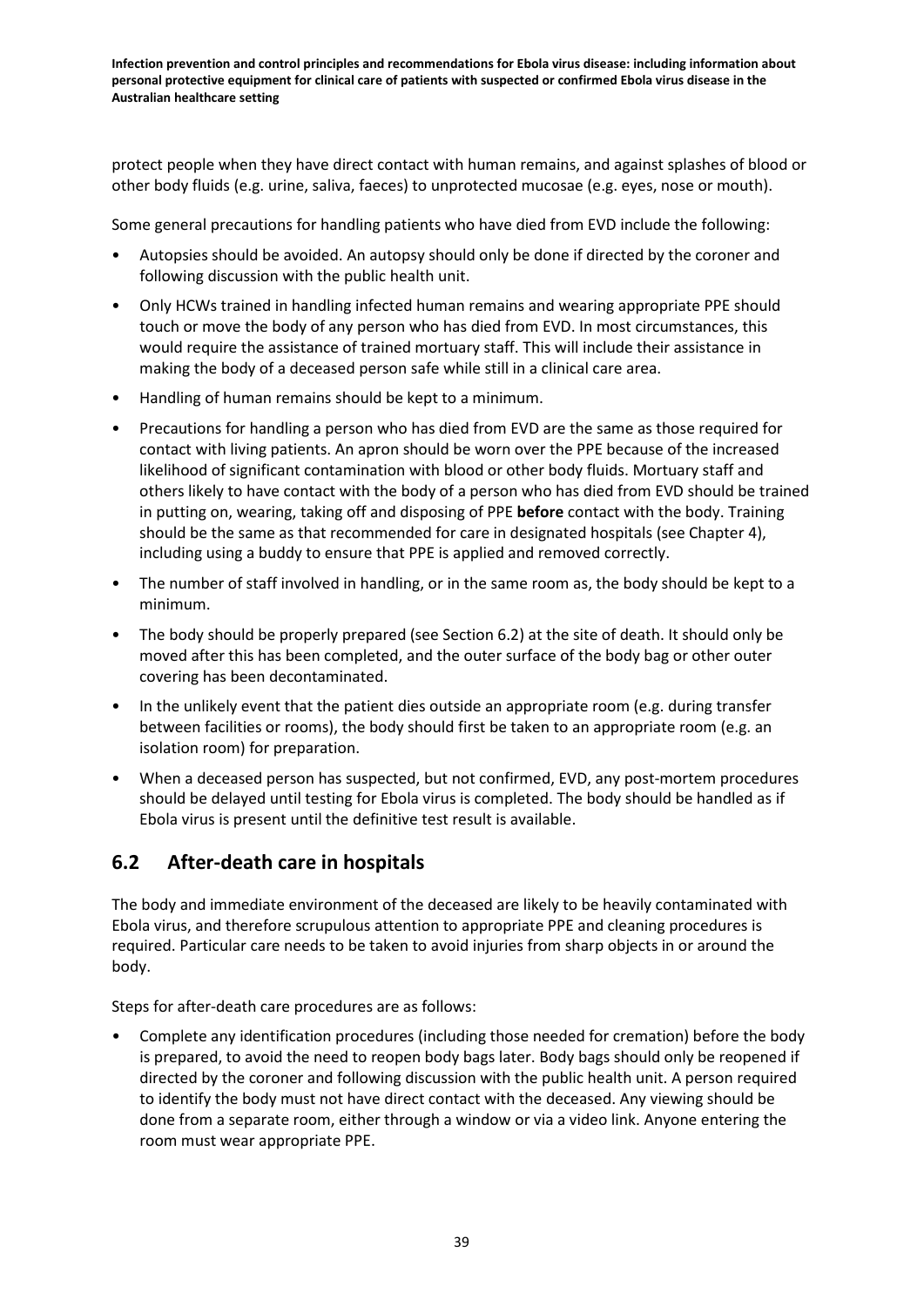protect people when they have direct contact with human remains, and against splashes of blood or other body fluids (e.g. urine, saliva, faeces) to unprotected mucosae (e.g. eyes, nose or mouth).

Some general precautions for handling patients who have died from EVD include the following:

- Autopsies should be avoided. An autopsy should only be done if directed by the coroner and following discussion with the public health unit.
- Only HCWs trained in handling infected human remains and wearing appropriate PPE should touch or move the body of any person who has died from EVD. In most circumstances, this would require the assistance of trained mortuary staff. This will include their assistance in making the body of a deceased person safe while still in a clinical care area.
- Handling of human remains should be kept to a minimum.
- Precautions for handling a person who has died from EVD are the same as those required for contact with living patients. An apron should be worn over the PPE because of the increased likelihood of significant contamination with blood or other body fluids. Mortuary staff and others likely to have contact with the body of a person who has died from EVD should be trained in putting on, wearing, taking off and disposing of PPE **before** contact with the body. Training should be the same as that recommended for care in designated hospitals (see Chapter 4), including using a buddy to ensure that PPE is applied and removed correctly.
- The number of staff involved in handling, or in the same room as, the body should be kept to a minimum.
- The body should be properly prepared (see Section 6.2) at the site of death. It should only be moved after this has been completed, and the outer surface of the body bag or other outer covering has been decontaminated.
- In the unlikely event that the patient dies outside an appropriate room (e.g. during transfer between facilities or rooms), the body should first be taken to an appropriate room (e.g. an isolation room) for preparation.
- When a deceased person has suspected, but not confirmed, EVD, any post-mortem procedures should be delayed until testing for Ebola virus is completed. The body should be handled as if Ebola virus is present until the definitive test result is available.

## 6.2 After-death care in hospitals

The body and immediate environment of the deceased are likely to be heavily contaminated with Ebola virus, and therefore scrupulous attention to appropriate PPE and cleaning procedures is required. Particular care needs to be taken to avoid injuries from sharp objects in or around the body.

Steps for after-death care procedures are as follows:

- Complete any identification procedures (including those needed for cremation) before the body is prepared, to avoid the need to reopen body bags later. Body bags should only be reopened if directed by the coroner and following discussion with the public health unit. A person required to identify the body must not have direct contact with the deceased. Any viewing should be done from a separate room, either through a window or via a video link. Anyone entering the room must wear appropriate PPE.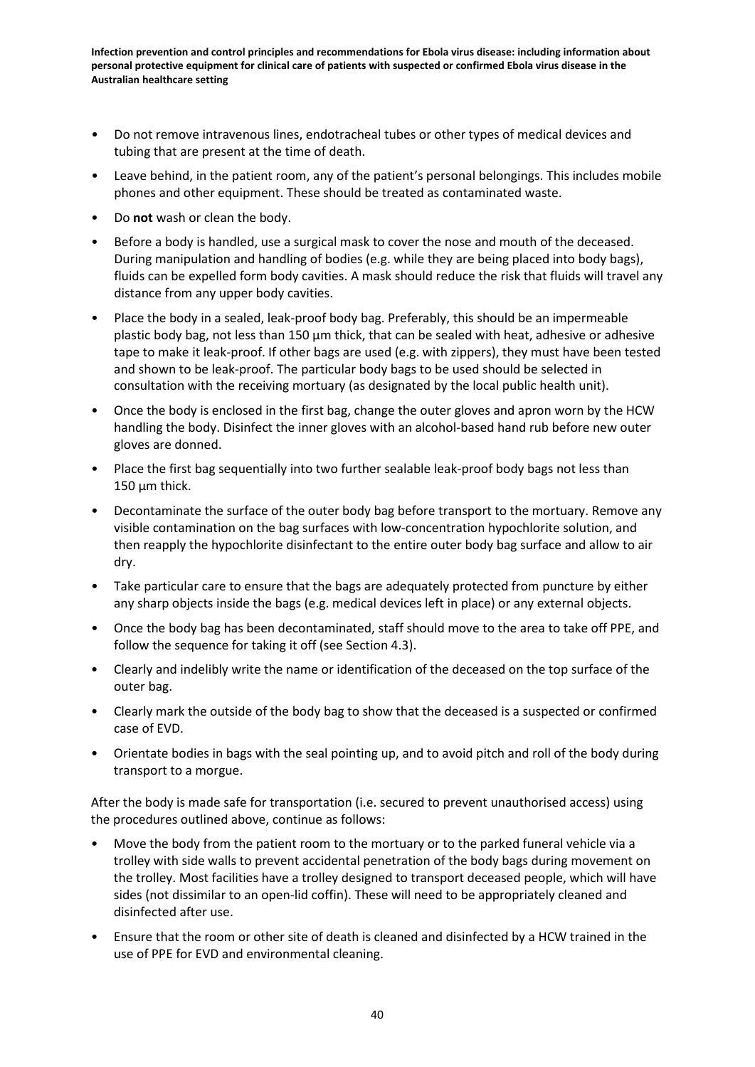- Do not remove intravenous lines, endotracheal tubes or other types of medical devices and tubing that are present at the time of death.
- Leave behind, in the patient room, any of the patient's personal belongings. This includes mobile phones and other equipment. These should be treated as contaminated waste.
- Do **not** wash or clean the body.
- Before a body is handled, use a surgical mask to cover the nose and mouth of the deceased. During manipulation and handling of bodies (e.g. while they are being placed into body bags), fluids can be expelled form body cavities. A mask should reduce the risk that fluids will travel any distance from any upper body cavities.
- Place the body in a sealed, leak-proof body bag. Preferably, this should be an impermeable plastic body bag, not less than 150 µm thick, that can be sealed with heat, adhesive or adhesive tape to make it leak-proof. If other bags are used (e.g. with zippers), they must have been tested and shown to be leak-proof. The particular body bags to be used should be selected in consultation with the receiving mortuary (as designated by the local public health unit).
- Once the body is enclosed in the first bag, change the outer gloves and apron worn by the HCW handling the body. Disinfect the inner gloves with an alcohol-based hand rub before new outer gloves are donned.
- Place the first bag sequentially into two further sealable leak-proof body bags not less than 150 µm thick.
- Decontaminate the surface of the outer body bag before transport to the mortuary. Remove any visible contamination on the bag surfaces with low-concentration hypochlorite solution, and then reapply the hypochlorite disinfectant to the entire outer body bag surface and allow to air dry.
- Take particular care to ensure that the bags are adequately protected from puncture by either any sharp objects inside the bags (e.g. medical devices left in place) or any external objects.
- Once the body bag has been decontaminated, staff should move to the area to take off PPE, and follow the sequence for taking it off (see Section 4.3).
- Clearly and indelibly write the name or identification of the deceased on the top surface of the outer bag.
- Clearly mark the outside of the body bag to show that the deceased is a suspected or confirmed case of EVD.
- Orientate bodies in bags with the seal pointing up, and to avoid pitch and roll of the body during transport to a morgue.

After the body is made safe for transportation (i.e. secured to prevent unauthorised access) using the procedures outlined above, continue as follows:

- Move the body from the patient room to the mortuary or to the parked funeral vehicle via a trolley with side walls to prevent accidental penetration of the body bags during movement on the trolley. Most facilities have a trolley designed to transport deceased people, which will have sides (not dissimilar to an open-lid coffin). These will need to be appropriately cleaned and disinfected after use.
- Ensure that the room or other site of death is cleaned and disinfected by a HCW trained in the use of PPE for EVD and environmental cleaning.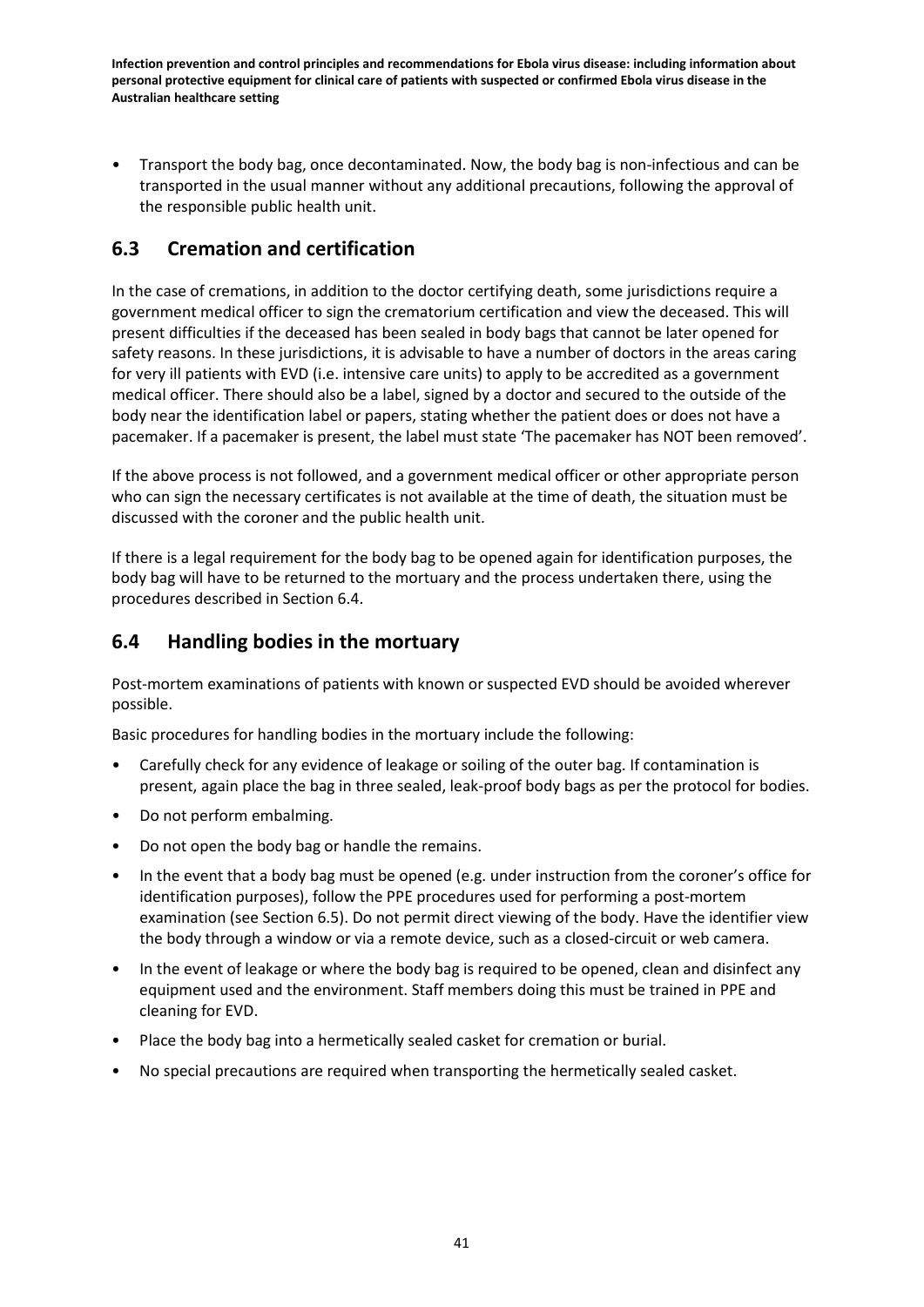- Transport the body bag, once decontaminated. Now, the body bag is non-infectious and can be transported in the usual manner without any additional precautions, following the approval of the responsible public health unit.

## 6.3 Cremation and certification

In the case of cremations, in addition to the doctor certifying death, some jurisdictions require a government medical officer to sign the crematorium certification and view the deceased. This will present difficulties if the deceased has been sealed in body bags that cannot be later opened for safety reasons. In these jurisdictions, it is advisable to have a number of doctors in the areas caring for very ill patients with EVD (i.e. intensive care units) to apply to be accredited as a government medical officer. There should also be a label, signed by a doctor and secured to the outside of the body near the identification label or papers, stating whether the patient does or does not have a pacemaker. If a pacemaker is present, the label must state 'The pacemaker has NOT been removed'.

If the above process is not followed, and a government medical officer or other appropriate person who can sign the necessary certificates is not available at the time of death, the situation must be discussed with the coroner and the public health unit.

If there is a legal requirement for the body bag to be opened again for identification purposes, the body bag will have to be returned to the mortuary and the process undertaken there, using the procedures described in Section 6.4.

## 6.4 Handling bodies in the mortuary

Post-mortem examinations of patients with known or suspected EVD should be avoided wherever possible.

Basic procedures for handling bodies in the mortuary include the following:

- Carefully check for any evidence of leakage or soiling of the outer bag. If contamination is present, again place the bag in three sealed, leak-proof body bags as per the protocol for bodies.
- Do not perform embalming.
- Do not open the body bag or handle the remains.
- In the event that a body bag must be opened (e.g. under instruction from the coroner's office for identification purposes), follow the PPE procedures used for performing a post-mortem examination (see Section 6.5). Do not permit direct viewing of the body. Have the identifier view the body through a window or via a remote device, such as a closed-circuit or web camera.
- In the event of leakage or where the body bag is required to be opened, clean and disinfect any equipment used and the environment. Staff members doing this must be trained in PPE and cleaning for EVD.
- Place the body bag into a hermetically sealed casket for cremation or burial.
- No special precautions are required when transporting the hermetically sealed casket.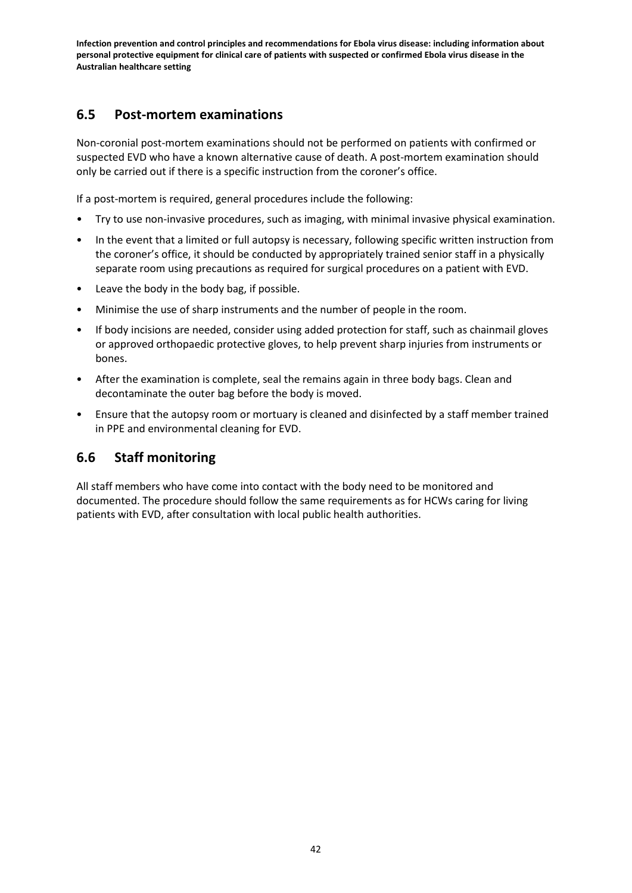## 6.5 Post-mortem examinations

Non-coronial post-mortem examinations should not be performed on patients with confirmed or suspected EVD who have a known alternative cause of death. A post-mortem examination should only be carried out if there is a specific instruction from the coroner's office.

If a post-mortem is required, general procedures include the following:

- Try to use non-invasive procedures, such as imaging, with minimal invasive physical examination.
- In the event that a limited or full autopsy is necessary, following specific written instruction from the coroner's office, it should be conducted by appropriately trained senior staff in a physically separate room using precautions as required for surgical procedures on a patient with EVD.
- Leave the body in the body bag, if possible.
- Minimise the use of sharp instruments and the number of people in the room.
- If body incisions are needed, consider using added protection for staff, such as chainmail gloves or approved orthopaedic protective gloves, to help prevent sharp injuries from instruments or bones.
- After the examination is complete, seal the remains again in three body bags. Clean and decontaminate the outer bag before the body is moved.
- Ensure that the autopsy room or mortuary is cleaned and disinfected by a staff member trained in PPE and environmental cleaning for EVD.

## 6.6 Staff monitoring

All staff members who have come into contact with the body need to be monitored and documented. The procedure should follow the same requirements as for HCWs caring for living patients with EVD, after consultation with local public health authorities.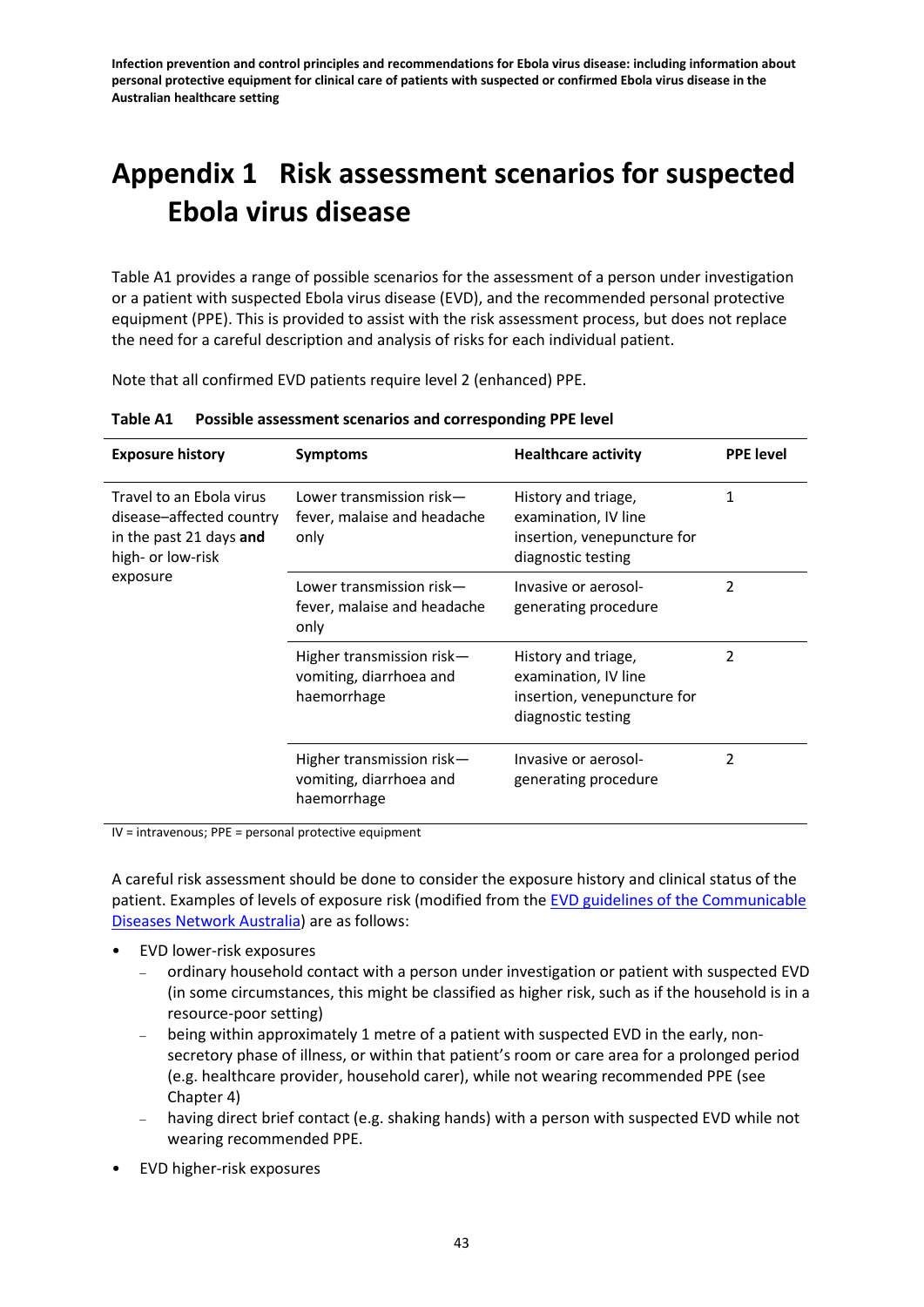# Appendix 1 Risk assessment scenarios for suspected Ebola virus disease

Table A1 provides a range of possible scenarios for the assessment of a person under investigation or a patient with suspected Ebola virus disease (EVD), and the recommended personal protective equipment (PPE). This is provided to assist with the risk assessment process, but does not replace the need for a careful description and analysis of risks for each individual patient.

Note that all confirmed EVD patients require level 2 (enhanced) PPE.

**Table A1 Possible assessment scenarios and corresponding PPE level**

| Exposure history | Symptoms | Healthcare activity | PPE level |
|---|---|---|---|
| Travel to an Ebola virus disease–affected country in the past 21 days **and** high- or low-risk exposure | Lower transmission risk—fever, malaise and headache only | History and triage, examination, IV line insertion, venepuncture for diagnostic testing | 1 |
| | Lower transmission risk—fever, malaise and headache only | Invasive or aerosol-generating procedure | 2 |
| | Higher transmission risk—vomiting, diarrhoea and haemorrhage | History and triage, examination, IV line insertion, venepuncture for diagnostic testing | 2 |
| | Higher transmission risk—vomiting, diarrhoea and haemorrhage | Invasive or aerosol-generating procedure | 2 |

IV = intravenous; PPE = personal protective equipment

A careful risk assessment should be done to consider the exposure history and clinical status of the patient. Examples of levels of exposure risk (modified from the EVD guidelines of the Communicable Diseases Network Australia) are as follows:

- EVD lower-risk exposures
  - ordinary household contact with a person under investigation or patient with suspected EVD (in some circumstances, this might be classified as higher risk, such as if the household is in a resource-poor setting)
  - being within approximately 1 metre of a patient with suspected EVD in the early, non-secretory phase of illness, or within that patient's room or care area for a prolonged period (e.g. healthcare provider, household carer), while not wearing recommended PPE (see Chapter 4)
  - having direct brief contact (e.g. shaking hands) with a person with suspected EVD while not wearing recommended PPE.
- EVD higher-risk exposures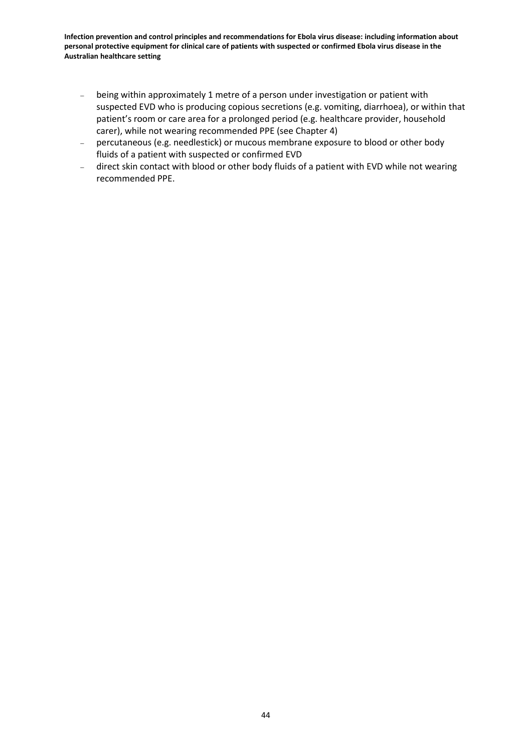- being within approximately 1 metre of a person under investigation or patient with suspected EVD who is producing copious secretions (e.g. vomiting, diarrhoea), or within that patient's room or care area for a prolonged period (e.g. healthcare provider, household carer), while not wearing recommended PPE (see Chapter 4)
- percutaneous (e.g. needlestick) or mucous membrane exposure to blood or other body fluids of a patient with suspected or confirmed EVD
- direct skin contact with blood or other body fluids of a patient with EVD while not wearing recommended PPE.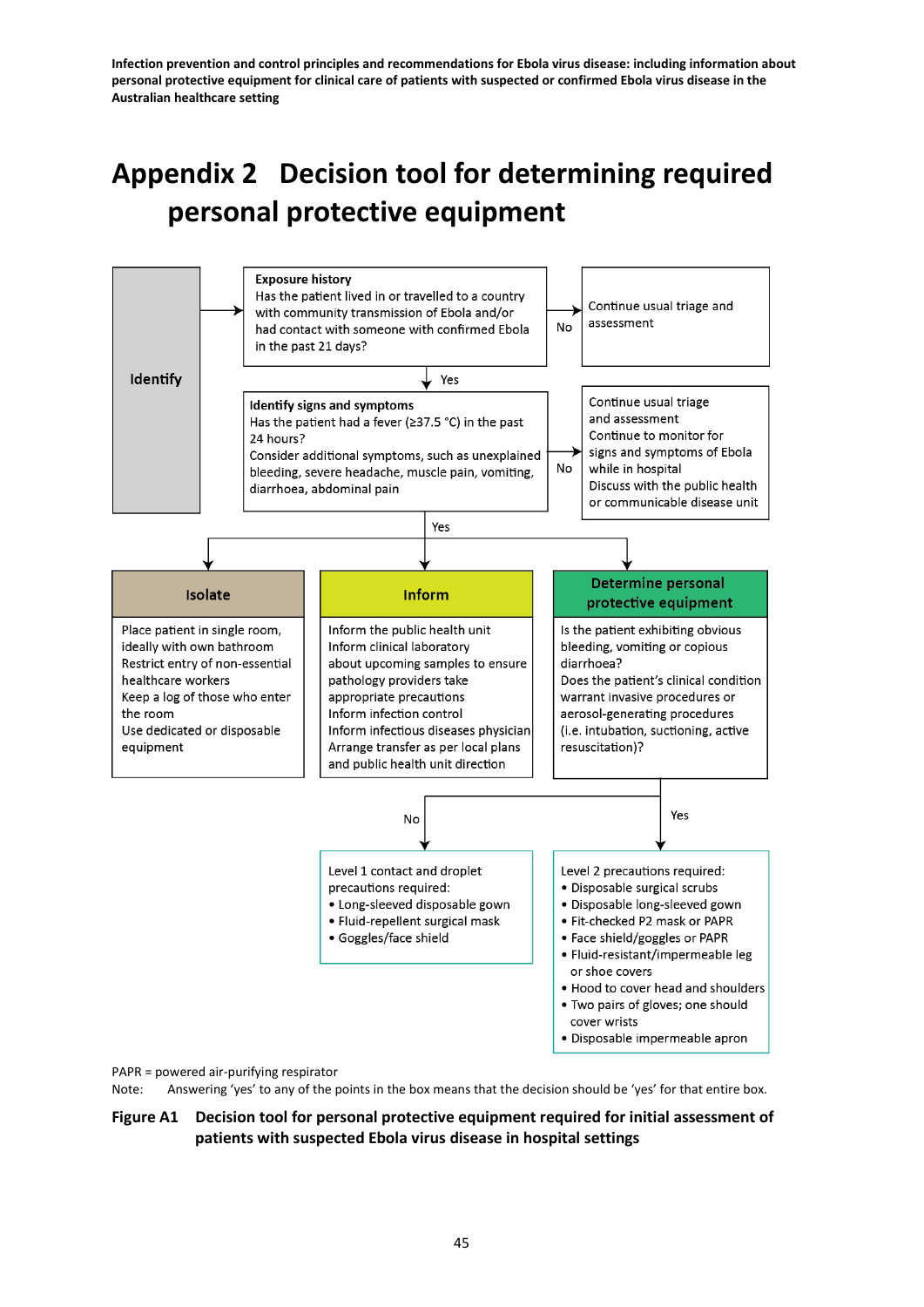# Appendix 2 Decision tool for determining required personal protective equipment

**Identify**

**Exposure history**
Has the patient lived in or travelled to a country with community transmission of Ebola and/or had contact with someone with confirmed Ebola in the past 21 days?

- No → Continue usual triage and assessment
- Yes ↓

**Identify signs and symptoms**
Has the patient had a fever (≥37.5 °C) in the past 24 hours?
Consider additional symptoms, such as unexplained bleeding, severe headache, muscle pain, vomiting, diarrhoea, abdominal pain

- No → Continue usual triage and assessment
  Continue to monitor for signs and symptoms of Ebola while in hospital
  Discuss with the public health or communicable disease unit
- Yes ↓

**Isolate**
Place patient in single room, ideally with own bathroom
Restrict entry of non-essential healthcare workers
Keep a log of those who enter the room
Use dedicated or disposable equipment

**Inform**
Inform the public health unit
Inform clinical laboratory about upcoming samples to ensure pathology providers take appropriate precautions
Inform infection control
Inform infectious diseases physician
Arrange transfer as per local plans and public health unit direction

**Determine personal protective equipment**
Is the patient exhibiting obvious bleeding, vomiting or copious diarrhoea?
Does the patient's clinical condition warrant invasive procedures or aerosol-generating procedures (i.e. intubation, suctioning, active resuscitation)?

- No → Level 1 contact and droplet precautions required:
  - Long-sleeved disposable gown
  - Fluid-repellent surgical mask
  - Goggles/face shield
- Yes → Level 2 precautions required:
  - Disposable surgical scrubs
  - Disposable long-sleeved gown
  - Fit-checked P2 mask or PAPR
  - Face shield/goggles or PAPR
  - Fluid-resistant/impermeable leg or shoe covers
  - Hood to cover head and shoulders
  - Two pairs of gloves; one should cover wrists
  - Disposable impermeable apron

PAPR = powered air-purifying respirator
Note: Answering 'yes' to any of the points in the box means that the decision should be 'yes' for that entire box.

**Figure A1 Decision tool for personal protective equipment required for initial assessment of patients with suspected Ebola virus disease in hospital settings**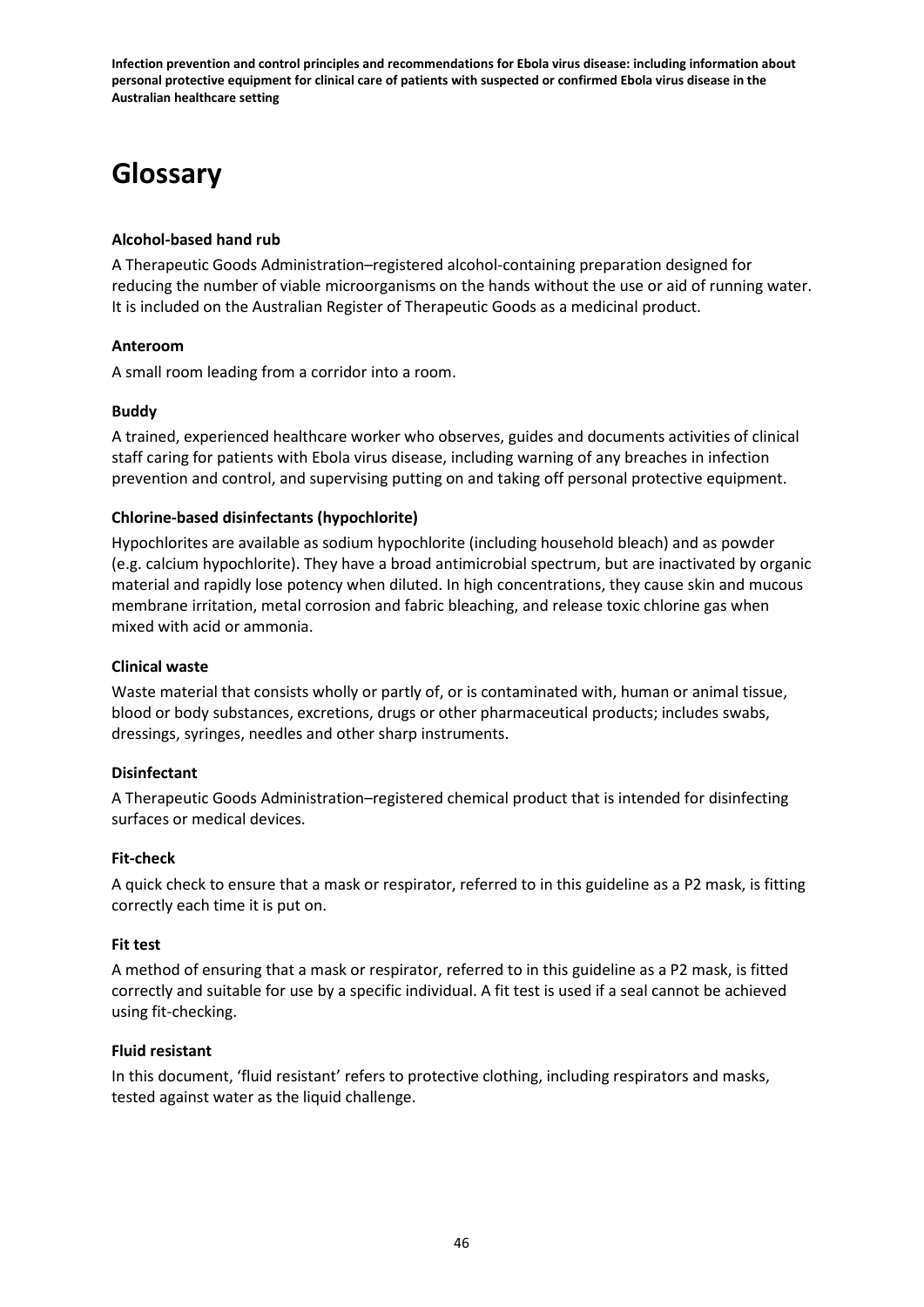# Glossary

**Alcohol-based hand rub**

A Therapeutic Goods Administration–registered alcohol-containing preparation designed for reducing the number of viable microorganisms on the hands without the use or aid of running water. It is included on the Australian Register of Therapeutic Goods as a medicinal product.

**Anteroom**

A small room leading from a corridor into a room.

**Buddy**

A trained, experienced healthcare worker who observes, guides and documents activities of clinical staff caring for patients with Ebola virus disease, including warning of any breaches in infection prevention and control, and supervising putting on and taking off personal protective equipment.

**Chlorine-based disinfectants (hypochlorite)**

Hypochlorites are available as sodium hypochlorite (including household bleach) and as powder (e.g. calcium hypochlorite). They have a broad antimicrobial spectrum, but are inactivated by organic material and rapidly lose potency when diluted. In high concentrations, they cause skin and mucous membrane irritation, metal corrosion and fabric bleaching, and release toxic chlorine gas when mixed with acid or ammonia.

**Clinical waste**

Waste material that consists wholly or partly of, or is contaminated with, human or animal tissue, blood or body substances, excretions, drugs or other pharmaceutical products; includes swabs, dressings, syringes, needles and other sharp instruments.

**Disinfectant**

A Therapeutic Goods Administration–registered chemical product that is intended for disinfecting surfaces or medical devices.

**Fit-check**

A quick check to ensure that a mask or respirator, referred to in this guideline as a P2 mask, is fitting correctly each time it is put on.

**Fit test**

A method of ensuring that a mask or respirator, referred to in this guideline as a P2 mask, is fitted correctly and suitable for use by a specific individual. A fit test is used if a seal cannot be achieved using fit-checking.

**Fluid resistant**

In this document, 'fluid resistant' refers to protective clothing, including respirators and masks, tested against water as the liquid challenge.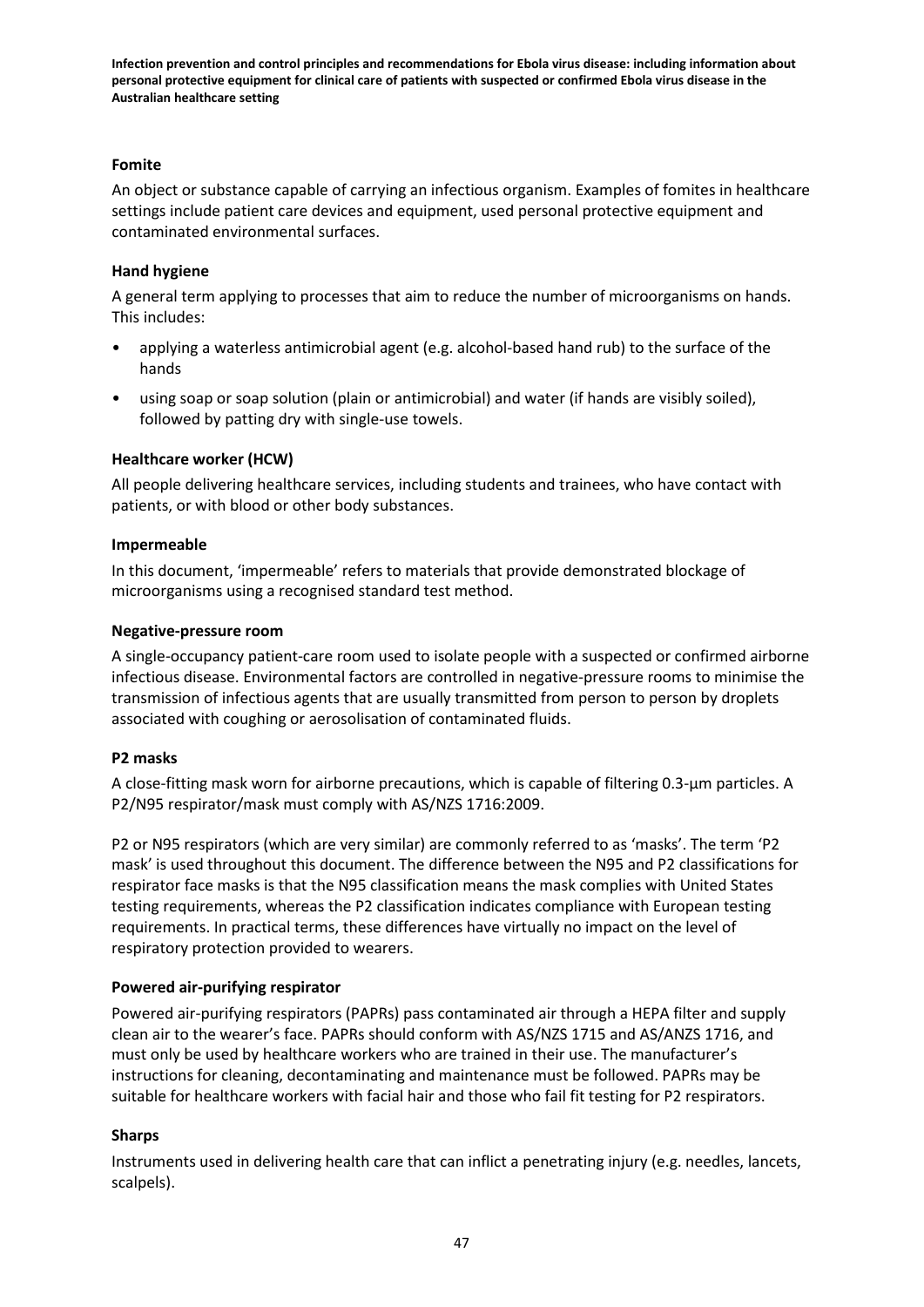**Fomite**

An object or substance capable of carrying an infectious organism. Examples of fomites in healthcare settings include patient care devices and equipment, used personal protective equipment and contaminated environmental surfaces.

**Hand hygiene**

A general term applying to processes that aim to reduce the number of microorganisms on hands. This includes:

- applying a waterless antimicrobial agent (e.g. alcohol-based hand rub) to the surface of the hands
- using soap or soap solution (plain or antimicrobial) and water (if hands are visibly soiled), followed by patting dry with single-use towels.

**Healthcare worker (HCW)**

All people delivering healthcare services, including students and trainees, who have contact with patients, or with blood or other body substances.

**Impermeable**

In this document, 'impermeable' refers to materials that provide demonstrated blockage of microorganisms using a recognised standard test method.

**Negative-pressure room**

A single-occupancy patient-care room used to isolate people with a suspected or confirmed airborne infectious disease. Environmental factors are controlled in negative-pressure rooms to minimise the transmission of infectious agents that are usually transmitted from person to person by droplets associated with coughing or aerosolisation of contaminated fluids.

**P2 masks**

A close-fitting mask worn for airborne precautions, which is capable of filtering 0.3-µm particles. A P2/N95 respirator/mask must comply with AS/NZS 1716:2009.

P2 or N95 respirators (which are very similar) are commonly referred to as 'masks'. The term 'P2 mask' is used throughout this document. The difference between the N95 and P2 classifications for respirator face masks is that the N95 classification means the mask complies with United States testing requirements, whereas the P2 classification indicates compliance with European testing requirements. In practical terms, these differences have virtually no impact on the level of respiratory protection provided to wearers.

**Powered air-purifying respirator**

Powered air-purifying respirators (PAPRs) pass contaminated air through a HEPA filter and supply clean air to the wearer's face. PAPRs should conform with AS/NZS 1715 and AS/ANZS 1716, and must only be used by healthcare workers who are trained in their use. The manufacturer's instructions for cleaning, decontaminating and maintenance must be followed. PAPRs may be suitable for healthcare workers with facial hair and those who fail fit testing for P2 respirators.

**Sharps**

Instruments used in delivering health care that can inflict a penetrating injury (e.g. needles, lancets, scalpels).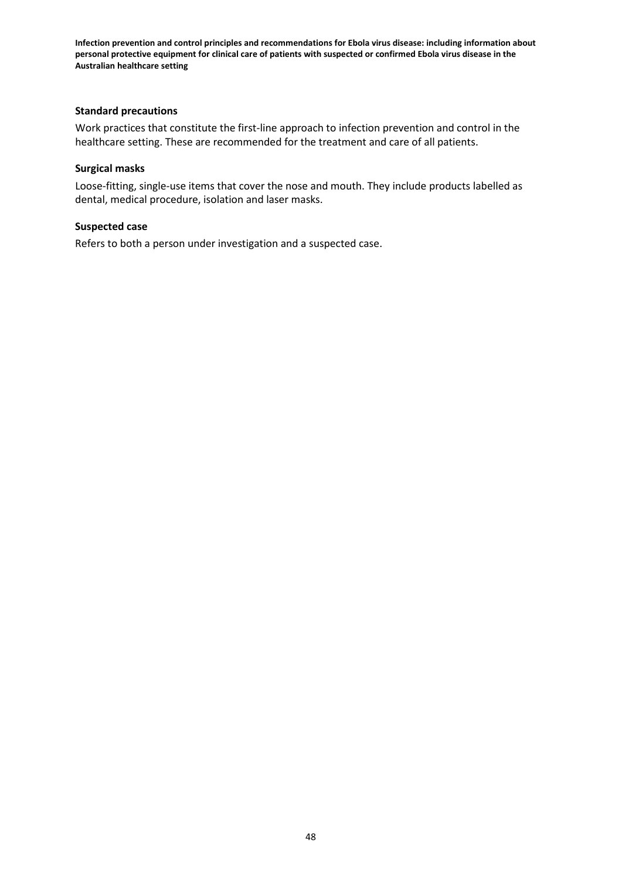**Standard precautions**

Work practices that constitute the first-line approach to infection prevention and control in the healthcare setting. These are recommended for the treatment and care of all patients.

**Surgical masks**

Loose-fitting, single-use items that cover the nose and mouth. They include products labelled as dental, medical procedure, isolation and laser masks.

**Suspected case**

Refers to both a person under investigation and a suspected case.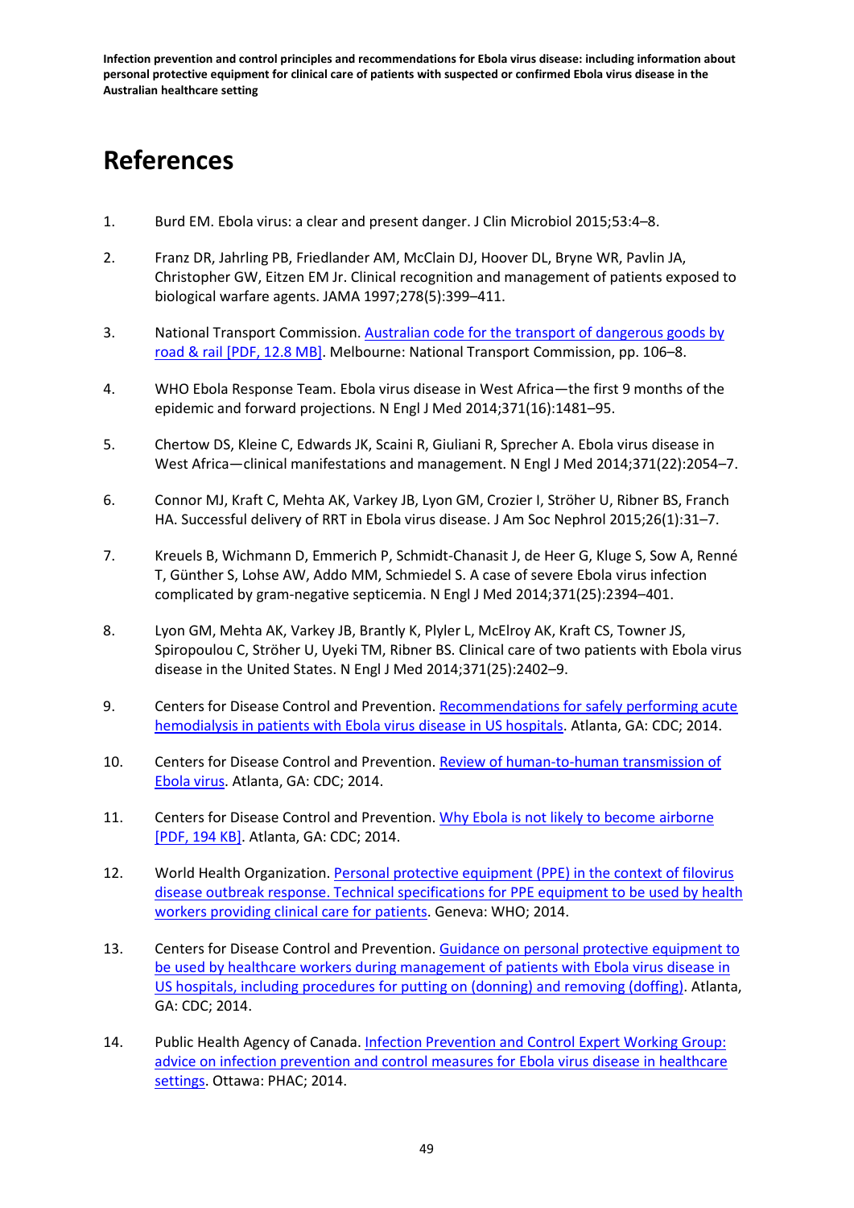# References

1. Burd EM. Ebola virus: a clear and present danger. J Clin Microbiol 2015;53:4–8.

2. Franz DR, Jahrling PB, Friedlander AM, McClain DJ, Hoover DL, Bryne WR, Pavlin JA, Christopher GW, Eitzen EM Jr. Clinical recognition and management of patients exposed to biological warfare agents. JAMA 1997;278(5):399–411.

3. National Transport Commission. Australian code for the transport of dangerous goods by road & rail [PDF, 12.8 MB]. Melbourne: National Transport Commission, pp. 106–8.

4. WHO Ebola Response Team. Ebola virus disease in West Africa—the first 9 months of the epidemic and forward projections. N Engl J Med 2014;371(16):1481–95.

5. Chertow DS, Kleine C, Edwards JK, Scaini R, Giuliani R, Sprecher A. Ebola virus disease in West Africa—clinical manifestations and management. N Engl J Med 2014;371(22):2054–7.

6. Connor MJ, Kraft C, Mehta AK, Varkey JB, Lyon GM, Crozier I, Ströher U, Ribner BS, Franch HA. Successful delivery of RRT in Ebola virus disease. J Am Soc Nephrol 2015;26(1):31–7.

7. Kreuels B, Wichmann D, Emmerich P, Schmidt-Chanasit J, de Heer G, Kluge S, Sow A, Renné T, Günther S, Lohse AW, Addo MM, Schmiedel S. A case of severe Ebola virus infection complicated by gram-negative septicemia. N Engl J Med 2014;371(25):2394–401.

8. Lyon GM, Mehta AK, Varkey JB, Brantly K, Plyler L, McElroy AK, Kraft CS, Towner JS, Spiropoulou C, Ströher U, Uyeki TM, Ribner BS. Clinical care of two patients with Ebola virus disease in the United States. N Engl J Med 2014;371(25):2402–9.

9. Centers for Disease Control and Prevention. Recommendations for safely performing acute hemodialysis in patients with Ebola virus disease in US hospitals. Atlanta, GA: CDC; 2014.

10. Centers for Disease Control and Prevention. Review of human-to-human transmission of Ebola virus. Atlanta, GA: CDC; 2014.

11. Centers for Disease Control and Prevention. Why Ebola is not likely to become airborne [PDF, 194 KB]. Atlanta, GA: CDC; 2014.

12. World Health Organization. Personal protective equipment (PPE) in the context of filovirus disease outbreak response. Technical specifications for PPE equipment to be used by health workers providing clinical care for patients. Geneva: WHO; 2014.

13. Centers for Disease Control and Prevention. Guidance on personal protective equipment to be used by healthcare workers during management of patients with Ebola virus disease in US hospitals, including procedures for putting on (donning) and removing (doffing). Atlanta, GA: CDC; 2014.

14. Public Health Agency of Canada. Infection Prevention and Control Expert Working Group: advice on infection prevention and control measures for Ebola virus disease in healthcare settings. Ottawa: PHAC; 2014.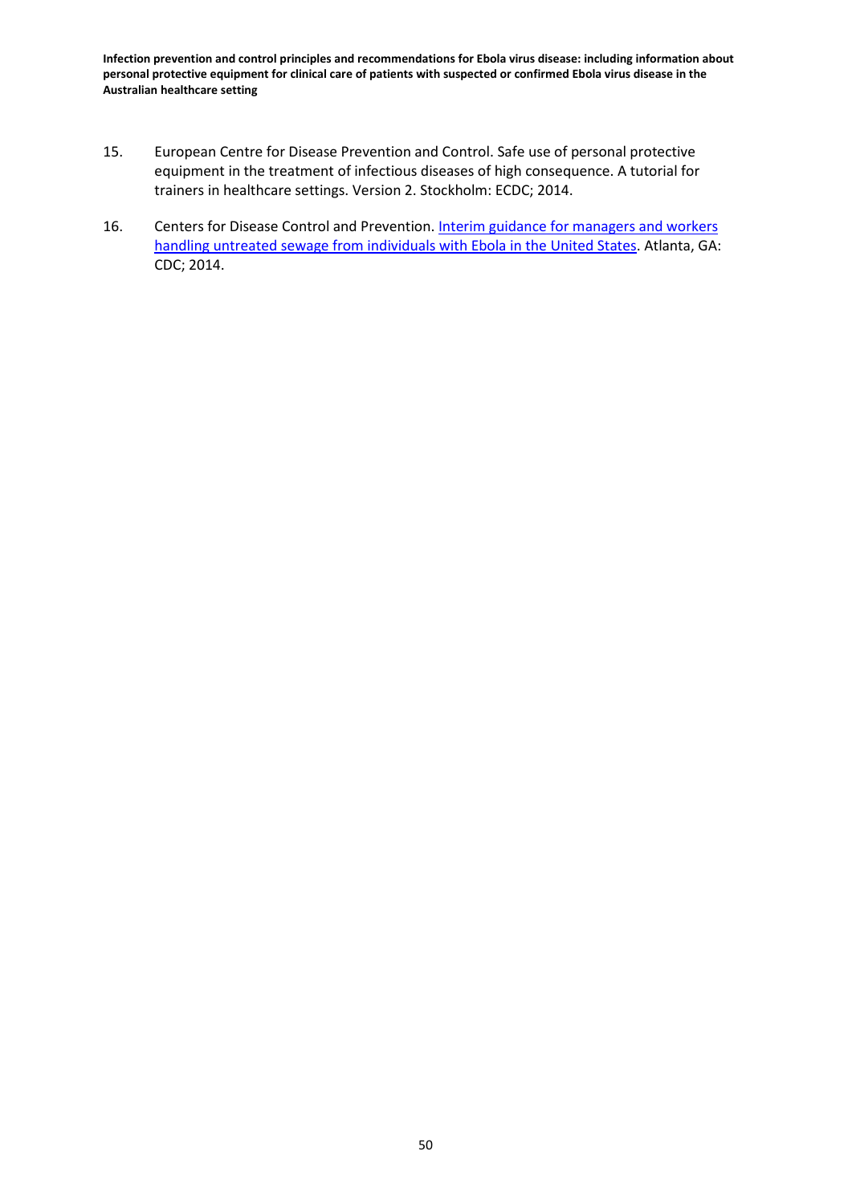15. European Centre for Disease Prevention and Control. Safe use of personal protective equipment in the treatment of infectious diseases of high consequence. A tutorial for trainers in healthcare settings. Version 2. Stockholm: ECDC; 2014.

16. Centers for Disease Control and Prevention. Interim guidance for managers and workers handling untreated sewage from individuals with Ebola in the United States. Atlanta, GA: CDC; 2014.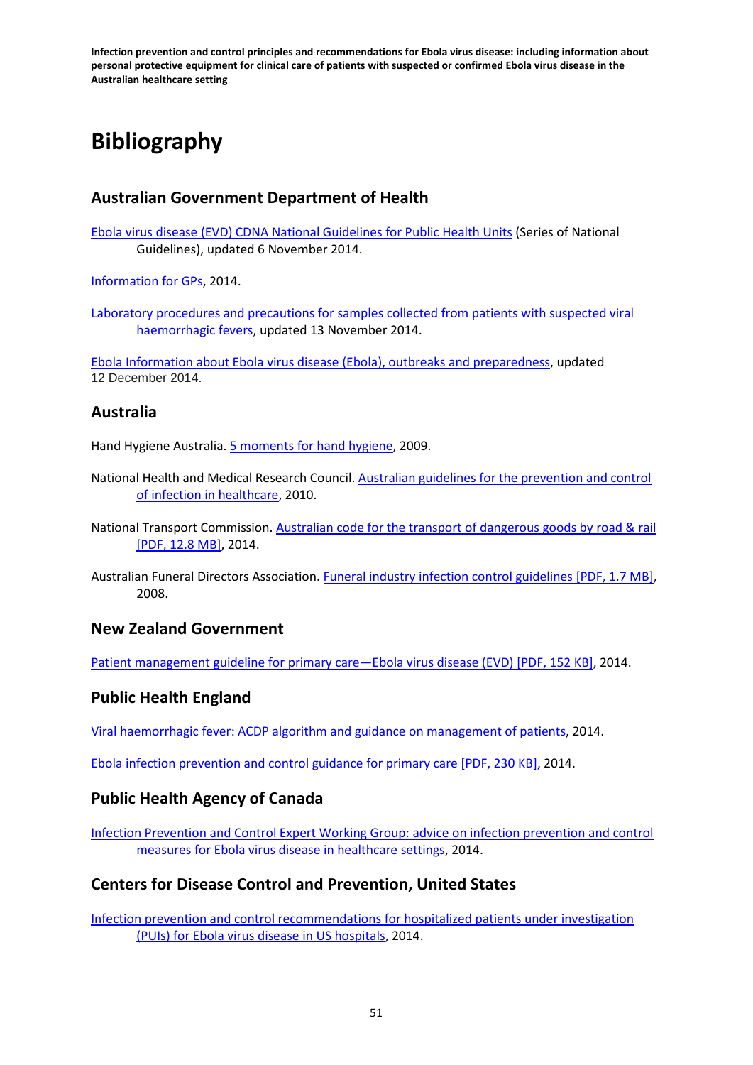# Bibliography

## Australian Government Department of Health

Ebola virus disease (EVD) CDNA National Guidelines for Public Health Units (Series of National Guidelines), updated 6 November 2014.

Information for GPs, 2014.

Laboratory procedures and precautions for samples collected from patients with suspected viral haemorrhagic fevers, updated 13 November 2014.

Ebola Information about Ebola virus disease (Ebola), outbreaks and preparedness, updated 12 December 2014.

## Australia

Hand Hygiene Australia. 5 moments for hand hygiene, 2009.

National Health and Medical Research Council. Australian guidelines for the prevention and control of infection in healthcare, 2010.

National Transport Commission. Australian code for the transport of dangerous goods by road & rail [PDF, 12.8 MB], 2014.

Australian Funeral Directors Association. Funeral industry infection control guidelines [PDF, 1.7 MB], 2008.

## New Zealand Government

Patient management guideline for primary care—Ebola virus disease (EVD) [PDF, 152 KB], 2014.

## Public Health England

Viral haemorrhagic fever: ACDP algorithm and guidance on management of patients, 2014.

Ebola infection prevention and control guidance for primary care [PDF, 230 KB], 2014.

## Public Health Agency of Canada

Infection Prevention and Control Expert Working Group: advice on infection prevention and control measures for Ebola virus disease in healthcare settings, 2014.

## Centers for Disease Control and Prevention, United States

Infection prevention and control recommendations for hospitalized patients under investigation (PUIs) for Ebola virus disease in US hospitals, 2014.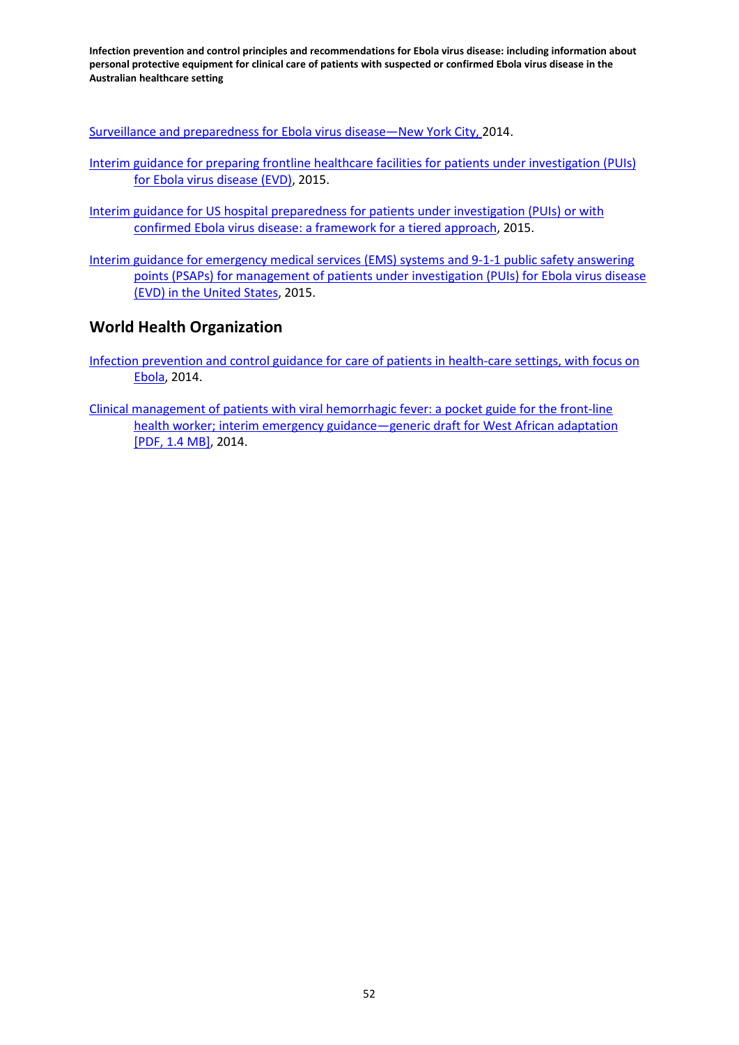Surveillance and preparedness for Ebola virus disease—New York City, 2014.

Interim guidance for preparing frontline healthcare facilities for patients under investigation (PUIs) for Ebola virus disease (EVD), 2015.

Interim guidance for US hospital preparedness for patients under investigation (PUIs) or with confirmed Ebola virus disease: a framework for a tiered approach, 2015.

Interim guidance for emergency medical services (EMS) systems and 9-1-1 public safety answering points (PSAPs) for management of patients under investigation (PUIs) for Ebola virus disease (EVD) in the United States, 2015.

## World Health Organization

Infection prevention and control guidance for care of patients in health-care settings, with focus on Ebola, 2014.

Clinical management of patients with viral hemorrhagic fever: a pocket guide for the front-line health worker; interim emergency guidance—generic draft for West African adaptation [PDF, 1.4 MB], 2014.